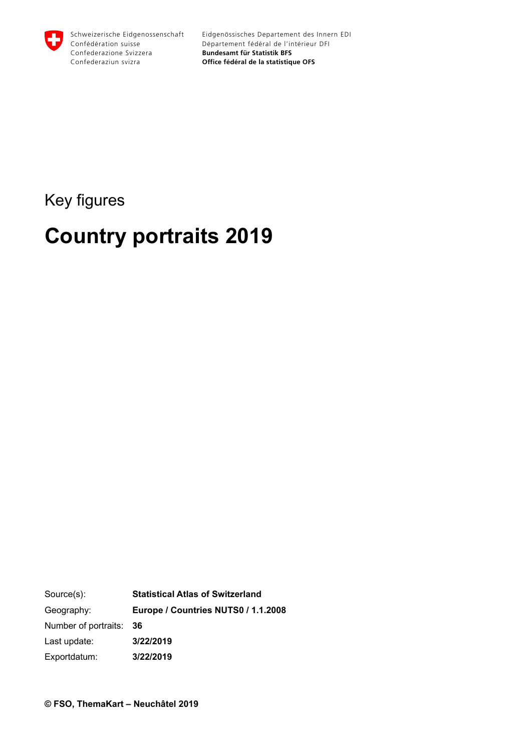Schweizerische Eidgenossenschaft
Confédération suisse
Confederazione Svizzera
Confederaziun svizra

Eidgenössisches Departement des Innern EDI
Département fédéral de l'intérieur DFI
**Bundesamt für Statistik BFS**
**Office fédéral de la statistique OFS**

Key figures

# Country portraits 2019

| | |
|---|---|
| Source(s): | **Statistical Atlas of Switzerland** |
| Geography: | **Europe / Countries NUTS0 / 1.1.2008** |
| Number of portraits: | **36** |
| Last update: | **3/22/2019** |
| Exportdatum: | **3/22/2019** |

**© FSO, ThemaKart – Neuchâtel 2019**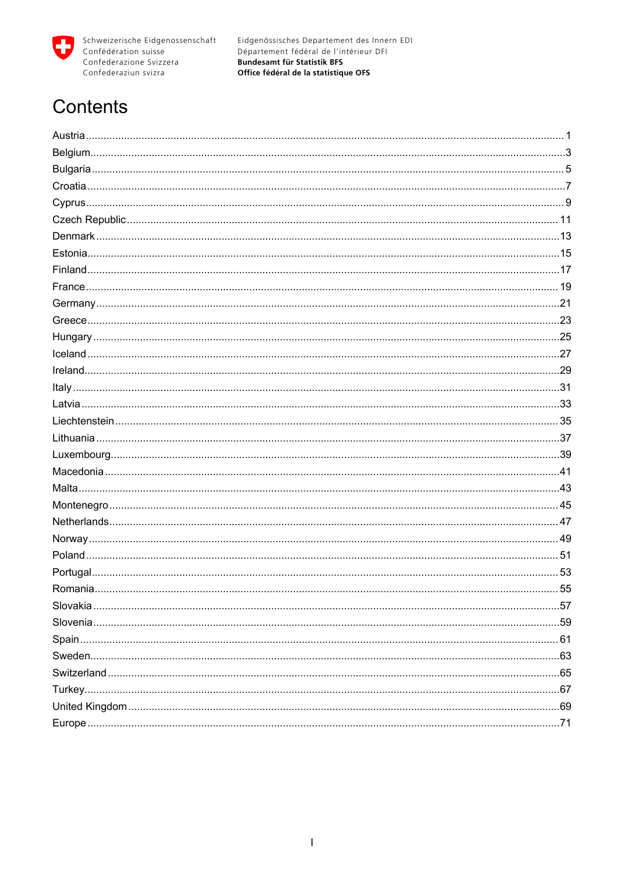Schweizerische Eidgenossenschaft
Confédération suisse
Confederazione Svizzera
Confederaziun svizra

Eidgenössisches Departement des Innern EDI
Département fédéral de l'intérieur DFI
**Bundesamt für Statistik BFS**
**Office fédéral de la statistique OFS**

# Contents

Austria ........ 1
Belgium ........ 3
Bulgaria ........ 5
Croatia ........ 7
Cyprus ........ 9
Czech Republic ........ 11
Denmark ........ 13
Estonia ........ 15
Finland ........ 17
France ........ 19
Germany ........ 21
Greece ........ 23
Hungary ........ 25
Iceland ........ 27
Ireland ........ 29
Italy ........ 31
Latvia ........ 33
Liechtenstein ........ 35
Lithuania ........ 37
Luxembourg ........ 39
Macedonia ........ 41
Malta ........ 43
Montenegro ........ 45
Netherlands ........ 47
Norway ........ 49
Poland ........ 51
Portugal ........ 53
Romania ........ 55
Slovakia ........ 57
Slovenia ........ 59
Spain ........ 61
Sweden ........ 63
Switzerland ........ 65
Turkey ........ 67
United Kingdom ........ 69
Europe ........ 71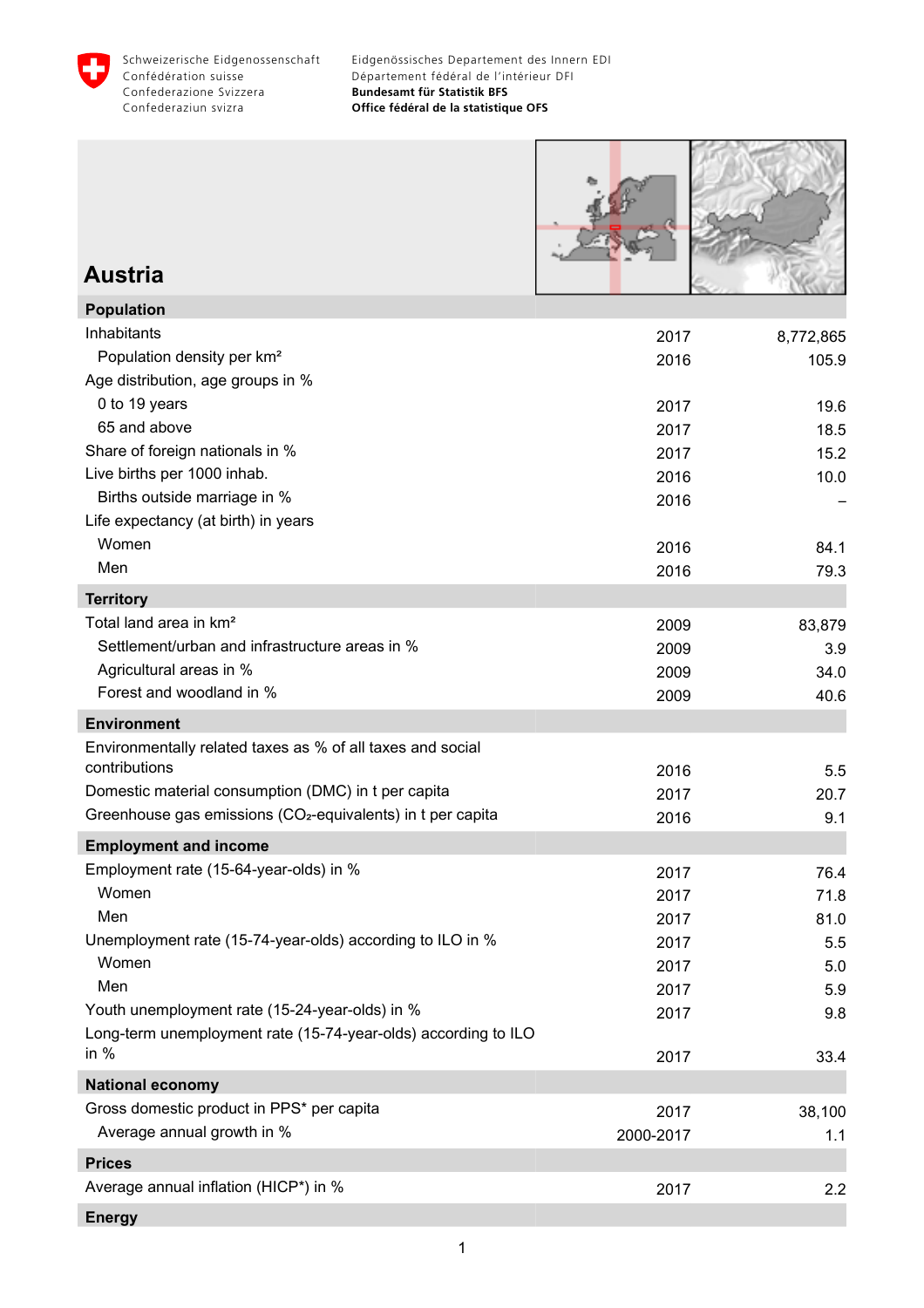Schweizerische Eidgenossenschaft
Confédération suisse
Confederazione Svizzera
Confederaziun svizra

Eidgenössisches Departement des Innern EDI
Département fédéral de l'intérieur DFI
**Bundesamt für Statistik BFS**
**Office fédéral de la statistique OFS**

# Austria

| **Population** | | |
|---|---|---|
| Inhabitants | 2017 | 8,772,865 |
| Population density per km² | 2016 | 105.9 |
| Age distribution, age groups in % | | |
| 0 to 19 years | 2017 | 19.6 |
| 65 and above | 2017 | 18.5 |
| Share of foreign nationals in % | 2017 | 15.2 |
| Live births per 1000 inhab. | 2016 | 10.0 |
| Births outside marriage in % | 2016 | – |
| Life expectancy (at birth) in years | | |
| Women | 2016 | 84.1 |
| Men | 2016 | 79.3 |
| **Territory** | | |
| Total land area in km² | 2009 | 83,879 |
| Settlement/urban and infrastructure areas in % | 2009 | 3.9 |
| Agricultural areas in % | 2009 | 34.0 |
| Forest and woodland in % | 2009 | 40.6 |
| **Environment** | | |
| Environmentally related taxes as % of all taxes and social contributions | 2016 | 5.5 |
| Domestic material consumption (DMC) in t per capita | 2017 | 20.7 |
| Greenhouse gas emissions ($CO_2$-equivalents) in t per capita | 2016 | 9.1 |
| **Employment and income** | | |
| Employment rate (15-64-year-olds) in % | 2017 | 76.4 |
| Women | 2017 | 71.8 |
| Men | 2017 | 81.0 |
| Unemployment rate (15-74-year-olds) according to ILO in % | 2017 | 5.5 |
| Women | 2017 | 5.0 |
| Men | 2017 | 5.9 |
| Youth unemployment rate (15-24-year-olds) in % | 2017 | 9.8 |
| Long-term unemployment rate (15-74-year-olds) according to ILO in % | 2017 | 33.4 |
| **National economy** | | |
| Gross domestic product in PPS* per capita | 2017 | 38,100 |
| Average annual growth in % | 2000-2017 | 1.1 |
| **Prices** | | |
| Average annual inflation (HICP*) in % | 2017 | 2.2 |
| **Energy** | | |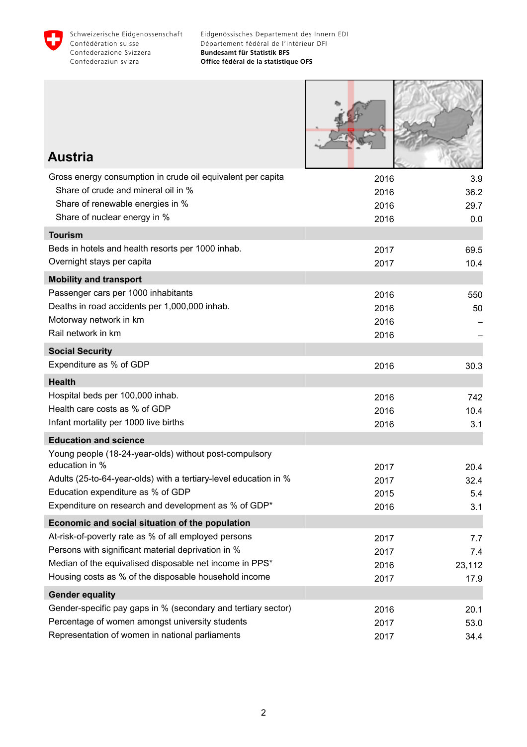# Austria

| | | |
|---|---|---|
| Gross energy consumption in crude oil equivalent per capita | 2016 | 3.9 |
| Share of crude and mineral oil in % | 2016 | 36.2 |
| Share of renewable energies in % | 2016 | 29.7 |
| Share of nuclear energy in % | 2016 | 0.0 |
| **Tourism** | | |
| Beds in hotels and health resorts per 1000 inhab. | 2017 | 69.5 |
| Overnight stays per capita | 2017 | 10.4 |
| **Mobility and transport** | | |
| Passenger cars per 1000 inhabitants | 2016 | 550 |
| Deaths in road accidents per 1,000,000 inhab. | 2016 | 50 |
| Motorway network in km | 2016 | – |
| Rail network in km | 2016 | – |
| **Social Security** | | |
| Expenditure as % of GDP | 2016 | 30.3 |
| **Health** | | |
| Hospital beds per 100,000 inhab. | 2016 | 742 |
| Health care costs as % of GDP | 2016 | 10.4 |
| Infant mortality per 1000 live births | 2016 | 3.1 |
| **Education and science** | | |
| Young people (18-24-year-olds) without post-compulsory education in % | 2017 | 20.4 |
| Adults (25-to-64-year-olds) with a tertiary-level education in % | 2017 | 32.4 |
| Education expenditure as % of GDP | 2015 | 5.4 |
| Expenditure on research and development as % of GDP* | 2016 | 3.1 |
| **Economic and social situation of the population** | | |
| At-risk-of-poverty rate as % of all employed persons | 2017 | 7.7 |
| Persons with significant material deprivation in % | 2017 | 7.4 |
| Median of the equivalised disposable net income in PPS* | 2016 | 23,112 |
| Housing costs as % of the disposable household income | 2017 | 17.9 |
| **Gender equality** | | |
| Gender-specific pay gaps in % (secondary and tertiary sector) | 2016 | 20.1 |
| Percentage of women amongst university students | 2017 | 53.0 |
| Representation of women in national parliaments | 2017 | 34.4 |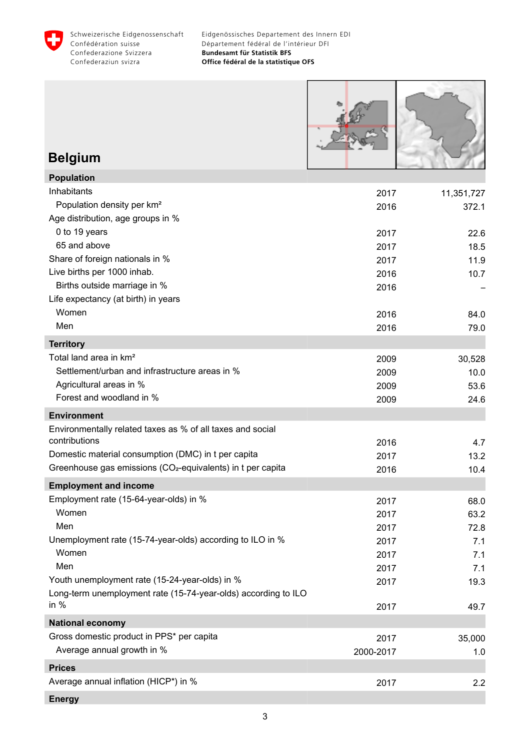# Belgium

| | | |
|---|---|---|
| **Population** | | |
| Inhabitants | 2017 | 11,351,727 |
| Population density per km² | 2016 | 372.1 |
| Age distribution, age groups in % | | |
| 0 to 19 years | 2017 | 22.6 |
| 65 and above | 2017 | 18.5 |
| Share of foreign nationals in % | 2017 | 11.9 |
| Live births per 1000 inhab. | 2016 | 10.7 |
| Births outside marriage in % | 2016 | – |
| Life expectancy (at birth) in years | | |
| Women | 2016 | 84.0 |
| Men | 2016 | 79.0 |
| **Territory** | | |
| Total land area in km² | 2009 | 30,528 |
| Settlement/urban and infrastructure areas in % | 2009 | 10.0 |
| Agricultural areas in % | 2009 | 53.6 |
| Forest and woodland in % | 2009 | 24.6 |
| **Environment** | | |
| Environmentally related taxes as % of all taxes and social contributions | 2016 | 4.7 |
| Domestic material consumption (DMC) in t per capita | 2017 | 13.2 |
| Greenhouse gas emissions ($CO_2$-equivalents) in t per capita | 2016 | 10.4 |
| **Employment and income** | | |
| Employment rate (15-64-year-olds) in % | 2017 | 68.0 |
| Women | 2017 | 63.2 |
| Men | 2017 | 72.8 |
| Unemployment rate (15-74-year-olds) according to ILO in % | 2017 | 7.1 |
| Women | 2017 | 7.1 |
| Men | 2017 | 7.1 |
| Youth unemployment rate (15-24-year-olds) in % | 2017 | 19.3 |
| Long-term unemployment rate (15-74-year-olds) according to ILO in % | 2017 | 49.7 |
| **National economy** | | |
| Gross domestic product in PPS* per capita | 2017 | 35,000 |
| Average annual growth in % | 2000-2017 | 1.0 |
| **Prices** | | |
| Average annual inflation (HICP*) in % | 2017 | 2.2 |
| **Energy** | | |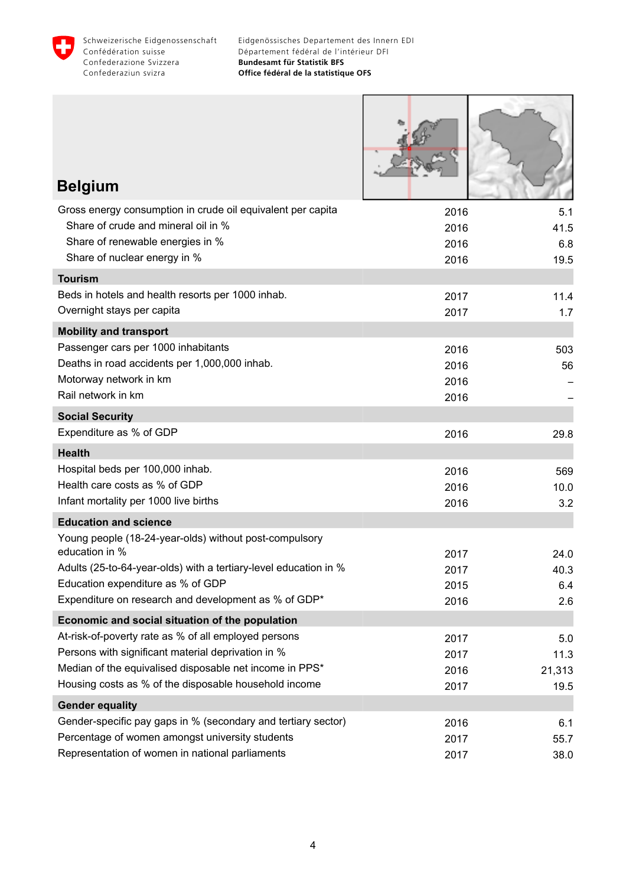## Belgium

| | | |
|---|---|---|
| Gross energy consumption in crude oil equivalent per capita | 2016 | 5.1 |
| Share of crude and mineral oil in % | 2016 | 41.5 |
| Share of renewable energies in % | 2016 | 6.8 |
| Share of nuclear energy in % | 2016 | 19.5 |
| **Tourism** | | |
| Beds in hotels and health resorts per 1000 inhab. | 2017 | 11.4 |
| Overnight stays per capita | 2017 | 1.7 |
| **Mobility and transport** | | |
| Passenger cars per 1000 inhabitants | 2016 | 503 |
| Deaths in road accidents per 1,000,000 inhab. | 2016 | 56 |
| Motorway network in km | 2016 | – |
| Rail network in km | 2016 | – |
| **Social Security** | | |
| Expenditure as % of GDP | 2016 | 29.8 |
| **Health** | | |
| Hospital beds per 100,000 inhab. | 2016 | 569 |
| Health care costs as % of GDP | 2016 | 10.0 |
| Infant mortality per 1000 live births | 2016 | 3.2 |
| **Education and science** | | |
| Young people (18-24-year-olds) without post-compulsory education in % | 2017 | 24.0 |
| Adults (25-to-64-year-olds) with a tertiary-level education in % | 2017 | 40.3 |
| Education expenditure as % of GDP | 2015 | 6.4 |
| Expenditure on research and development as % of GDP* | 2016 | 2.6 |
| **Economic and social situation of the population** | | |
| At-risk-of-poverty rate as % of all employed persons | 2017 | 5.0 |
| Persons with significant material deprivation in % | 2017 | 11.3 |
| Median of the equivalised disposable net income in PPS* | 2016 | 21,313 |
| Housing costs as % of the disposable household income | 2017 | 19.5 |
| **Gender equality** | | |
| Gender-specific pay gaps in % (secondary and tertiary sector) | 2016 | 6.1 |
| Percentage of women amongst university students | 2017 | 55.7 |
| Representation of women in national parliaments | 2017 | 38.0 |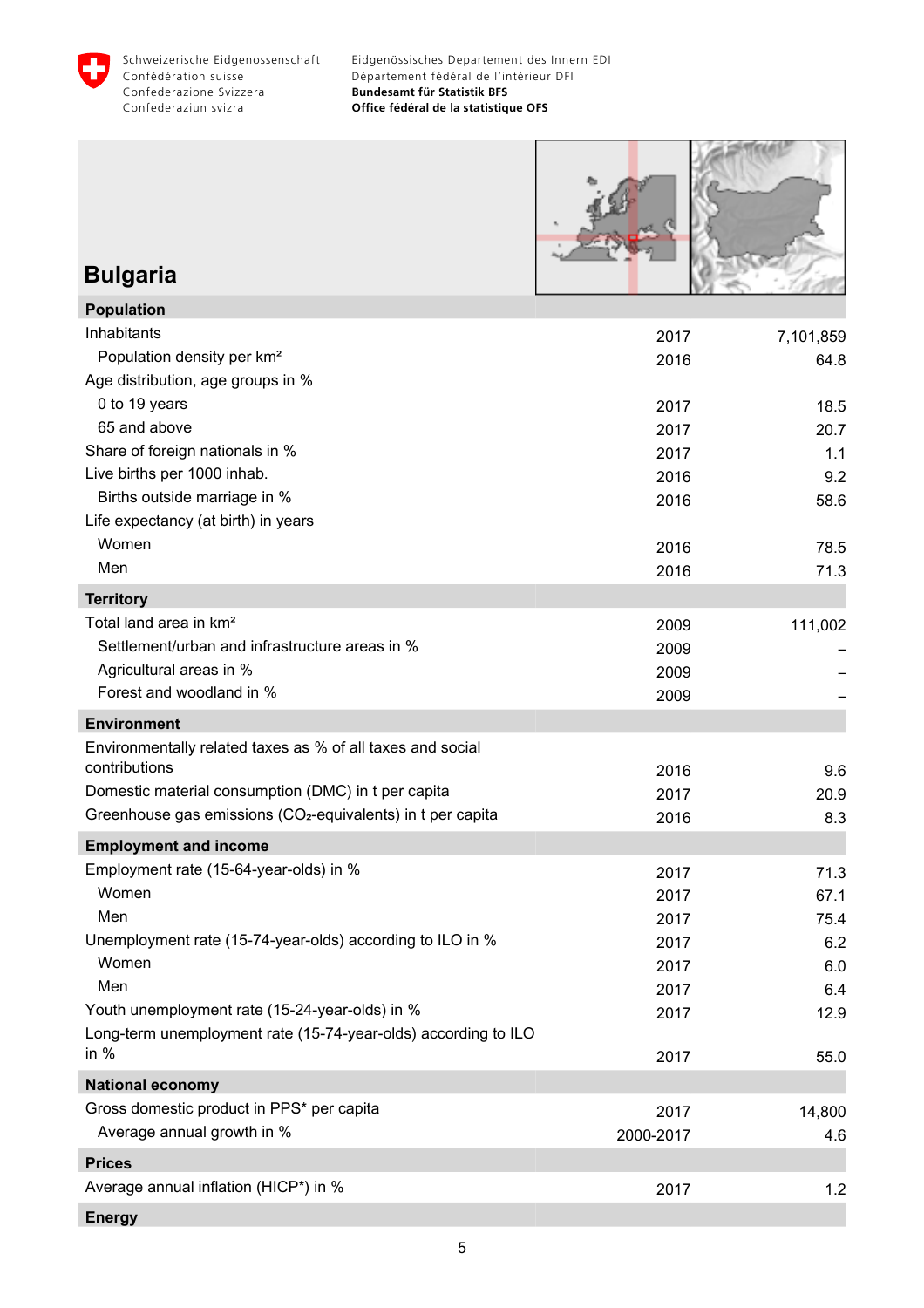# Bulgaria

| Population | | |
|---|---|---|
| Inhabitants | 2017 | 7,101,859 |
| Population density per km² | 2016 | 64.8 |
| Age distribution, age groups in % | | |
| 0 to 19 years | 2017 | 18.5 |
| 65 and above | 2017 | 20.7 |
| Share of foreign nationals in % | 2017 | 1.1 |
| Live births per 1000 inhab. | 2016 | 9.2 |
| Births outside marriage in % | 2016 | 58.6 |
| Life expectancy (at birth) in years | | |
| Women | 2016 | 78.5 |
| Men | 2016 | 71.3 |
| **Territory** | | |
| Total land area in km² | 2009 | 111,002 |
| Settlement/urban and infrastructure areas in % | 2009 | – |
| Agricultural areas in % | 2009 | – |
| Forest and woodland in % | 2009 | – |
| **Environment** | | |
| Environmentally related taxes as % of all taxes and social contributions | 2016 | 9.6 |
| Domestic material consumption (DMC) in t per capita | 2017 | 20.9 |
| Greenhouse gas emissions ($CO_2$-equivalents) in t per capita | 2016 | 8.3 |
| **Employment and income** | | |
| Employment rate (15-64-year-olds) in % | 2017 | 71.3 |
| Women | 2017 | 67.1 |
| Men | 2017 | 75.4 |
| Unemployment rate (15-74-year-olds) according to ILO in % | 2017 | 6.2 |
| Women | 2017 | 6.0 |
| Men | 2017 | 6.4 |
| Youth unemployment rate (15-24-year-olds) in % | 2017 | 12.9 |
| Long-term unemployment rate (15-74-year-olds) according to ILO in % | 2017 | 55.0 |
| **National economy** | | |
| Gross domestic product in PPS* per capita | 2017 | 14,800 |
| Average annual growth in % | 2000-2017 | 4.6 |
| **Prices** | | |
| Average annual inflation (HICP*) in % | 2017 | 1.2 |
| **Energy** | | |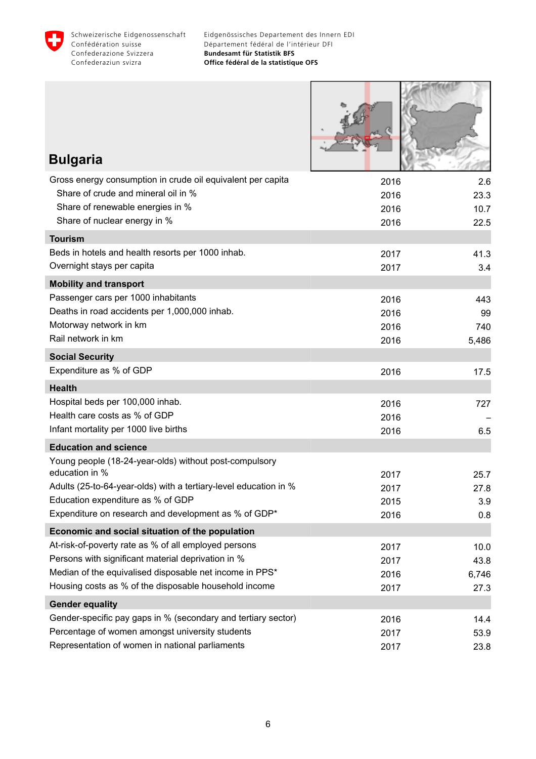# Bulgaria

| | | |
|---|---|---|
| Gross energy consumption in crude oil equivalent per capita | 2016 | 2.6 |
| Share of crude and mineral oil in % | 2016 | 23.3 |
| Share of renewable energies in % | 2016 | 10.7 |
| Share of nuclear energy in % | 2016 | 22.5 |
| **Tourism** | | |
| Beds in hotels and health resorts per 1000 inhab. | 2017 | 41.3 |
| Overnight stays per capita | 2017 | 3.4 |
| **Mobility and transport** | | |
| Passenger cars per 1000 inhabitants | 2016 | 443 |
| Deaths in road accidents per 1,000,000 inhab. | 2016 | 99 |
| Motorway network in km | 2016 | 740 |
| Rail network in km | 2016 | 5,486 |
| **Social Security** | | |
| Expenditure as % of GDP | 2016 | 17.5 |
| **Health** | | |
| Hospital beds per 100,000 inhab. | 2016 | 727 |
| Health care costs as % of GDP | 2016 | – |
| Infant mortality per 1000 live births | 2016 | 6.5 |
| **Education and science** | | |
| Young people (18-24-year-olds) without post-compulsory education in % | 2017 | 25.7 |
| Adults (25-to-64-year-olds) with a tertiary-level education in % | 2017 | 27.8 |
| Education expenditure as % of GDP | 2015 | 3.9 |
| Expenditure on research and development as % of GDP* | 2016 | 0.8 |
| **Economic and social situation of the population** | | |
| At-risk-of-poverty rate as % of all employed persons | 2017 | 10.0 |
| Persons with significant material deprivation in % | 2017 | 43.8 |
| Median of the equivalised disposable net income in PPS* | 2016 | 6,746 |
| Housing costs as % of the disposable household income | 2017 | 27.3 |
| **Gender equality** | | |
| Gender-specific pay gaps in % (secondary and tertiary sector) | 2016 | 14.4 |
| Percentage of women amongst university students | 2017 | 53.9 |
| Representation of women in national parliaments | 2017 | 23.8 |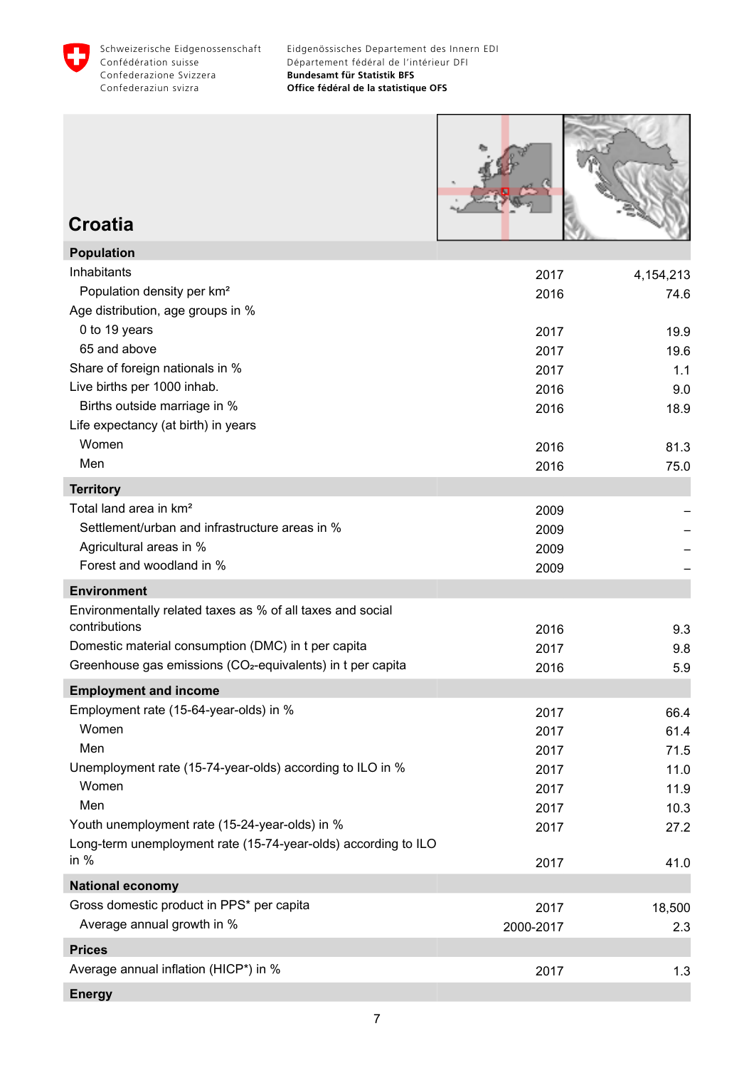# Croatia

| Population | | |
|---|---|---|
| Inhabitants | 2017 | 4,154,213 |
| Population density per km² | 2016 | 74.6 |
| Age distribution, age groups in % | | |
| 0 to 19 years | 2017 | 19.9 |
| 65 and above | 2017 | 19.6 |
| Share of foreign nationals in % | 2017 | 1.1 |
| Live births per 1000 inhab. | 2016 | 9.0 |
| Births outside marriage in % | 2016 | 18.9 |
| Life expectancy (at birth) in years | | |
| Women | 2016 | 81.3 |
| Men | 2016 | 75.0 |
| **Territory** | | |
| Total land area in km² | 2009 | – |
| Settlement/urban and infrastructure areas in % | 2009 | – |
| Agricultural areas in % | 2009 | – |
| Forest and woodland in % | 2009 | – |
| **Environment** | | |
| Environmentally related taxes as % of all taxes and social contributions | 2016 | 9.3 |
| Domestic material consumption (DMC) in t per capita | 2017 | 9.8 |
| Greenhouse gas emissions ($CO_2$-equivalents) in t per capita | 2016 | 5.9 |
| **Employment and income** | | |
| Employment rate (15-64-year-olds) in % | 2017 | 66.4 |
| Women | 2017 | 61.4 |
| Men | 2017 | 71.5 |
| Unemployment rate (15-74-year-olds) according to ILO in % | 2017 | 11.0 |
| Women | 2017 | 11.9 |
| Men | 2017 | 10.3 |
| Youth unemployment rate (15-24-year-olds) in % | 2017 | 27.2 |
| Long-term unemployment rate (15-74-year-olds) according to ILO in % | 2017 | 41.0 |
| **National economy** | | |
| Gross domestic product in PPS* per capita | 2017 | 18,500 |
| Average annual growth in % | 2000-2017 | 2.3 |
| **Prices** | | |
| Average annual inflation (HICP*) in % | 2017 | 1.3 |
| **Energy** | | |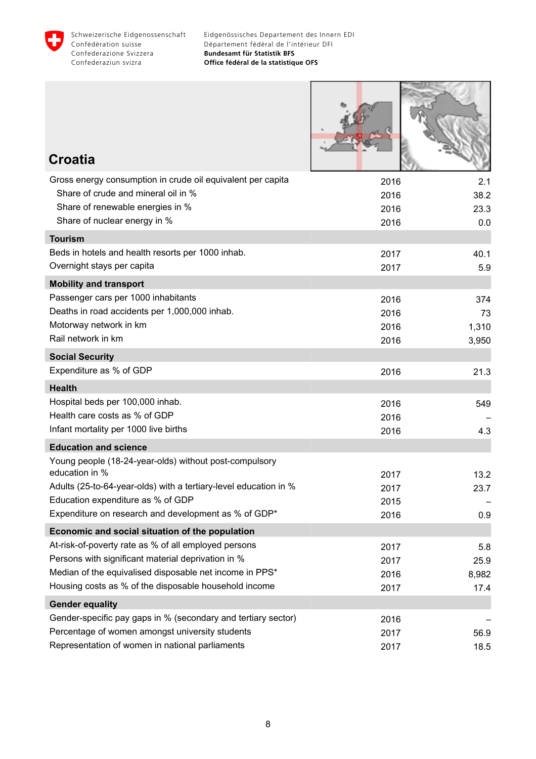Schweizerische Eidgenossenschaft
Confédération suisse
Confederazione Svizzera
Confederaziun svizra

Eidgenössisches Departement des Innern EDI
Département fédéral de l'intérieur DFI
**Bundesamt für Statistik BFS**
**Office fédéral de la statistique OFS**

# Croatia

| | | |
|---|---|---|
| Gross energy consumption in crude oil equivalent per capita | 2016 | 2.1 |
| Share of crude and mineral oil in % | 2016 | 38.2 |
| Share of renewable energies in % | 2016 | 23.3 |
| Share of nuclear energy in % | 2016 | 0.0 |
| **Tourism** | | |
| Beds in hotels and health resorts per 1000 inhab. | 2017 | 40.1 |
| Overnight stays per capita | 2017 | 5.9 |
| **Mobility and transport** | | |
| Passenger cars per 1000 inhabitants | 2016 | 374 |
| Deaths in road accidents per 1,000,000 inhab. | 2016 | 73 |
| Motorway network in km | 2016 | 1,310 |
| Rail network in km | 2016 | 3,950 |
| **Social Security** | | |
| Expenditure as % of GDP | 2016 | 21.3 |
| **Health** | | |
| Hospital beds per 100,000 inhab. | 2016 | 549 |
| Health care costs as % of GDP | 2016 | – |
| Infant mortality per 1000 live births | 2016 | 4.3 |
| **Education and science** | | |
| Young people (18-24-year-olds) without post-compulsory education in % | 2017 | 13.2 |
| Adults (25-to-64-year-olds) with a tertiary-level education in % | 2017 | 23.7 |
| Education expenditure as % of GDP | 2015 | – |
| Expenditure on research and development as % of GDP* | 2016 | 0.9 |
| **Economic and social situation of the population** | | |
| At-risk-of-poverty rate as % of all employed persons | 2017 | 5.8 |
| Persons with significant material deprivation in % | 2017 | 25.9 |
| Median of the equivalised disposable net income in PPS* | 2016 | 8,982 |
| Housing costs as % of the disposable household income | 2017 | 17.4 |
| **Gender equality** | | |
| Gender-specific pay gaps in % (secondary and tertiary sector) | 2016 | – |
| Percentage of women amongst university students | 2017 | 56.9 |
| Representation of women in national parliaments | 2017 | 18.5 |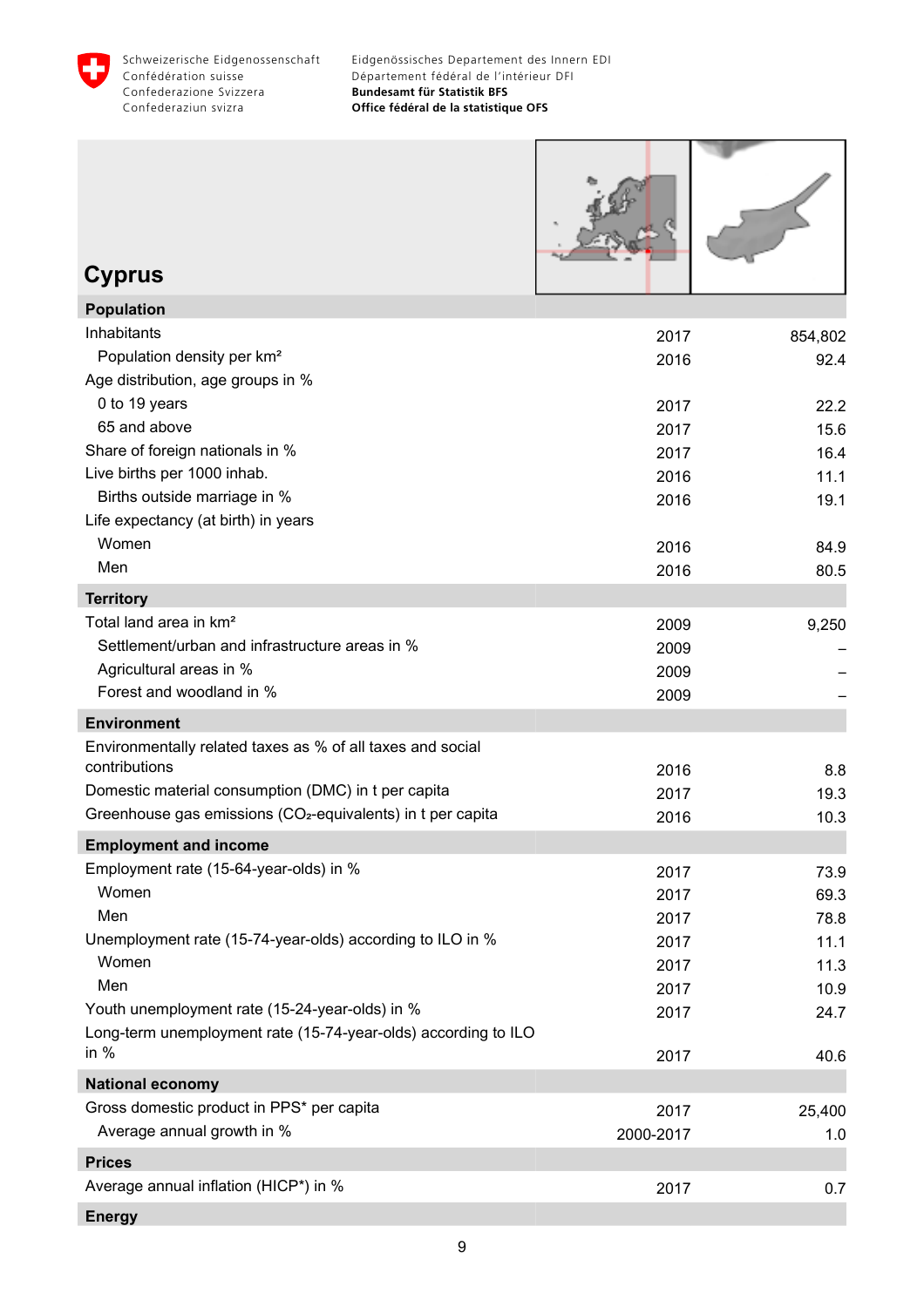# Cyprus

| | | |
|---|---|---|
| **Population** | | |
| Inhabitants | 2017 | 854,802 |
| Population density per km² | 2016 | 92.4 |
| Age distribution, age groups in % | | |
| 0 to 19 years | 2017 | 22.2 |
| 65 and above | 2017 | 15.6 |
| Share of foreign nationals in % | 2017 | 16.4 |
| Live births per 1000 inhab. | 2016 | 11.1 |
| Births outside marriage in % | 2016 | 19.1 |
| Life expectancy (at birth) in years | | |
| Women | 2016 | 84.9 |
| Men | 2016 | 80.5 |
| **Territory** | | |
| Total land area in km² | 2009 | 9,250 |
| Settlement/urban and infrastructure areas in % | 2009 | – |
| Agricultural areas in % | 2009 | – |
| Forest and woodland in % | 2009 | – |
| **Environment** | | |
| Environmentally related taxes as % of all taxes and social contributions | 2016 | 8.8 |
| Domestic material consumption (DMC) in t per capita | 2017 | 19.3 |
| Greenhouse gas emissions ($CO_2$-equivalents) in t per capita | 2016 | 10.3 |
| **Employment and income** | | |
| Employment rate (15-64-year-olds) in % | 2017 | 73.9 |
| Women | 2017 | 69.3 |
| Men | 2017 | 78.8 |
| Unemployment rate (15-74-year-olds) according to ILO in % | 2017 | 11.1 |
| Women | 2017 | 11.3 |
| Men | 2017 | 10.9 |
| Youth unemployment rate (15-24-year-olds) in % | 2017 | 24.7 |
| Long-term unemployment rate (15-74-year-olds) according to ILO in % | 2017 | 40.6 |
| **National economy** | | |
| Gross domestic product in PPS* per capita | 2017 | 25,400 |
| Average annual growth in % | 2000-2017 | 1.0 |
| **Prices** | | |
| Average annual inflation (HICP*) in % | 2017 | 0.7 |
| **Energy** | | |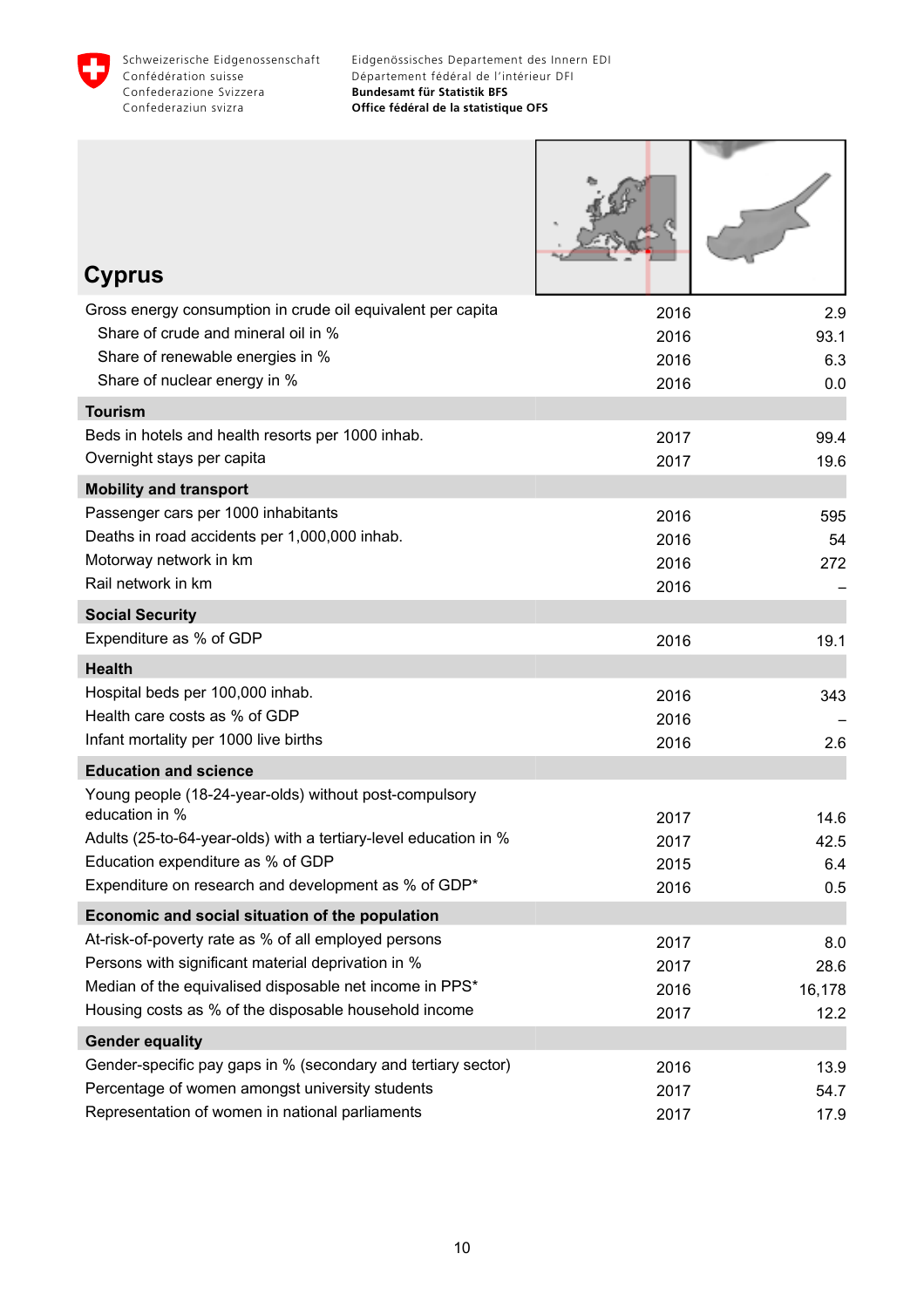# Cyprus

| | | |
|---|---|---|
| Gross energy consumption in crude oil equivalent per capita | 2016 | 2.9 |
| Share of crude and mineral oil in % | 2016 | 93.1 |
| Share of renewable energies in % | 2016 | 6.3 |
| Share of nuclear energy in % | 2016 | 0.0 |
| **Tourism** | | |
| Beds in hotels and health resorts per 1000 inhab. | 2017 | 99.4 |
| Overnight stays per capita | 2017 | 19.6 |
| **Mobility and transport** | | |
| Passenger cars per 1000 inhabitants | 2016 | 595 |
| Deaths in road accidents per 1,000,000 inhab. | 2016 | 54 |
| Motorway network in km | 2016 | 272 |
| Rail network in km | 2016 | – |
| **Social Security** | | |
| Expenditure as % of GDP | 2016 | 19.1 |
| **Health** | | |
| Hospital beds per 100,000 inhab. | 2016 | 343 |
| Health care costs as % of GDP | 2016 | – |
| Infant mortality per 1000 live births | 2016 | 2.6 |
| **Education and science** | | |
| Young people (18-24-year-olds) without post-compulsory education in % | 2017 | 14.6 |
| Adults (25-to-64-year-olds) with a tertiary-level education in % | 2017 | 42.5 |
| Education expenditure as % of GDP | 2015 | 6.4 |
| Expenditure on research and development as % of GDP* | 2016 | 0.5 |
| **Economic and social situation of the population** | | |
| At-risk-of-poverty rate as % of all employed persons | 2017 | 8.0 |
| Persons with significant material deprivation in % | 2017 | 28.6 |
| Median of the equivalised disposable net income in PPS* | 2016 | 16,178 |
| Housing costs as % of the disposable household income | 2017 | 12.2 |
| **Gender equality** | | |
| Gender-specific pay gaps in % (secondary and tertiary sector) | 2016 | 13.9 |
| Percentage of women amongst university students | 2017 | 54.7 |
| Representation of women in national parliaments | 2017 | 17.9 |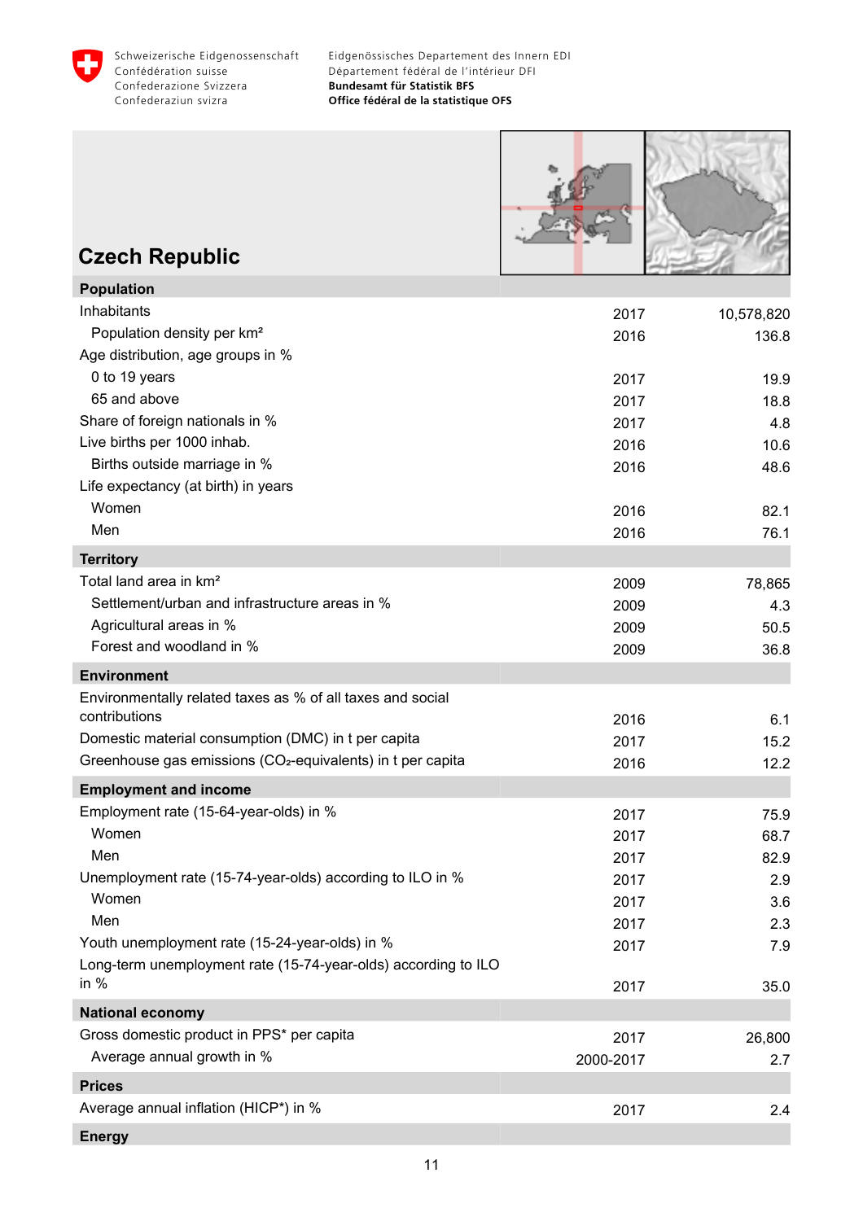## Czech Republic

| Indicator | Year | Value |
|---|---|---|
| **Population** | | |
| Inhabitants | 2017 | 10,578,820 |
| Population density per km² | 2016 | 136.8 |
| Age distribution, age groups in % | | |
| 0 to 19 years | 2017 | 19.9 |
| 65 and above | 2017 | 18.8 |
| Share of foreign nationals in % | 2017 | 4.8 |
| Live births per 1000 inhab. | 2016 | 10.6 |
| Births outside marriage in % | 2016 | 48.6 |
| Life expectancy (at birth) in years | | |
| Women | 2016 | 82.1 |
| Men | 2016 | 76.1 |
| **Territory** | | |
| Total land area in km² | 2009 | 78,865 |
| Settlement/urban and infrastructure areas in % | 2009 | 4.3 |
| Agricultural areas in % | 2009 | 50.5 |
| Forest and woodland in % | 2009 | 36.8 |
| **Environment** | | |
| Environmentally related taxes as % of all taxes and social contributions | 2016 | 6.1 |
| Domestic material consumption (DMC) in t per capita | 2017 | 15.2 |
| Greenhouse gas emissions ($CO_2$-equivalents) in t per capita | 2016 | 12.2 |
| **Employment and income** | | |
| Employment rate (15-64-year-olds) in % | 2017 | 75.9 |
| Women | 2017 | 68.7 |
| Men | 2017 | 82.9 |
| Unemployment rate (15-74-year-olds) according to ILO in % | 2017 | 2.9 |
| Women | 2017 | 3.6 |
| Men | 2017 | 2.3 |
| Youth unemployment rate (15-24-year-olds) in % | 2017 | 7.9 |
| Long-term unemployment rate (15-74-year-olds) according to ILO in % | 2017 | 35.0 |
| **National economy** | | |
| Gross domestic product in PPS* per capita | 2017 | 26,800 |
| Average annual growth in % | 2000-2017 | 2.7 |
| **Prices** | | |
| Average annual inflation (HICP*) in % | 2017 | 2.4 |
| **Energy** | | |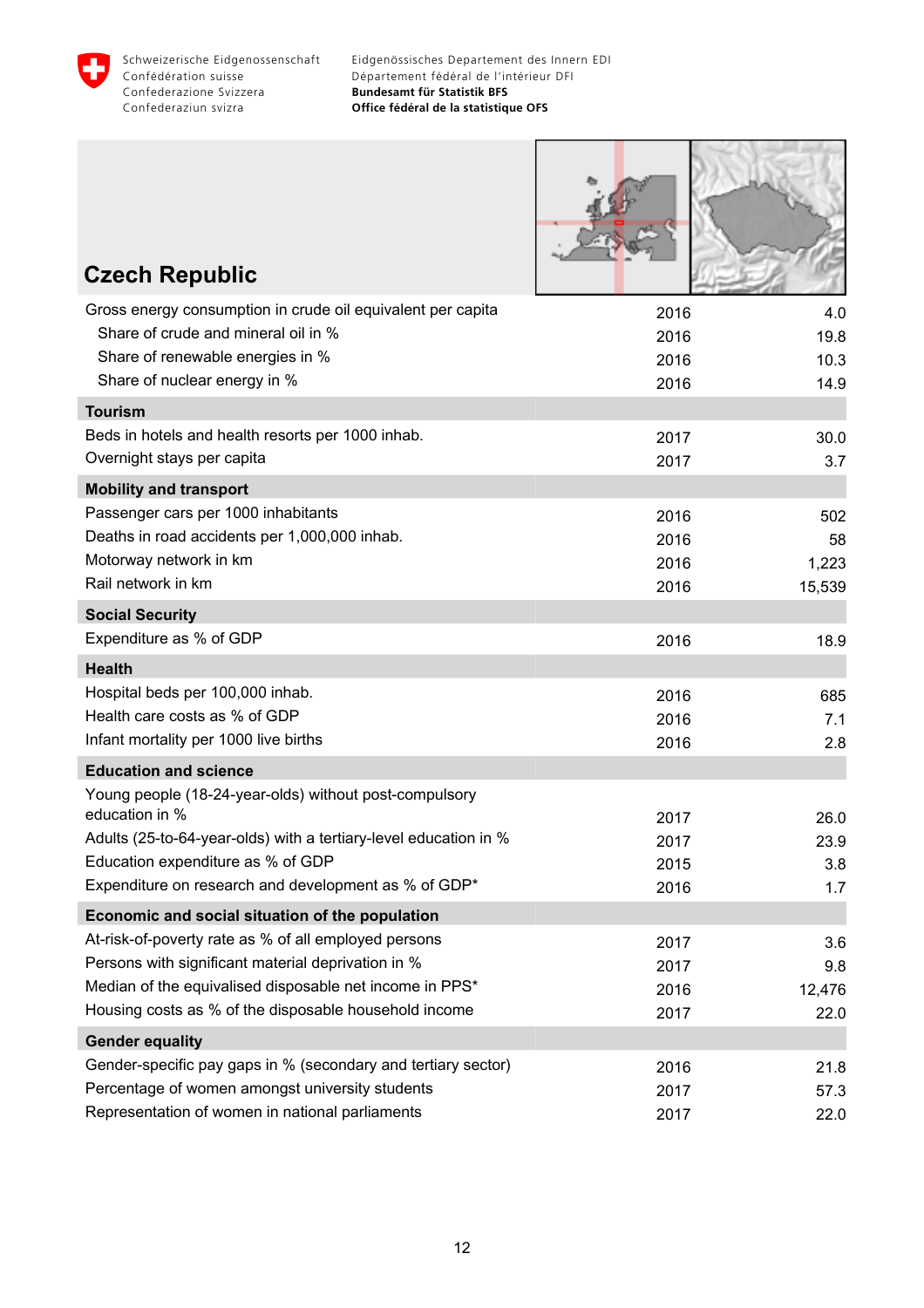## Czech Republic

| | | |
|---|---|---|
| Gross energy consumption in crude oil equivalent per capita | 2016 | 4.0 |
| Share of crude and mineral oil in % | 2016 | 19.8 |
| Share of renewable energies in % | 2016 | 10.3 |
| Share of nuclear energy in % | 2016 | 14.9 |
| **Tourism** | | |
| Beds in hotels and health resorts per 1000 inhab. | 2017 | 30.0 |
| Overnight stays per capita | 2017 | 3.7 |
| **Mobility and transport** | | |
| Passenger cars per 1000 inhabitants | 2016 | 502 |
| Deaths in road accidents per 1,000,000 inhab. | 2016 | 58 |
| Motorway network in km | 2016 | 1,223 |
| Rail network in km | 2016 | 15,539 |
| **Social Security** | | |
| Expenditure as % of GDP | 2016 | 18.9 |
| **Health** | | |
| Hospital beds per 100,000 inhab. | 2016 | 685 |
| Health care costs as % of GDP | 2016 | 7.1 |
| Infant mortality per 1000 live births | 2016 | 2.8 |
| **Education and science** | | |
| Young people (18-24-year-olds) without post-compulsory education in % | 2017 | 26.0 |
| Adults (25-to-64-year-olds) with a tertiary-level education in % | 2017 | 23.9 |
| Education expenditure as % of GDP | 2015 | 3.8 |
| Expenditure on research and development as % of GDP* | 2016 | 1.7 |
| **Economic and social situation of the population** | | |
| At-risk-of-poverty rate as % of all employed persons | 2017 | 3.6 |
| Persons with significant material deprivation in % | 2017 | 9.8 |
| Median of the equivalised disposable net income in PPS* | 2016 | 12,476 |
| Housing costs as % of the disposable household income | 2017 | 22.0 |
| **Gender equality** | | |
| Gender-specific pay gaps in % (secondary and tertiary sector) | 2016 | 21.8 |
| Percentage of women amongst university students | 2017 | 57.3 |
| Representation of women in national parliaments | 2017 | 22.0 |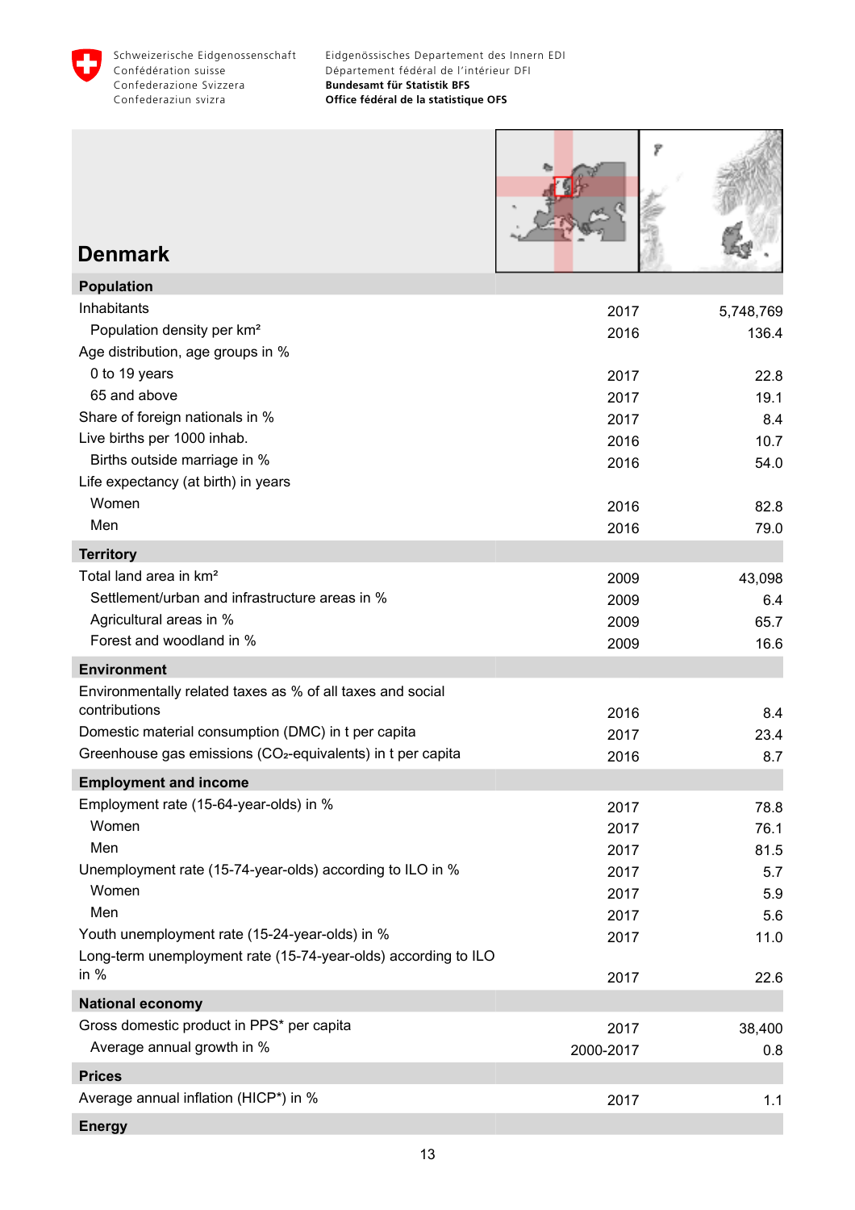# Denmark

| Population | | |
|---|---|---|
| Inhabitants | 2017 | 5,748,769 |
| Population density per km² | 2016 | 136.4 |
| Age distribution, age groups in % | | |
| 0 to 19 years | 2017 | 22.8 |
| 65 and above | 2017 | 19.1 |
| Share of foreign nationals in % | 2017 | 8.4 |
| Live births per 1000 inhab. | 2016 | 10.7 |
| Births outside marriage in % | 2016 | 54.0 |
| Life expectancy (at birth) in years | | |
| Women | 2016 | 82.8 |
| Men | 2016 | 79.0 |
| **Territory** | | |
| Total land area in km² | 2009 | 43,098 |
| Settlement/urban and infrastructure areas in % | 2009 | 6.4 |
| Agricultural areas in % | 2009 | 65.7 |
| Forest and woodland in % | 2009 | 16.6 |
| **Environment** | | |
| Environmentally related taxes as % of all taxes and social contributions | 2016 | 8.4 |
| Domestic material consumption (DMC) in t per capita | 2017 | 23.4 |
| Greenhouse gas emissions ($CO_2$-equivalents) in t per capita | 2016 | 8.7 |
| **Employment and income** | | |
| Employment rate (15-64-year-olds) in % | 2017 | 78.8 |
| Women | 2017 | 76.1 |
| Men | 2017 | 81.5 |
| Unemployment rate (15-74-year-olds) according to ILO in % | 2017 | 5.7 |
| Women | 2017 | 5.9 |
| Men | 2017 | 5.6 |
| Youth unemployment rate (15-24-year-olds) in % | 2017 | 11.0 |
| Long-term unemployment rate (15-74-year-olds) according to ILO in % | 2017 | 22.6 |
| **National economy** | | |
| Gross domestic product in PPS* per capita | 2017 | 38,400 |
| Average annual growth in % | 2000-2017 | 0.8 |
| **Prices** | | |
| Average annual inflation (HICP*) in % | 2017 | 1.1 |
| **Energy** | | |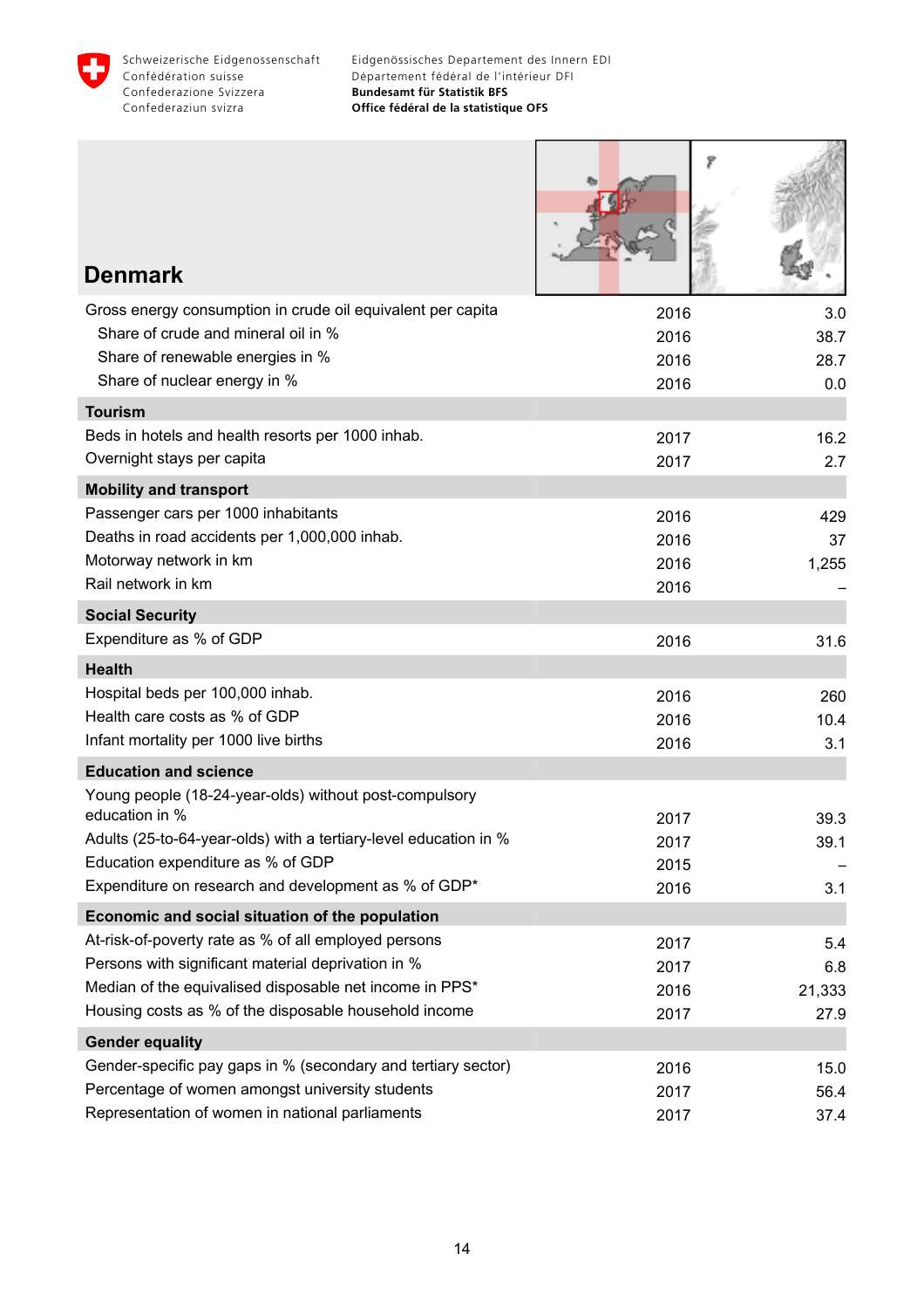# Denmark

| | | |
|---|---|---|
| Gross energy consumption in crude oil equivalent per capita | 2016 | 3.0 |
| Share of crude and mineral oil in % | 2016 | 38.7 |
| Share of renewable energies in % | 2016 | 28.7 |
| Share of nuclear energy in % | 2016 | 0.0 |
| **Tourism** | | |
| Beds in hotels and health resorts per 1000 inhab. | 2017 | 16.2 |
| Overnight stays per capita | 2017 | 2.7 |
| **Mobility and transport** | | |
| Passenger cars per 1000 inhabitants | 2016 | 429 |
| Deaths in road accidents per 1,000,000 inhab. | 2016 | 37 |
| Motorway network in km | 2016 | 1,255 |
| Rail network in km | 2016 | – |
| **Social Security** | | |
| Expenditure as % of GDP | 2016 | 31.6 |
| **Health** | | |
| Hospital beds per 100,000 inhab. | 2016 | 260 |
| Health care costs as % of GDP | 2016 | 10.4 |
| Infant mortality per 1000 live births | 2016 | 3.1 |
| **Education and science** | | |
| Young people (18-24-year-olds) without post-compulsory education in % | 2017 | 39.3 |
| Adults (25-to-64-year-olds) with a tertiary-level education in % | 2017 | 39.1 |
| Education expenditure as % of GDP | 2015 | – |
| Expenditure on research and development as % of GDP* | 2016 | 3.1 |
| **Economic and social situation of the population** | | |
| At-risk-of-poverty rate as % of all employed persons | 2017 | 5.4 |
| Persons with significant material deprivation in % | 2017 | 6.8 |
| Median of the equivalised disposable net income in PPS* | 2016 | 21,333 |
| Housing costs as % of the disposable household income | 2017 | 27.9 |
| **Gender equality** | | |
| Gender-specific pay gaps in % (secondary and tertiary sector) | 2016 | 15.0 |
| Percentage of women amongst university students | 2017 | 56.4 |
| Representation of women in national parliaments | 2017 | 37.4 |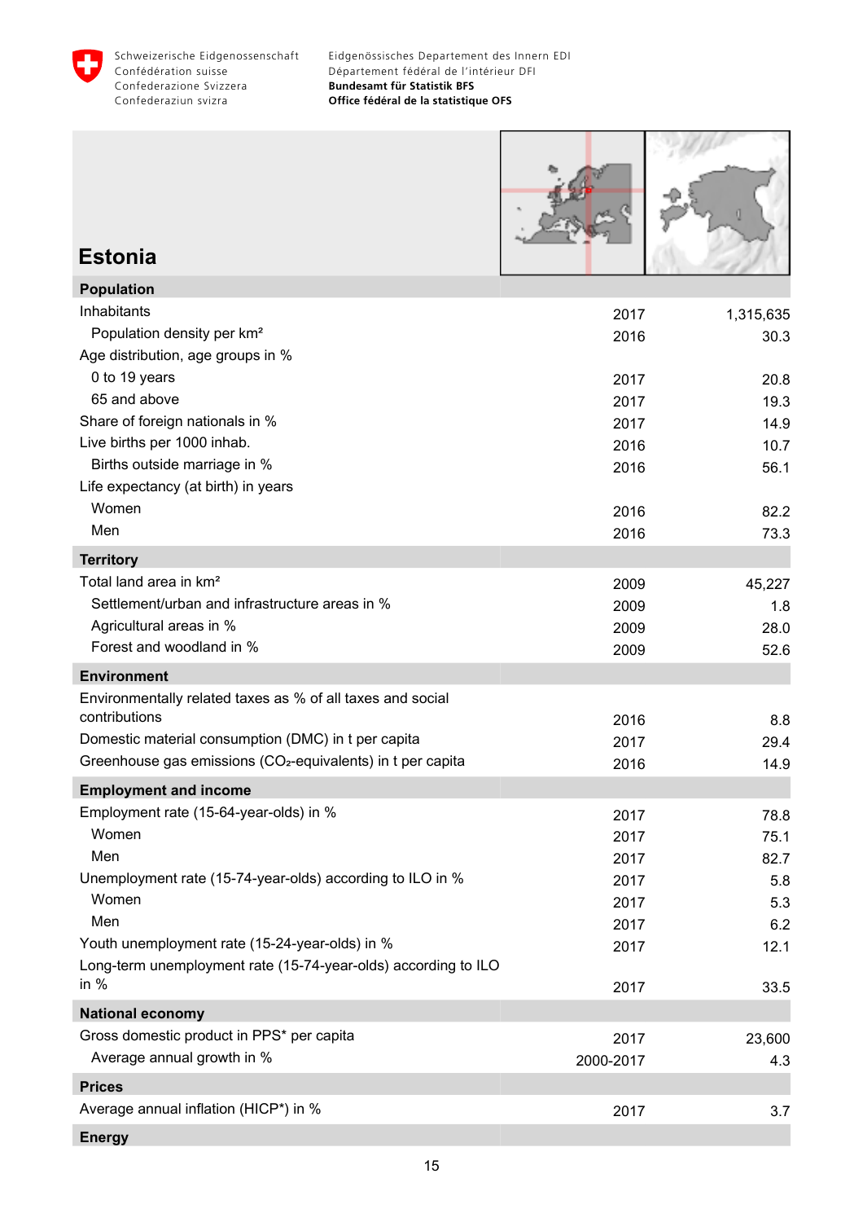Schweizerische Eidgenossenschaft
Confédération suisse
Confederazione Svizzera
Confederaziun svizra

Eidgenössisches Departement des Innern EDI
Département fédéral de l'intérieur DFI
**Bundesamt für Statistik BFS**
**Office fédéral de la statistique OFS**

# Estonia

| | | |
|---|---|---|
| **Population** | | |
| Inhabitants | 2017 | 1,315,635 |
| Population density per km² | 2016 | 30.3 |
| Age distribution, age groups in % | | |
| 0 to 19 years | 2017 | 20.8 |
| 65 and above | 2017 | 19.3 |
| Share of foreign nationals in % | 2017 | 14.9 |
| Live births per 1000 inhab. | 2016 | 10.7 |
| Births outside marriage in % | 2016 | 56.1 |
| Life expectancy (at birth) in years | | |
| Women | 2016 | 82.2 |
| Men | 2016 | 73.3 |
| **Territory** | | |
| Total land area in km² | 2009 | 45,227 |
| Settlement/urban and infrastructure areas in % | 2009 | 1.8 |
| Agricultural areas in % | 2009 | 28.0 |
| Forest and woodland in % | 2009 | 52.6 |
| **Environment** | | |
| Environmentally related taxes as % of all taxes and social contributions | 2016 | 8.8 |
| Domestic material consumption (DMC) in t per capita | 2017 | 29.4 |
| Greenhouse gas emissions ($CO_2$-equivalents) in t per capita | 2016 | 14.9 |
| **Employment and income** | | |
| Employment rate (15-64-year-olds) in % | 2017 | 78.8 |
| Women | 2017 | 75.1 |
| Men | 2017 | 82.7 |
| Unemployment rate (15-74-year-olds) according to ILO in % | 2017 | 5.8 |
| Women | 2017 | 5.3 |
| Men | 2017 | 6.2 |
| Youth unemployment rate (15-24-year-olds) in % | 2017 | 12.1 |
| Long-term unemployment rate (15-74-year-olds) according to ILO in % | 2017 | 33.5 |
| **National economy** | | |
| Gross domestic product in PPS* per capita | 2017 | 23,600 |
| Average annual growth in % | 2000-2017 | 4.3 |
| **Prices** | | |
| Average annual inflation (HICP*) in % | 2017 | 3.7 |
| **Energy** | | |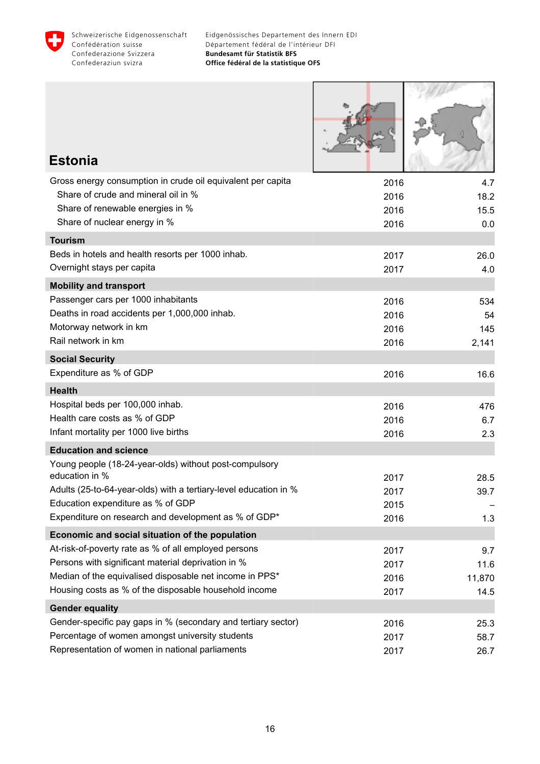# Estonia

| | | |
|---|---|---|
| Gross energy consumption in crude oil equivalent per capita | 2016 | 4.7 |
| Share of crude and mineral oil in % | 2016 | 18.2 |
| Share of renewable energies in % | 2016 | 15.5 |
| Share of nuclear energy in % | 2016 | 0.0 |
| **Tourism** | | |
| Beds in hotels and health resorts per 1000 inhab. | 2017 | 26.0 |
| Overnight stays per capita | 2017 | 4.0 |
| **Mobility and transport** | | |
| Passenger cars per 1000 inhabitants | 2016 | 534 |
| Deaths in road accidents per 1,000,000 inhab. | 2016 | 54 |
| Motorway network in km | 2016 | 145 |
| Rail network in km | 2016 | 2,141 |
| **Social Security** | | |
| Expenditure as % of GDP | 2016 | 16.6 |
| **Health** | | |
| Hospital beds per 100,000 inhab. | 2016 | 476 |
| Health care costs as % of GDP | 2016 | 6.7 |
| Infant mortality per 1000 live births | 2016 | 2.3 |
| **Education and science** | | |
| Young people (18-24-year-olds) without post-compulsory education in % | 2017 | 28.5 |
| Adults (25-to-64-year-olds) with a tertiary-level education in % | 2017 | 39.7 |
| Education expenditure as % of GDP | 2015 | – |
| Expenditure on research and development as % of GDP* | 2016 | 1.3 |
| **Economic and social situation of the population** | | |
| At-risk-of-poverty rate as % of all employed persons | 2017 | 9.7 |
| Persons with significant material deprivation in % | 2017 | 11.6 |
| Median of the equivalised disposable net income in PPS* | 2016 | 11,870 |
| Housing costs as % of the disposable household income | 2017 | 14.5 |
| **Gender equality** | | |
| Gender-specific pay gaps in % (secondary and tertiary sector) | 2016 | 25.3 |
| Percentage of women amongst university students | 2017 | 58.7 |
| Representation of women in national parliaments | 2017 | 26.7 |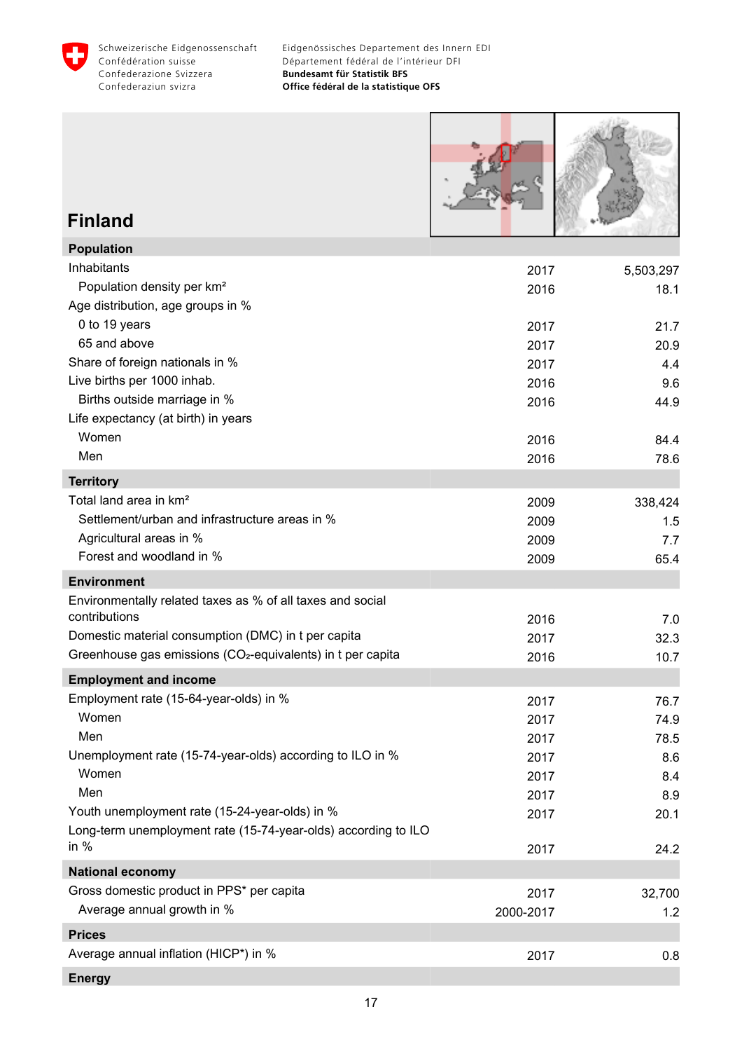# Finland

| | | |
|---|---|---|
| **Population** | | |
| Inhabitants | 2017 | 5,503,297 |
| Population density per km² | 2016 | 18.1 |
| Age distribution, age groups in % | | |
| 0 to 19 years | 2017 | 21.7 |
| 65 and above | 2017 | 20.9 |
| Share of foreign nationals in % | 2017 | 4.4 |
| Live births per 1000 inhab. | 2016 | 9.6 |
| Births outside marriage in % | 2016 | 44.9 |
| Life expectancy (at birth) in years | | |
| Women | 2016 | 84.4 |
| Men | 2016 | 78.6 |
| **Territory** | | |
| Total land area in km² | 2009 | 338,424 |
| Settlement/urban and infrastructure areas in % | 2009 | 1.5 |
| Agricultural areas in % | 2009 | 7.7 |
| Forest and woodland in % | 2009 | 65.4 |
| **Environment** | | |
| Environmentally related taxes as % of all taxes and social contributions | 2016 | 7.0 |
| Domestic material consumption (DMC) in t per capita | 2017 | 32.3 |
| Greenhouse gas emissions ($CO_2$-equivalents) in t per capita | 2016 | 10.7 |
| **Employment and income** | | |
| Employment rate (15-64-year-olds) in % | 2017 | 76.7 |
| Women | 2017 | 74.9 |
| Men | 2017 | 78.5 |
| Unemployment rate (15-74-year-olds) according to ILO in % | 2017 | 8.6 |
| Women | 2017 | 8.4 |
| Men | 2017 | 8.9 |
| Youth unemployment rate (15-24-year-olds) in % | 2017 | 20.1 |
| Long-term unemployment rate (15-74-year-olds) according to ILO in % | 2017 | 24.2 |
| **National economy** | | |
| Gross domestic product in PPS* per capita | 2017 | 32,700 |
| Average annual growth in % | 2000-2017 | 1.2 |
| **Prices** | | |
| Average annual inflation (HICP*) in % | 2017 | 0.8 |
| **Energy** | | |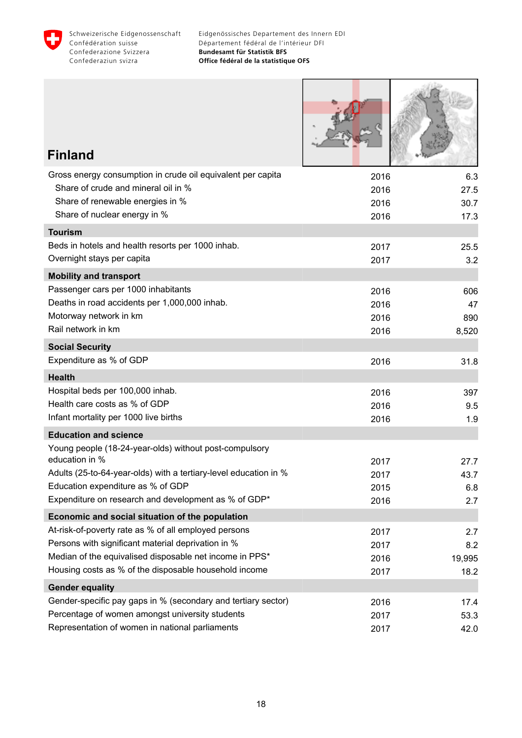Schweizerische Eidgenossenschaft
Confédération suisse
Confederazione Svizzera
Confederaziun svizra

Eidgenössisches Departement des Innern EDI
Département fédéral de l'intérieur DFI
**Bundesamt für Statistik BFS**
**Office fédéral de la statistique OFS**

# Finland

| | | |
|---|---|---|
| Gross energy consumption in crude oil equivalent per capita | 2016 | 6.3 |
| Share of crude and mineral oil in % | 2016 | 27.5 |
| Share of renewable energies in % | 2016 | 30.7 |
| Share of nuclear energy in % | 2016 | 17.3 |
| **Tourism** | | |
| Beds in hotels and health resorts per 1000 inhab. | 2017 | 25.5 |
| Overnight stays per capita | 2017 | 3.2 |
| **Mobility and transport** | | |
| Passenger cars per 1000 inhabitants | 2016 | 606 |
| Deaths in road accidents per 1,000,000 inhab. | 2016 | 47 |
| Motorway network in km | 2016 | 890 |
| Rail network in km | 2016 | 8,520 |
| **Social Security** | | |
| Expenditure as % of GDP | 2016 | 31.8 |
| **Health** | | |
| Hospital beds per 100,000 inhab. | 2016 | 397 |
| Health care costs as % of GDP | 2016 | 9.5 |
| Infant mortality per 1000 live births | 2016 | 1.9 |
| **Education and science** | | |
| Young people (18-24-year-olds) without post-compulsory education in % | 2017 | 27.7 |
| Adults (25-to-64-year-olds) with a tertiary-level education in % | 2017 | 43.7 |
| Education expenditure as % of GDP | 2015 | 6.8 |
| Expenditure on research and development as % of GDP* | 2016 | 2.7 |
| **Economic and social situation of the population** | | |
| At-risk-of-poverty rate as % of all employed persons | 2017 | 2.7 |
| Persons with significant material deprivation in % | 2017 | 8.2 |
| Median of the equivalised disposable net income in PPS* | 2016 | 19,995 |
| Housing costs as % of the disposable household income | 2017 | 18.2 |
| **Gender equality** | | |
| Gender-specific pay gaps in % (secondary and tertiary sector) | 2016 | 17.4 |
| Percentage of women amongst university students | 2017 | 53.3 |
| Representation of women in national parliaments | 2017 | 42.0 |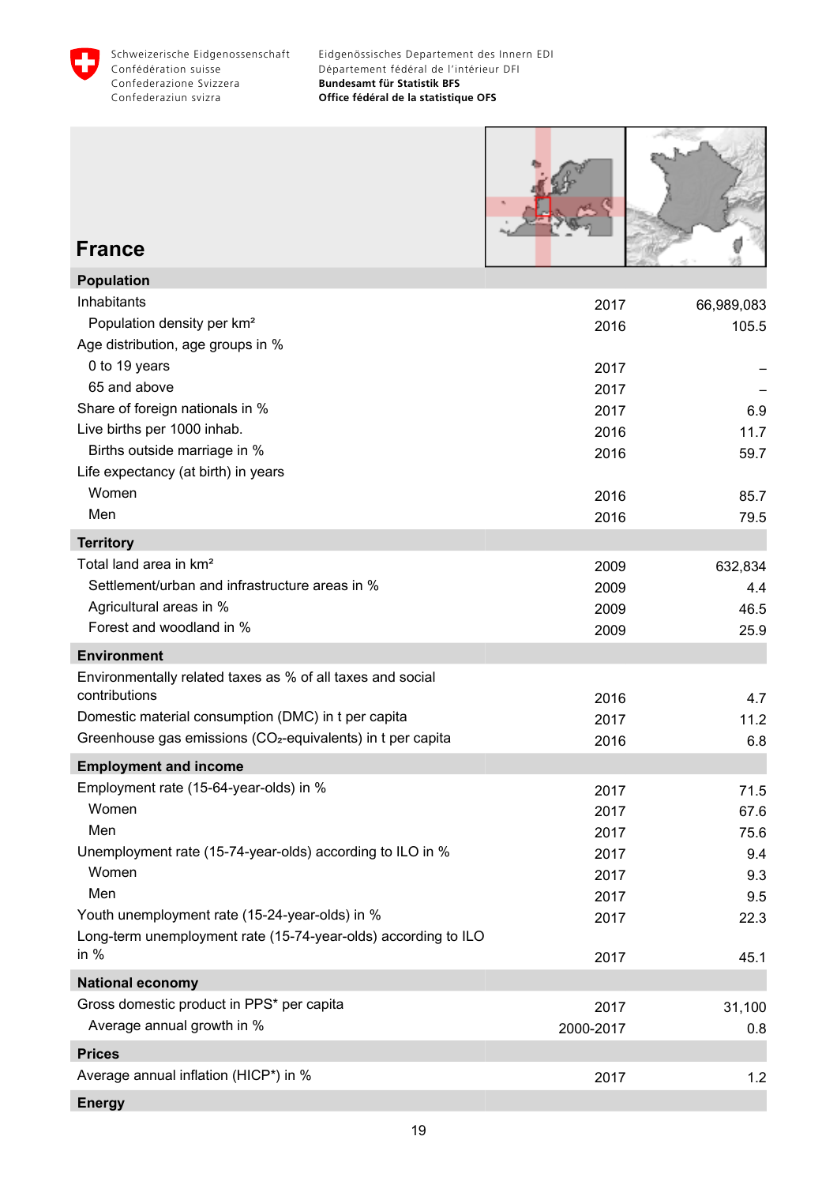# France

| Population | | |
|---|---|---|
| Inhabitants | 2017 | 66,989,083 |
| Population density per km² | 2016 | 105.5 |
| Age distribution, age groups in % | | |
| 0 to 19 years | 2017 | – |
| 65 and above | 2017 | – |
| Share of foreign nationals in % | 2017 | 6.9 |
| Live births per 1000 inhab. | 2016 | 11.7 |
| Births outside marriage in % | 2016 | 59.7 |
| Life expectancy (at birth) in years | | |
| Women | 2016 | 85.7 |
| Men | 2016 | 79.5 |
| **Territory** | | |
| Total land area in km² | 2009 | 632,834 |
| Settlement/urban and infrastructure areas in % | 2009 | 4.4 |
| Agricultural areas in % | 2009 | 46.5 |
| Forest and woodland in % | 2009 | 25.9 |
| **Environment** | | |
| Environmentally related taxes as % of all taxes and social contributions | 2016 | 4.7 |
| Domestic material consumption (DMC) in t per capita | 2017 | 11.2 |
| Greenhouse gas emissions ($CO_2$-equivalents) in t per capita | 2016 | 6.8 |
| **Employment and income** | | |
| Employment rate (15-64-year-olds) in % | 2017 | 71.5 |
| Women | 2017 | 67.6 |
| Men | 2017 | 75.6 |
| Unemployment rate (15-74-year-olds) according to ILO in % | 2017 | 9.4 |
| Women | 2017 | 9.3 |
| Men | 2017 | 9.5 |
| Youth unemployment rate (15-24-year-olds) in % | 2017 | 22.3 |
| Long-term unemployment rate (15-74-year-olds) according to ILO in % | 2017 | 45.1 |
| **National economy** | | |
| Gross domestic product in PPS* per capita | 2017 | 31,100 |
| Average annual growth in % | 2000-2017 | 0.8 |
| **Prices** | | |
| Average annual inflation (HICP*) in % | 2017 | 1.2 |
| **Energy** | | |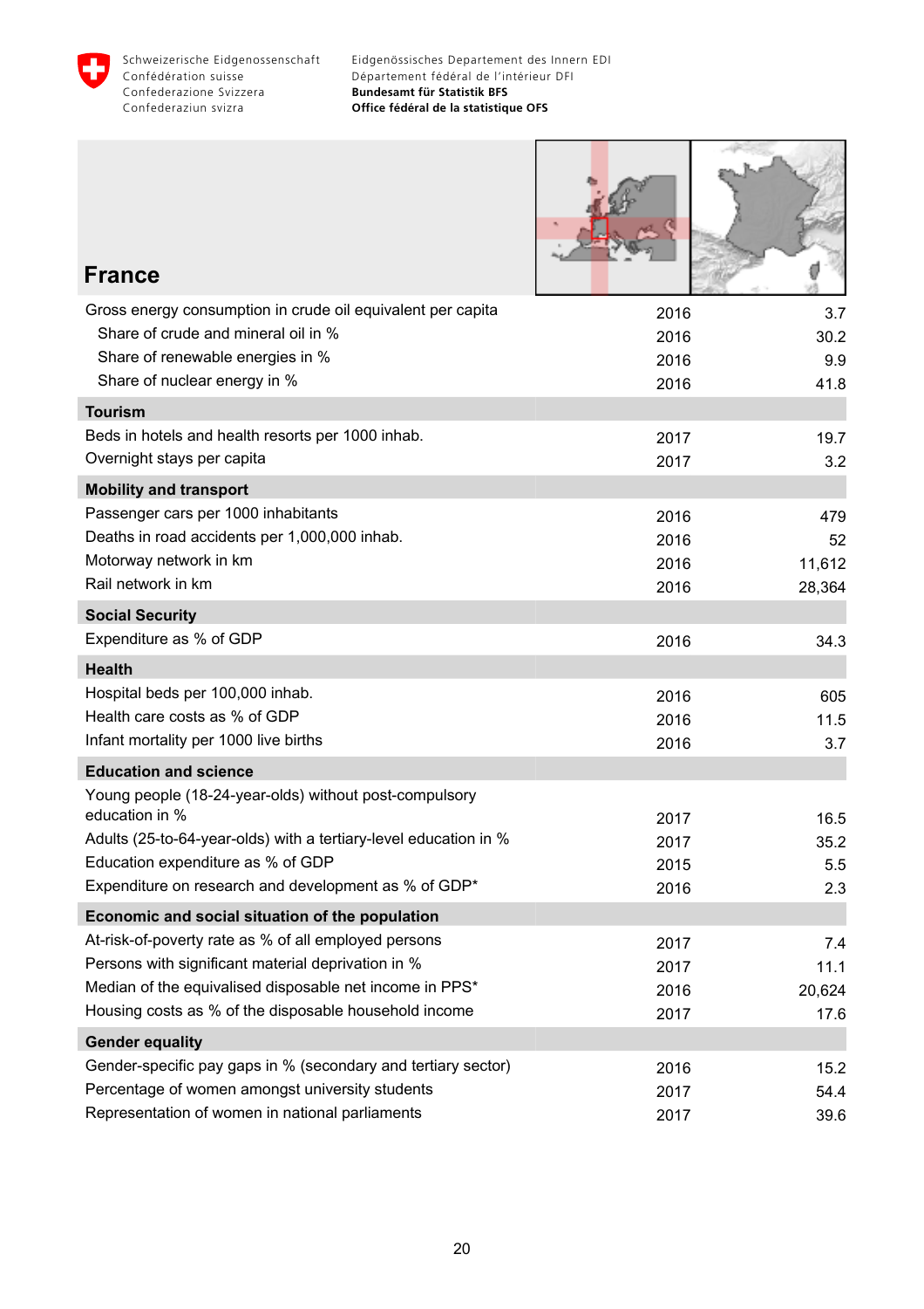## France

| Indicator | Year | Value |
|---|---|---|
| Gross energy consumption in crude oil equivalent per capita | 2016 | 3.7 |
| Share of crude and mineral oil in % | 2016 | 30.2 |
| Share of renewable energies in % | 2016 | 9.9 |
| Share of nuclear energy in % | 2016 | 41.8 |
| **Tourism** | | |
| Beds in hotels and health resorts per 1000 inhab. | 2017 | 19.7 |
| Overnight stays per capita | 2017 | 3.2 |
| **Mobility and transport** | | |
| Passenger cars per 1000 inhabitants | 2016 | 479 |
| Deaths in road accidents per 1,000,000 inhab. | 2016 | 52 |
| Motorway network in km | 2016 | 11,612 |
| Rail network in km | 2016 | 28,364 |
| **Social Security** | | |
| Expenditure as % of GDP | 2016 | 34.3 |
| **Health** | | |
| Hospital beds per 100,000 inhab. | 2016 | 605 |
| Health care costs as % of GDP | 2016 | 11.5 |
| Infant mortality per 1000 live births | 2016 | 3.7 |
| **Education and science** | | |
| Young people (18-24-year-olds) without post-compulsory education in % | 2017 | 16.5 |
| Adults (25-to-64-year-olds) with a tertiary-level education in % | 2017 | 35.2 |
| Education expenditure as % of GDP | 2015 | 5.5 |
| Expenditure on research and development as % of GDP* | 2016 | 2.3 |
| **Economic and social situation of the population** | | |
| At-risk-of-poverty rate as % of all employed persons | 2017 | 7.4 |
| Persons with significant material deprivation in % | 2017 | 11.1 |
| Median of the equivalised disposable net income in PPS* | 2016 | 20,624 |
| Housing costs as % of the disposable household income | 2017 | 17.6 |
| **Gender equality** | | |
| Gender-specific pay gaps in % (secondary and tertiary sector) | 2016 | 15.2 |
| Percentage of women amongst university students | 2017 | 54.4 |
| Representation of women in national parliaments | 2017 | 39.6 |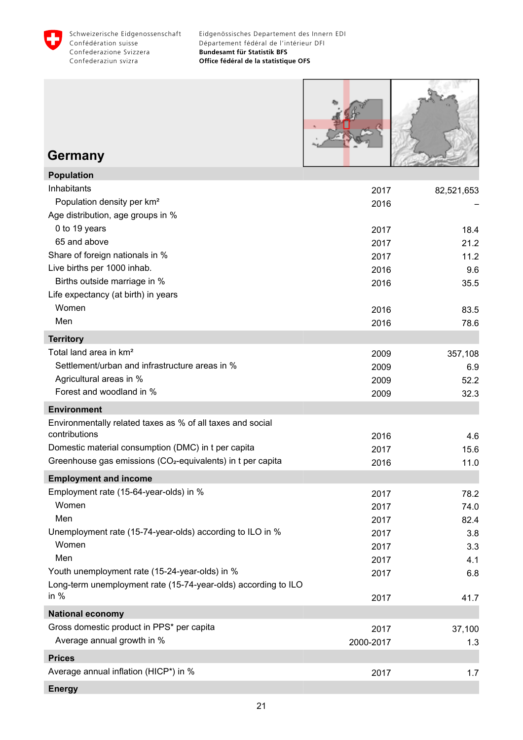# Germany

| Population | | |
|---|---|---|
| Inhabitants | 2017 | 82,521,653 |
| Population density per km² | 2016 | – |
| Age distribution, age groups in % | | |
| 0 to 19 years | 2017 | 18.4 |
| 65 and above | 2017 | 21.2 |
| Share of foreign nationals in % | 2017 | 11.2 |
| Live births per 1000 inhab. | 2016 | 9.6 |
| Births outside marriage in % | 2016 | 35.5 |
| Life expectancy (at birth) in years | | |
| Women | 2016 | 83.5 |
| Men | 2016 | 78.6 |
| **Territory** | | |
| Total land area in km² | 2009 | 357,108 |
| Settlement/urban and infrastructure areas in % | 2009 | 6.9 |
| Agricultural areas in % | 2009 | 52.2 |
| Forest and woodland in % | 2009 | 32.3 |
| **Environment** | | |
| Environmentally related taxes as % of all taxes and social contributions | 2016 | 4.6 |
| Domestic material consumption (DMC) in t per capita | 2017 | 15.6 |
| Greenhouse gas emissions ($CO_2$-equivalents) in t per capita | 2016 | 11.0 |
| **Employment and income** | | |
| Employment rate (15-64-year-olds) in % | 2017 | 78.2 |
| Women | 2017 | 74.0 |
| Men | 2017 | 82.4 |
| Unemployment rate (15-74-year-olds) according to ILO in % | 2017 | 3.8 |
| Women | 2017 | 3.3 |
| Men | 2017 | 4.1 |
| Youth unemployment rate (15-24-year-olds) in % | 2017 | 6.8 |
| Long-term unemployment rate (15-74-year-olds) according to ILO in % | 2017 | 41.7 |
| **National economy** | | |
| Gross domestic product in PPS* per capita | 2017 | 37,100 |
| Average annual growth in % | 2000-2017 | 1.3 |
| **Prices** | | |
| Average annual inflation (HICP*) in % | 2017 | 1.7 |
| **Energy** | | |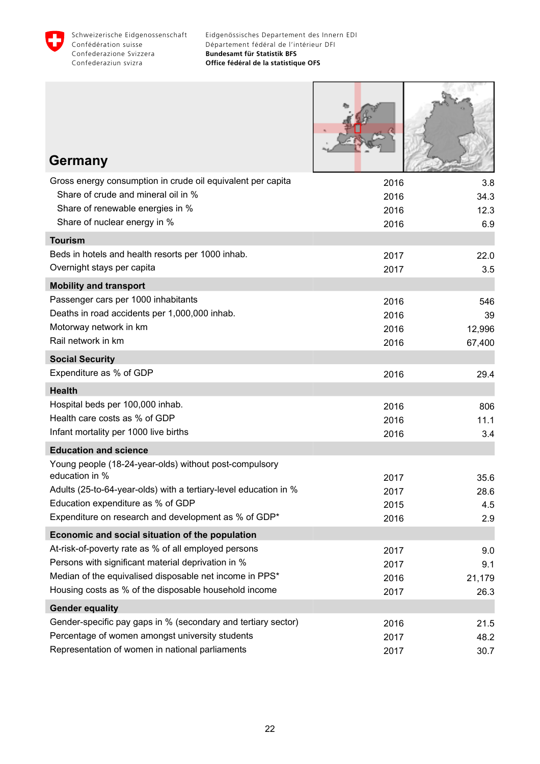# Germany

| | | |
|---|---|---|
| Gross energy consumption in crude oil equivalent per capita | 2016 | 3.8 |
| Share of crude and mineral oil in % | 2016 | 34.3 |
| Share of renewable energies in % | 2016 | 12.3 |
| Share of nuclear energy in % | 2016 | 6.9 |
| **Tourism** | | |
| Beds in hotels and health resorts per 1000 inhab. | 2017 | 22.0 |
| Overnight stays per capita | 2017 | 3.5 |
| **Mobility and transport** | | |
| Passenger cars per 1000 inhabitants | 2016 | 546 |
| Deaths in road accidents per 1,000,000 inhab. | 2016 | 39 |
| Motorway network in km | 2016 | 12,996 |
| Rail network in km | 2016 | 67,400 |
| **Social Security** | | |
| Expenditure as % of GDP | 2016 | 29.4 |
| **Health** | | |
| Hospital beds per 100,000 inhab. | 2016 | 806 |
| Health care costs as % of GDP | 2016 | 11.1 |
| Infant mortality per 1000 live births | 2016 | 3.4 |
| **Education and science** | | |
| Young people (18-24-year-olds) without post-compulsory education in % | 2017 | 35.6 |
| Adults (25-to-64-year-olds) with a tertiary-level education in % | 2017 | 28.6 |
| Education expenditure as % of GDP | 2015 | 4.5 |
| Expenditure on research and development as % of GDP* | 2016 | 2.9 |
| **Economic and social situation of the population** | | |
| At-risk-of-poverty rate as % of all employed persons | 2017 | 9.0 |
| Persons with significant material deprivation in % | 2017 | 9.1 |
| Median of the equivalised disposable net income in PPS* | 2016 | 21,179 |
| Housing costs as % of the disposable household income | 2017 | 26.3 |
| **Gender equality** | | |
| Gender-specific pay gaps in % (secondary and tertiary sector) | 2016 | 21.5 |
| Percentage of women amongst university students | 2017 | 48.2 |
| Representation of women in national parliaments | 2017 | 30.7 |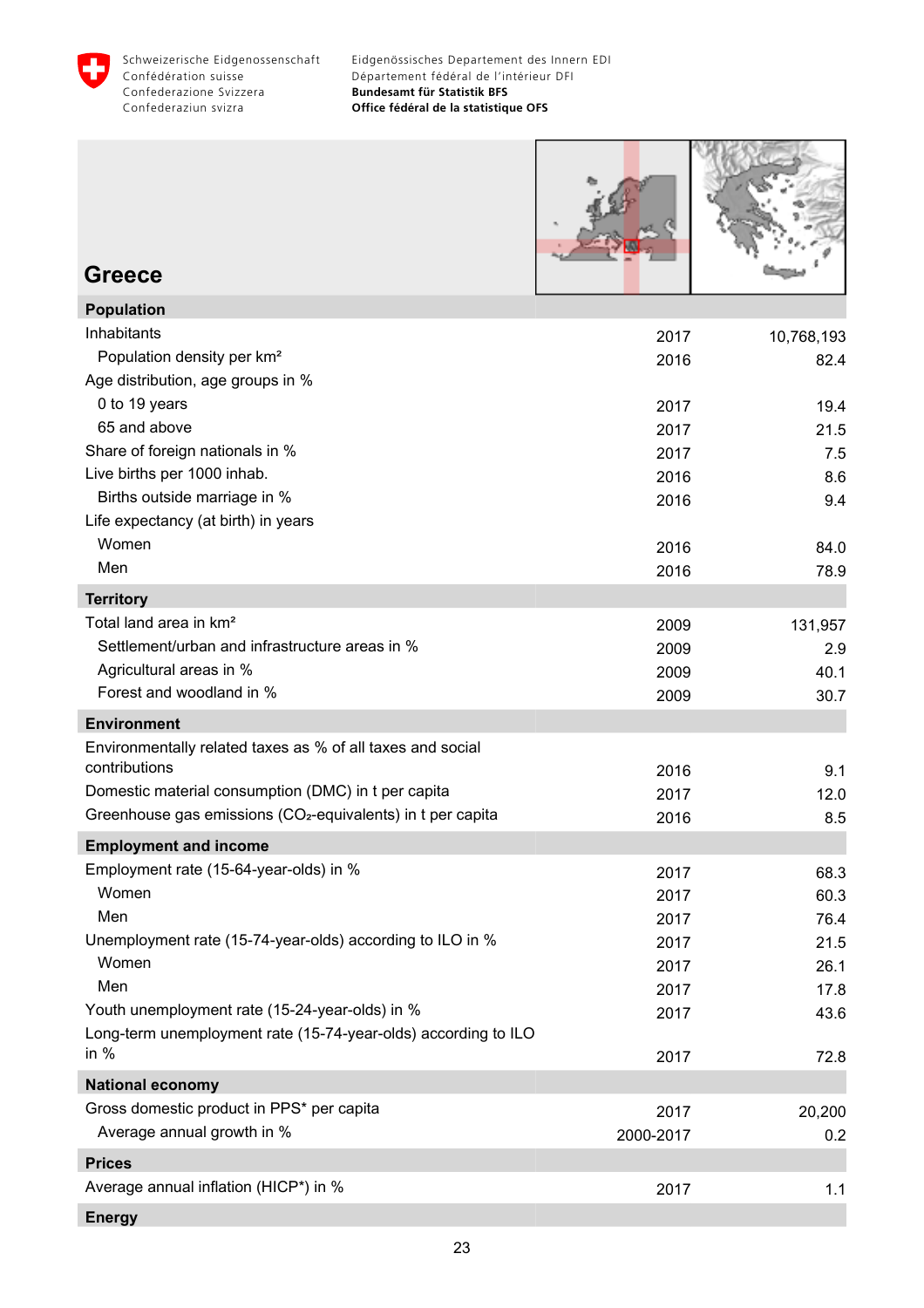# Greece

| Population | | |
|---|---|---|
| Inhabitants | 2017 | 10,768,193 |
| Population density per km² | 2016 | 82.4 |
| Age distribution, age groups in % | | |
| 0 to 19 years | 2017 | 19.4 |
| 65 and above | 2017 | 21.5 |
| Share of foreign nationals in % | 2017 | 7.5 |
| Live births per 1000 inhab. | 2016 | 8.6 |
| Births outside marriage in % | 2016 | 9.4 |
| Life expectancy (at birth) in years | | |
| Women | 2016 | 84.0 |
| Men | 2016 | 78.9 |
| **Territory** | | |
| Total land area in km² | 2009 | 131,957 |
| Settlement/urban and infrastructure areas in % | 2009 | 2.9 |
| Agricultural areas in % | 2009 | 40.1 |
| Forest and woodland in % | 2009 | 30.7 |
| **Environment** | | |
| Environmentally related taxes as % of all taxes and social contributions | 2016 | 9.1 |
| Domestic material consumption (DMC) in t per capita | 2017 | 12.0 |
| Greenhouse gas emissions ($CO_2$-equivalents) in t per capita | 2016 | 8.5 |
| **Employment and income** | | |
| Employment rate (15-64-year-olds) in % | 2017 | 68.3 |
| Women | 2017 | 60.3 |
| Men | 2017 | 76.4 |
| Unemployment rate (15-74-year-olds) according to ILO in % | 2017 | 21.5 |
| Women | 2017 | 26.1 |
| Men | 2017 | 17.8 |
| Youth unemployment rate (15-24-year-olds) in % | 2017 | 43.6 |
| Long-term unemployment rate (15-74-year-olds) according to ILO in % | 2017 | 72.8 |
| **National economy** | | |
| Gross domestic product in PPS* per capita | 2017 | 20,200 |
| Average annual growth in % | 2000-2017 | 0.2 |
| **Prices** | | |
| Average annual inflation (HICP*) in % | 2017 | 1.1 |
| **Energy** | | |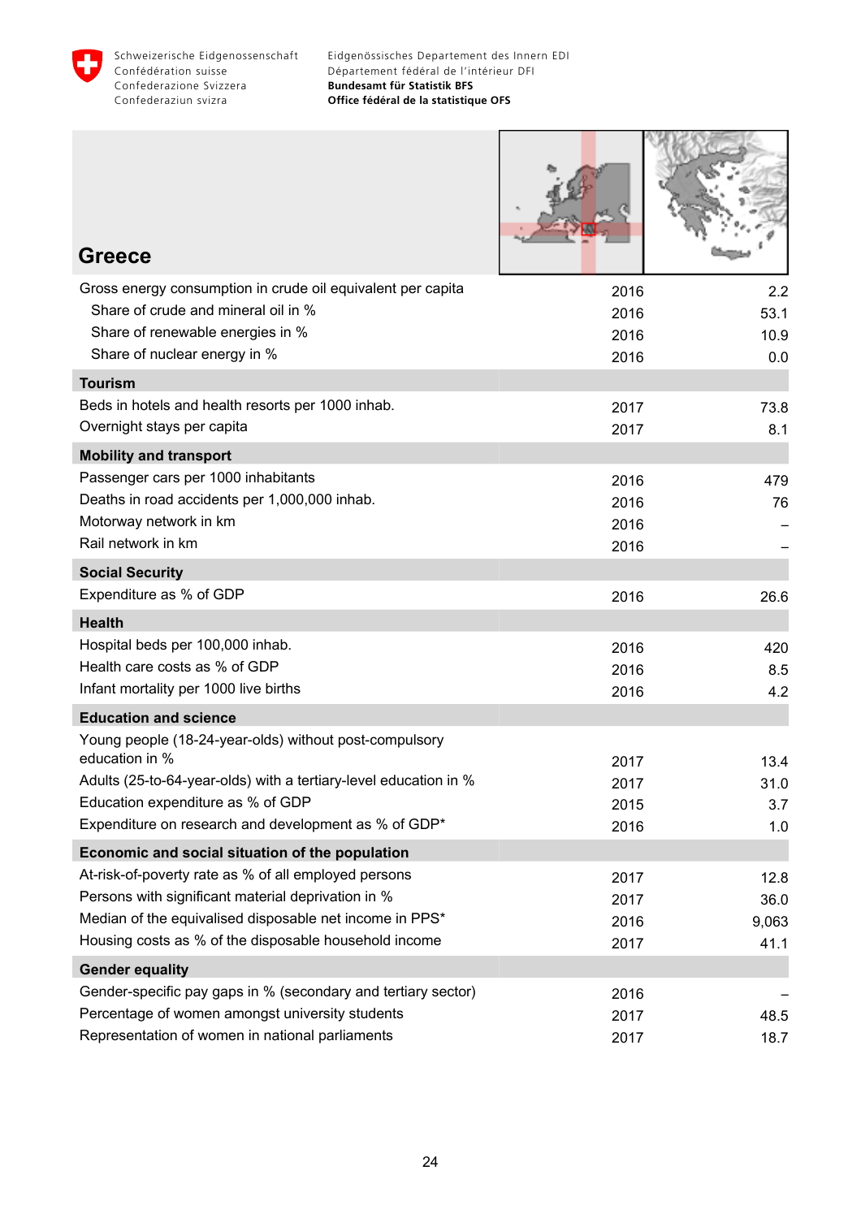## Greece

| | | |
|---|---|---|
| Gross energy consumption in crude oil equivalent per capita | 2016 | 2.2 |
| Share of crude and mineral oil in % | 2016 | 53.1 |
| Share of renewable energies in % | 2016 | 10.9 |
| Share of nuclear energy in % | 2016 | 0.0 |
| **Tourism** | | |
| Beds in hotels and health resorts per 1000 inhab. | 2017 | 73.8 |
| Overnight stays per capita | 2017 | 8.1 |
| **Mobility and transport** | | |
| Passenger cars per 1000 inhabitants | 2016 | 479 |
| Deaths in road accidents per 1,000,000 inhab. | 2016 | 76 |
| Motorway network in km | 2016 | – |
| Rail network in km | 2016 | – |
| **Social Security** | | |
| Expenditure as % of GDP | 2016 | 26.6 |
| **Health** | | |
| Hospital beds per 100,000 inhab. | 2016 | 420 |
| Health care costs as % of GDP | 2016 | 8.5 |
| Infant mortality per 1000 live births | 2016 | 4.2 |
| **Education and science** | | |
| Young people (18-24-year-olds) without post-compulsory education in % | 2017 | 13.4 |
| Adults (25-to-64-year-olds) with a tertiary-level education in % | 2017 | 31.0 |
| Education expenditure as % of GDP | 2015 | 3.7 |
| Expenditure on research and development as % of GDP* | 2016 | 1.0 |
| **Economic and social situation of the population** | | |
| At-risk-of-poverty rate as % of all employed persons | 2017 | 12.8 |
| Persons with significant material deprivation in % | 2017 | 36.0 |
| Median of the equivalised disposable net income in PPS* | 2016 | 9,063 |
| Housing costs as % of the disposable household income | 2017 | 41.1 |
| **Gender equality** | | |
| Gender-specific pay gaps in % (secondary and tertiary sector) | 2016 | – |
| Percentage of women amongst university students | 2017 | 48.5 |
| Representation of women in national parliaments | 2017 | 18.7 |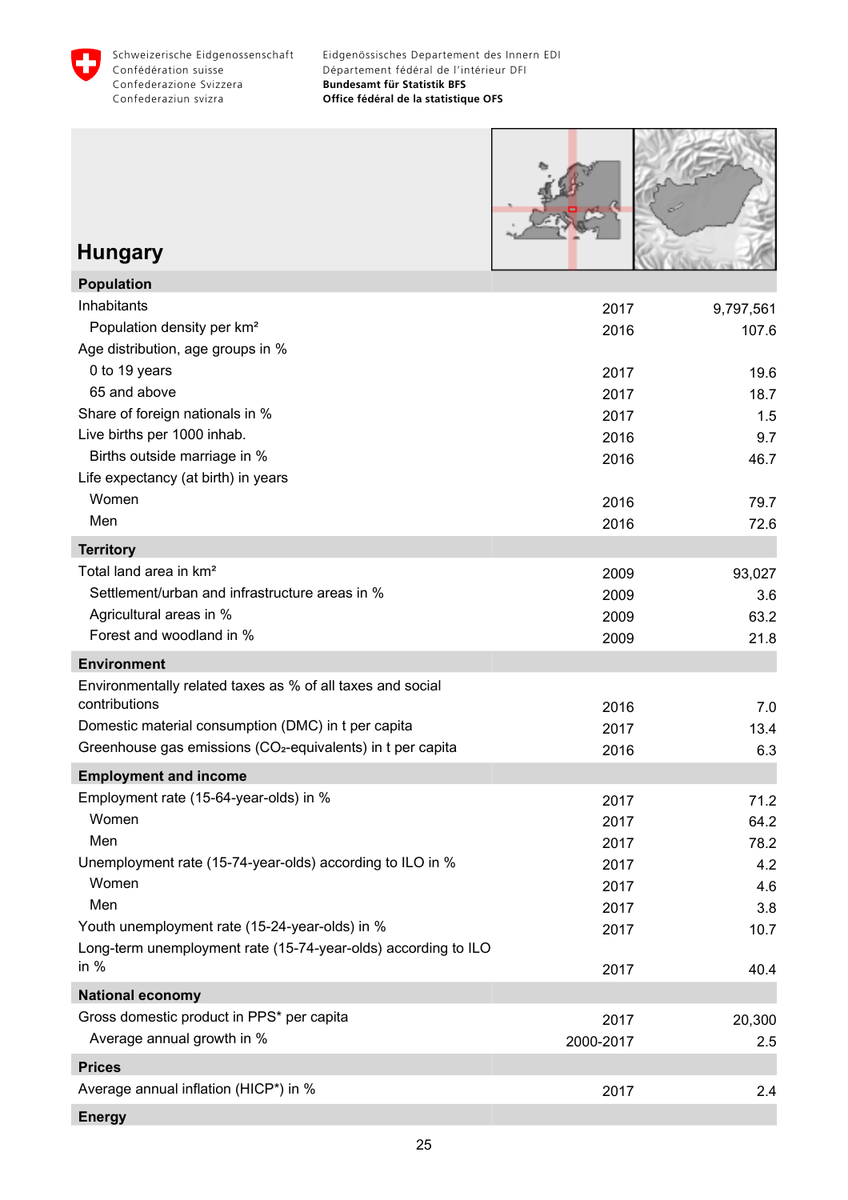# Hungary

| | | |
|---|---|---|
| **Population** | | |
| Inhabitants | 2017 | 9,797,561 |
| Population density per km² | 2016 | 107.6 |
| Age distribution, age groups in % | | |
| 0 to 19 years | 2017 | 19.6 |
| 65 and above | 2017 | 18.7 |
| Share of foreign nationals in % | 2017 | 1.5 |
| Live births per 1000 inhab. | 2016 | 9.7 |
| Births outside marriage in % | 2016 | 46.7 |
| Life expectancy (at birth) in years | | |
| Women | 2016 | 79.7 |
| Men | 2016 | 72.6 |
| **Territory** | | |
| Total land area in km² | 2009 | 93,027 |
| Settlement/urban and infrastructure areas in % | 2009 | 3.6 |
| Agricultural areas in % | 2009 | 63.2 |
| Forest and woodland in % | 2009 | 21.8 |
| **Environment** | | |
| Environmentally related taxes as % of all taxes and social contributions | 2016 | 7.0 |
| Domestic material consumption (DMC) in t per capita | 2017 | 13.4 |
| Greenhouse gas emissions ($CO_2$-equivalents) in t per capita | 2016 | 6.3 |
| **Employment and income** | | |
| Employment rate (15-64-year-olds) in % | 2017 | 71.2 |
| Women | 2017 | 64.2 |
| Men | 2017 | 78.2 |
| Unemployment rate (15-74-year-olds) according to ILO in % | 2017 | 4.2 |
| Women | 2017 | 4.6 |
| Men | 2017 | 3.8 |
| Youth unemployment rate (15-24-year-olds) in % | 2017 | 10.7 |
| Long-term unemployment rate (15-74-year-olds) according to ILO in % | 2017 | 40.4 |
| **National economy** | | |
| Gross domestic product in PPS* per capita | 2017 | 20,300 |
| Average annual growth in % | 2000-2017 | 2.5 |
| **Prices** | | |
| Average annual inflation (HICP*) in % | 2017 | 2.4 |
| **Energy** | | |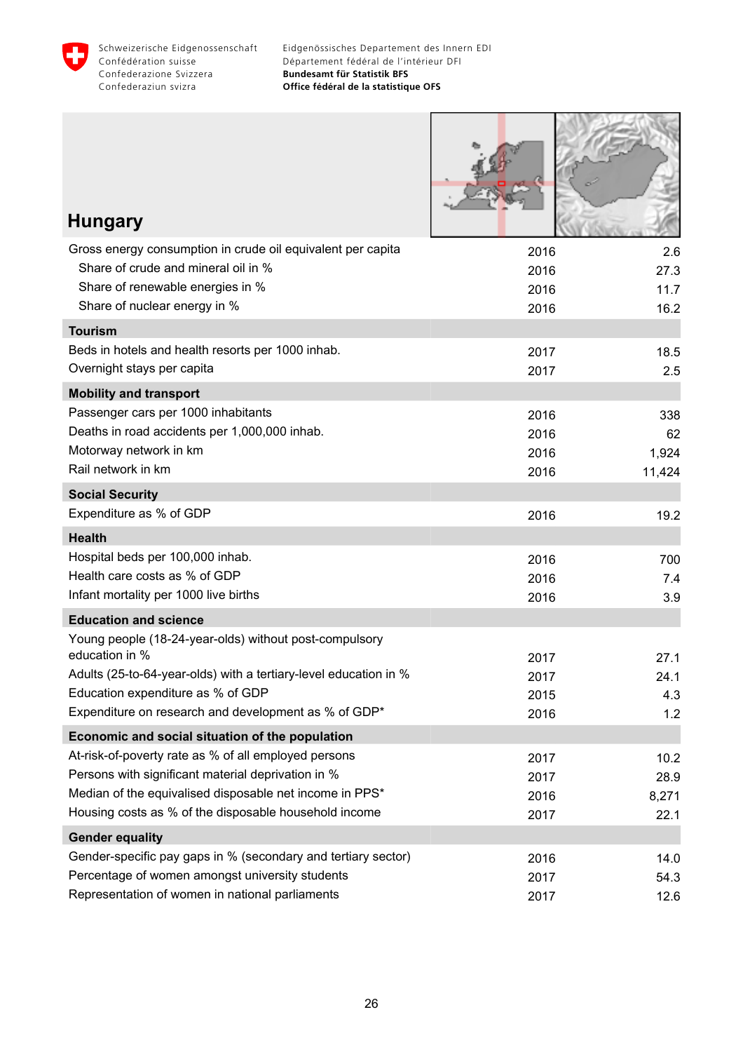# Hungary

| | | |
|---|---|---|
| Gross energy consumption in crude oil equivalent per capita | 2016 | 2.6 |
| Share of crude and mineral oil in % | 2016 | 27.3 |
| Share of renewable energies in % | 2016 | 11.7 |
| Share of nuclear energy in % | 2016 | 16.2 |
| **Tourism** | | |
| Beds in hotels and health resorts per 1000 inhab. | 2017 | 18.5 |
| Overnight stays per capita | 2017 | 2.5 |
| **Mobility and transport** | | |
| Passenger cars per 1000 inhabitants | 2016 | 338 |
| Deaths in road accidents per 1,000,000 inhab. | 2016 | 62 |
| Motorway network in km | 2016 | 1,924 |
| Rail network in km | 2016 | 11,424 |
| **Social Security** | | |
| Expenditure as % of GDP | 2016 | 19.2 |
| **Health** | | |
| Hospital beds per 100,000 inhab. | 2016 | 700 |
| Health care costs as % of GDP | 2016 | 7.4 |
| Infant mortality per 1000 live births | 2016 | 3.9 |
| **Education and science** | | |
| Young people (18-24-year-olds) without post-compulsory education in % | 2017 | 27.1 |
| Adults (25-to-64-year-olds) with a tertiary-level education in % | 2017 | 24.1 |
| Education expenditure as % of GDP | 2015 | 4.3 |
| Expenditure on research and development as % of GDP* | 2016 | 1.2 |
| **Economic and social situation of the population** | | |
| At-risk-of-poverty rate as % of all employed persons | 2017 | 10.2 |
| Persons with significant material deprivation in % | 2017 | 28.9 |
| Median of the equivalised disposable net income in PPS* | 2016 | 8,271 |
| Housing costs as % of the disposable household income | 2017 | 22.1 |
| **Gender equality** | | |
| Gender-specific pay gaps in % (secondary and tertiary sector) | 2016 | 14.0 |
| Percentage of women amongst university students | 2017 | 54.3 |
| Representation of women in national parliaments | 2017 | 12.6 |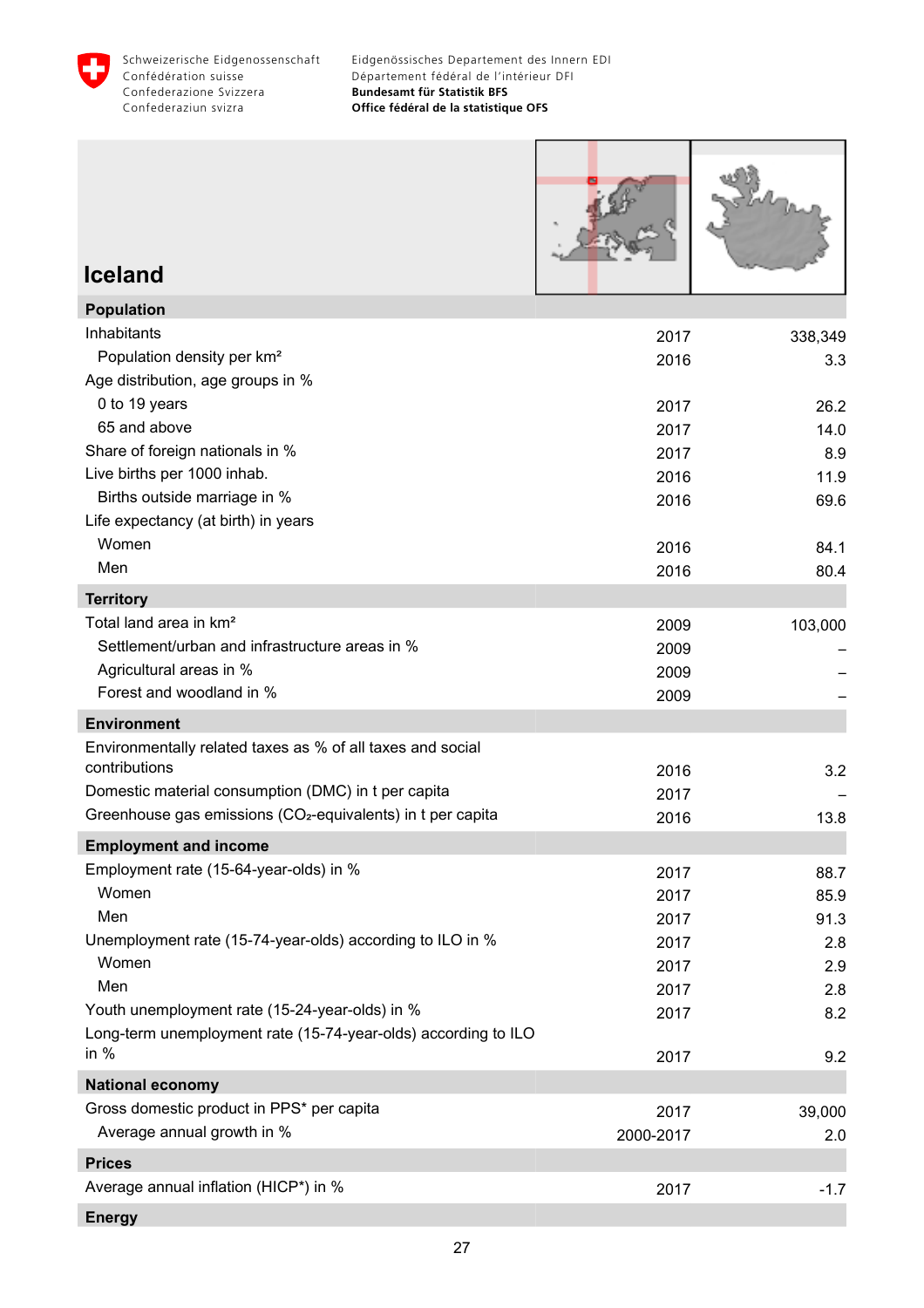Schweizerische Eidgenossenschaft
Confédération suisse
Confederazione Svizzera
Confederaziun svizra

Eidgenössisches Departement des Innern EDI
Département fédéral de l'intérieur DFI
**Bundesamt für Statistik BFS**
**Office fédéral de la statistique OFS**

# Iceland

| **Population** | | |
|---|---|---|
| Inhabitants | 2017 | 338,349 |
| Population density per km² | 2016 | 3.3 |
| Age distribution, age groups in % | | |
| 0 to 19 years | 2017 | 26.2 |
| 65 and above | 2017 | 14.0 |
| Share of foreign nationals in % | 2017 | 8.9 |
| Live births per 1000 inhab. | 2016 | 11.9 |
| Births outside marriage in % | 2016 | 69.6 |
| Life expectancy (at birth) in years | | |
| Women | 2016 | 84.1 |
| Men | 2016 | 80.4 |
| **Territory** | | |
| Total land area in km² | 2009 | 103,000 |
| Settlement/urban and infrastructure areas in % | 2009 | – |
| Agricultural areas in % | 2009 | – |
| Forest and woodland in % | 2009 | – |
| **Environment** | | |
| Environmentally related taxes as % of all taxes and social contributions | 2016 | 3.2 |
| Domestic material consumption (DMC) in t per capita | 2017 | – |
| Greenhouse gas emissions ($CO_2$-equivalents) in t per capita | 2016 | 13.8 |
| **Employment and income** | | |
| Employment rate (15-64-year-olds) in % | 2017 | 88.7 |
| Women | 2017 | 85.9 |
| Men | 2017 | 91.3 |
| Unemployment rate (15-74-year-olds) according to ILO in % | 2017 | 2.8 |
| Women | 2017 | 2.9 |
| Men | 2017 | 2.8 |
| Youth unemployment rate (15-24-year-olds) in % | 2017 | 8.2 |
| Long-term unemployment rate (15-74-year-olds) according to ILO in % | 2017 | 9.2 |
| **National economy** | | |
| Gross domestic product in PPS* per capita | 2017 | 39,000 |
| Average annual growth in % | 2000-2017 | 2.0 |
| **Prices** | | |
| Average annual inflation (HICP*) in % | 2017 | -1.7 |
| **Energy** | | |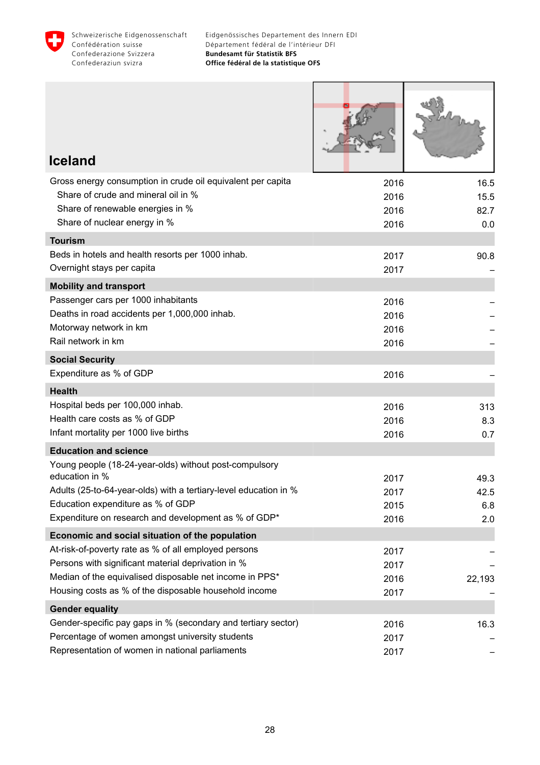# Iceland

| | | |
|---|---|---|
| Gross energy consumption in crude oil equivalent per capita | 2016 | 16.5 |
| Share of crude and mineral oil in % | 2016 | 15.5 |
| Share of renewable energies in % | 2016 | 82.7 |
| Share of nuclear energy in % | 2016 | 0.0 |
| **Tourism** | | |
| Beds in hotels and health resorts per 1000 inhab. | 2017 | 90.8 |
| Overnight stays per capita | 2017 | – |
| **Mobility and transport** | | |
| Passenger cars per 1000 inhabitants | 2016 | – |
| Deaths in road accidents per 1,000,000 inhab. | 2016 | – |
| Motorway network in km | 2016 | – |
| Rail network in km | 2016 | – |
| **Social Security** | | |
| Expenditure as % of GDP | 2016 | – |
| **Health** | | |
| Hospital beds per 100,000 inhab. | 2016 | 313 |
| Health care costs as % of GDP | 2016 | 8.3 |
| Infant mortality per 1000 live births | 2016 | 0.7 |
| **Education and science** | | |
| Young people (18-24-year-olds) without post-compulsory education in % | 2017 | 49.3 |
| Adults (25-to-64-year-olds) with a tertiary-level education in % | 2017 | 42.5 |
| Education expenditure as % of GDP | 2015 | 6.8 |
| Expenditure on research and development as % of GDP* | 2016 | 2.0 |
| **Economic and social situation of the population** | | |
| At-risk-of-poverty rate as % of all employed persons | 2017 | – |
| Persons with significant material deprivation in % | 2017 | – |
| Median of the equivalised disposable net income in PPS* | 2016 | 22,193 |
| Housing costs as % of the disposable household income | 2017 | – |
| **Gender equality** | | |
| Gender-specific pay gaps in % (secondary and tertiary sector) | 2016 | 16.3 |
| Percentage of women amongst university students | 2017 | – |
| Representation of women in national parliaments | 2017 | – |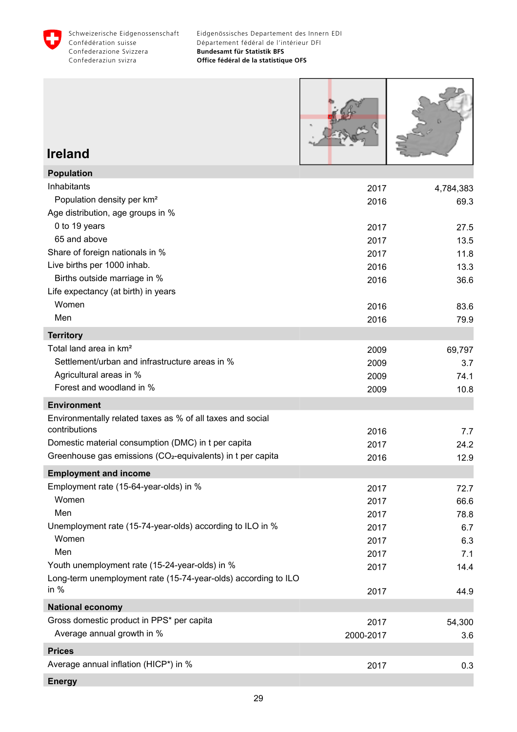# Ireland

| | | |
|---|---|---|
| **Population** | | |
| Inhabitants | 2017 | 4,784,383 |
| Population density per km² | 2016 | 69.3 |
| Age distribution, age groups in % | | |
| 0 to 19 years | 2017 | 27.5 |
| 65 and above | 2017 | 13.5 |
| Share of foreign nationals in % | 2017 | 11.8 |
| Live births per 1000 inhab. | 2016 | 13.3 |
| Births outside marriage in % | 2016 | 36.6 |
| Life expectancy (at birth) in years | | |
| Women | 2016 | 83.6 |
| Men | 2016 | 79.9 |
| **Territory** | | |
| Total land area in km² | 2009 | 69,797 |
| Settlement/urban and infrastructure areas in % | 2009 | 3.7 |
| Agricultural areas in % | 2009 | 74.1 |
| Forest and woodland in % | 2009 | 10.8 |
| **Environment** | | |
| Environmentally related taxes as % of all taxes and social contributions | 2016 | 7.7 |
| Domestic material consumption (DMC) in t per capita | 2017 | 24.2 |
| Greenhouse gas emissions ($CO_2$-equivalents) in t per capita | 2016 | 12.9 |
| **Employment and income** | | |
| Employment rate (15-64-year-olds) in % | 2017 | 72.7 |
| Women | 2017 | 66.6 |
| Men | 2017 | 78.8 |
| Unemployment rate (15-74-year-olds) according to ILO in % | 2017 | 6.7 |
| Women | 2017 | 6.3 |
| Men | 2017 | 7.1 |
| Youth unemployment rate (15-24-year-olds) in % | 2017 | 14.4 |
| Long-term unemployment rate (15-74-year-olds) according to ILO in % | 2017 | 44.9 |
| **National economy** | | |
| Gross domestic product in PPS* per capita | 2017 | 54,300 |
| Average annual growth in % | 2000-2017 | 3.6 |
| **Prices** | | |
| Average annual inflation (HICP*) in % | 2017 | 0.3 |
| **Energy** | | |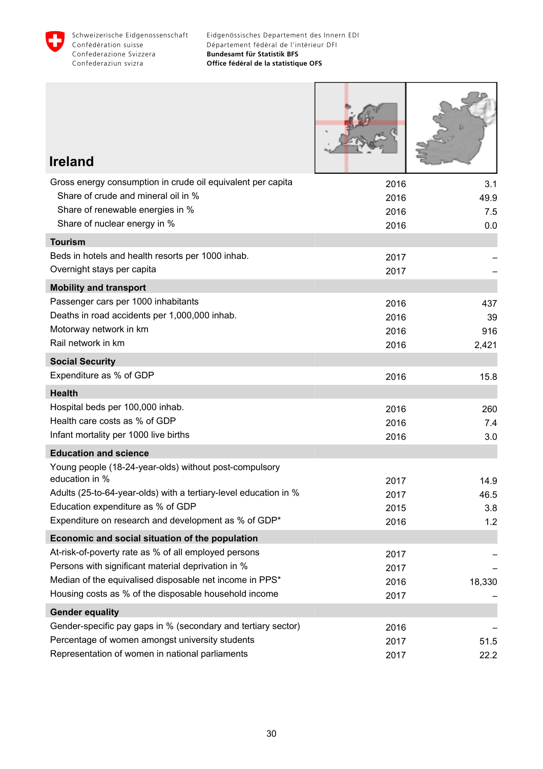# Ireland

| | | |
|---|---|---|
| Gross energy consumption in crude oil equivalent per capita | 2016 | 3.1 |
| Share of crude and mineral oil in % | 2016 | 49.9 |
| Share of renewable energies in % | 2016 | 7.5 |
| Share of nuclear energy in % | 2016 | 0.0 |
| **Tourism** | | |
| Beds in hotels and health resorts per 1000 inhab. | 2017 | – |
| Overnight stays per capita | 2017 | – |
| **Mobility and transport** | | |
| Passenger cars per 1000 inhabitants | 2016 | 437 |
| Deaths in road accidents per 1,000,000 inhab. | 2016 | 39 |
| Motorway network in km | 2016 | 916 |
| Rail network in km | 2016 | 2,421 |
| **Social Security** | | |
| Expenditure as % of GDP | 2016 | 15.8 |
| **Health** | | |
| Hospital beds per 100,000 inhab. | 2016 | 260 |
| Health care costs as % of GDP | 2016 | 7.4 |
| Infant mortality per 1000 live births | 2016 | 3.0 |
| **Education and science** | | |
| Young people (18-24-year-olds) without post-compulsory education in % | 2017 | 14.9 |
| Adults (25-to-64-year-olds) with a tertiary-level education in % | 2017 | 46.5 |
| Education expenditure as % of GDP | 2015 | 3.8 |
| Expenditure on research and development as % of GDP* | 2016 | 1.2 |
| **Economic and social situation of the population** | | |
| At-risk-of-poverty rate as % of all employed persons | 2017 | – |
| Persons with significant material deprivation in % | 2017 | – |
| Median of the equivalised disposable net income in PPS* | 2016 | 18,330 |
| Housing costs as % of the disposable household income | 2017 | – |
| **Gender equality** | | |
| Gender-specific pay gaps in % (secondary and tertiary sector) | 2016 | – |
| Percentage of women amongst university students | 2017 | 51.5 |
| Representation of women in national parliaments | 2017 | 22.2 |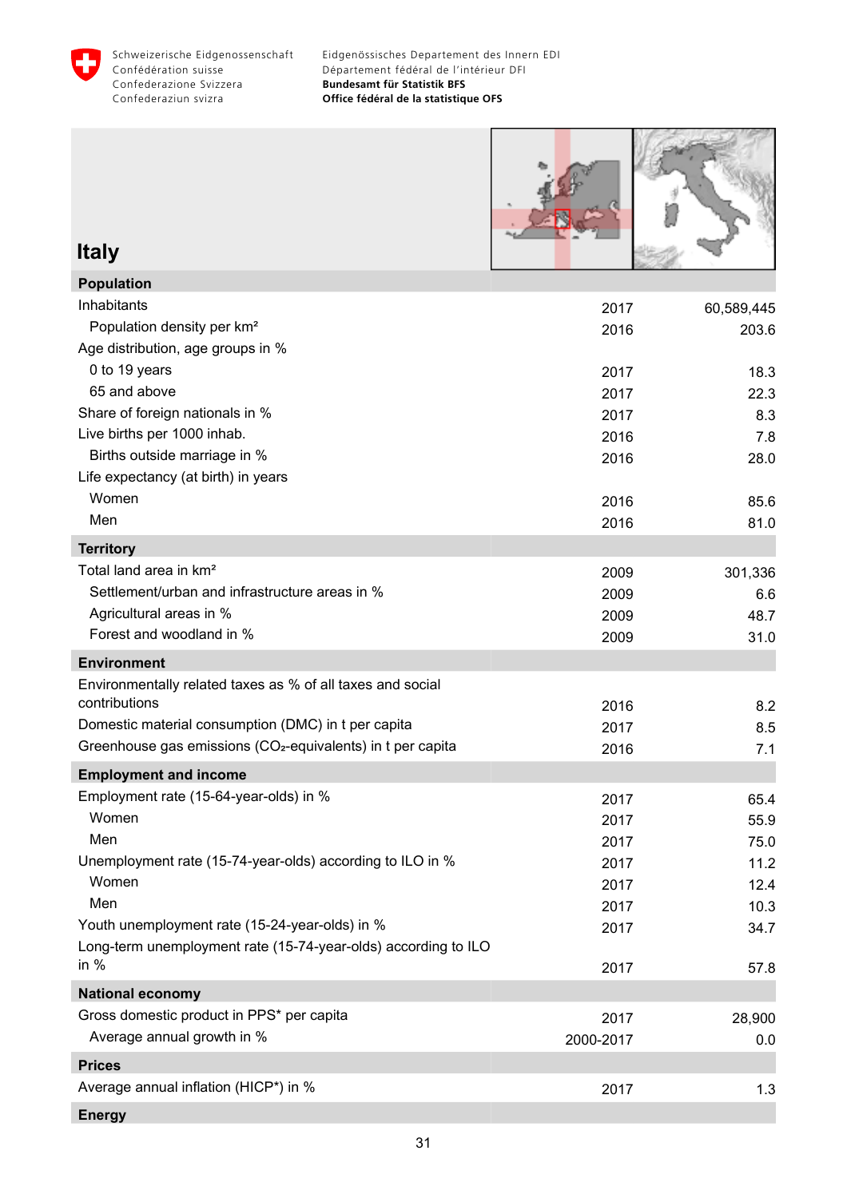# Italy

| Population | | |
|---|---|---|
| Inhabitants | 2017 | 60,589,445 |
| Population density per km² | 2016 | 203.6 |
| Age distribution, age groups in % | | |
| 0 to 19 years | 2017 | 18.3 |
| 65 and above | 2017 | 22.3 |
| Share of foreign nationals in % | 2017 | 8.3 |
| Live births per 1000 inhab. | 2016 | 7.8 |
| Births outside marriage in % | 2016 | 28.0 |
| Life expectancy (at birth) in years | | |
| Women | 2016 | 85.6 |
| Men | 2016 | 81.0 |
| **Territory** | | |
| Total land area in km² | 2009 | 301,336 |
| Settlement/urban and infrastructure areas in % | 2009 | 6.6 |
| Agricultural areas in % | 2009 | 48.7 |
| Forest and woodland in % | 2009 | 31.0 |
| **Environment** | | |
| Environmentally related taxes as % of all taxes and social contributions | 2016 | 8.2 |
| Domestic material consumption (DMC) in t per capita | 2017 | 8.5 |
| Greenhouse gas emissions ($CO_2$-equivalents) in t per capita | 2016 | 7.1 |
| **Employment and income** | | |
| Employment rate (15-64-year-olds) in % | 2017 | 65.4 |
| Women | 2017 | 55.9 |
| Men | 2017 | 75.0 |
| Unemployment rate (15-74-year-olds) according to ILO in % | 2017 | 11.2 |
| Women | 2017 | 12.4 |
| Men | 2017 | 10.3 |
| Youth unemployment rate (15-24-year-olds) in % | 2017 | 34.7 |
| Long-term unemployment rate (15-74-year-olds) according to ILO in % | 2017 | 57.8 |
| **National economy** | | |
| Gross domestic product in PPS* per capita | 2017 | 28,900 |
| Average annual growth in % | 2000-2017 | 0.0 |
| **Prices** | | |
| Average annual inflation (HICP*) in % | 2017 | 1.3 |
| **Energy** | | |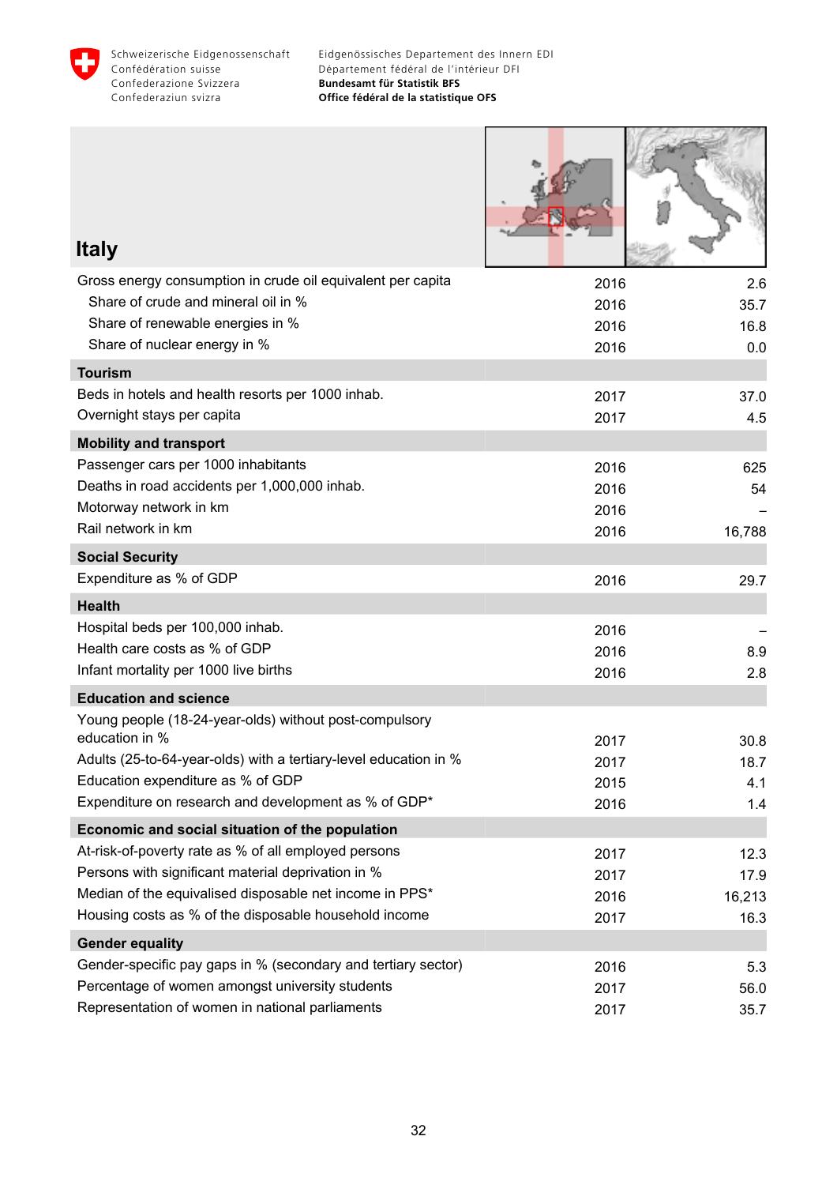# Italy

| | | |
|---|---|---|
| Gross energy consumption in crude oil equivalent per capita | 2016 | 2.6 |
| Share of crude and mineral oil in % | 2016 | 35.7 |
| Share of renewable energies in % | 2016 | 16.8 |
| Share of nuclear energy in % | 2016 | 0.0 |
| **Tourism** | | |
| Beds in hotels and health resorts per 1000 inhab. | 2017 | 37.0 |
| Overnight stays per capita | 2017 | 4.5 |
| **Mobility and transport** | | |
| Passenger cars per 1000 inhabitants | 2016 | 625 |
| Deaths in road accidents per 1,000,000 inhab. | 2016 | 54 |
| Motorway network in km | 2016 | – |
| Rail network in km | 2016 | 16,788 |
| **Social Security** | | |
| Expenditure as % of GDP | 2016 | 29.7 |
| **Health** | | |
| Hospital beds per 100,000 inhab. | 2016 | – |
| Health care costs as % of GDP | 2016 | 8.9 |
| Infant mortality per 1000 live births | 2016 | 2.8 |
| **Education and science** | | |
| Young people (18-24-year-olds) without post-compulsory education in % | 2017 | 30.8 |
| Adults (25-to-64-year-olds) with a tertiary-level education in % | 2017 | 18.7 |
| Education expenditure as % of GDP | 2015 | 4.1 |
| Expenditure on research and development as % of GDP* | 2016 | 1.4 |
| **Economic and social situation of the population** | | |
| At-risk-of-poverty rate as % of all employed persons | 2017 | 12.3 |
| Persons with significant material deprivation in % | 2017 | 17.9 |
| Median of the equivalised disposable net income in PPS* | 2016 | 16,213 |
| Housing costs as % of the disposable household income | 2017 | 16.3 |
| **Gender equality** | | |
| Gender-specific pay gaps in % (secondary and tertiary sector) | 2016 | 5.3 |
| Percentage of women amongst university students | 2017 | 56.0 |
| Representation of women in national parliaments | 2017 | 35.7 |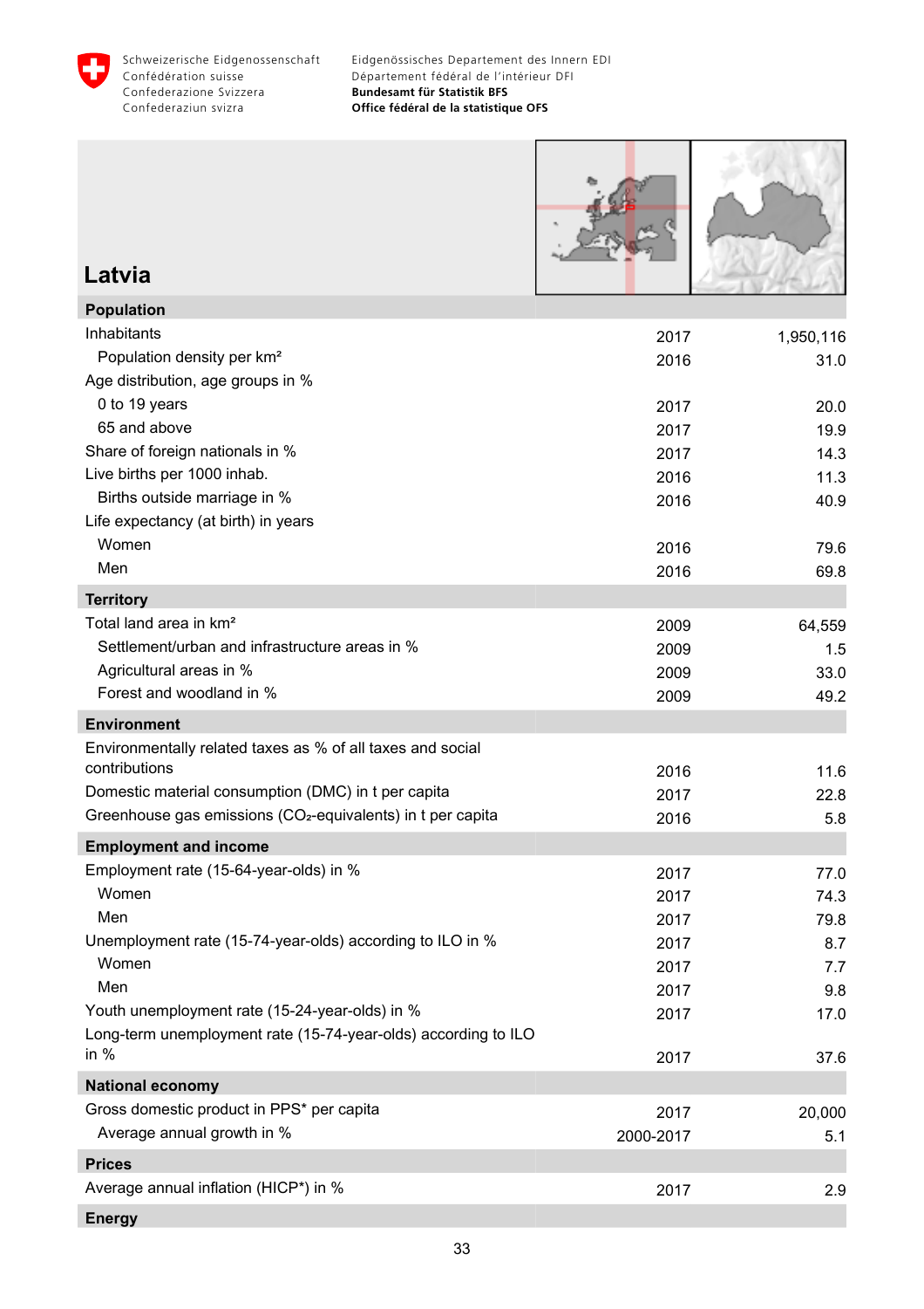# Latvia

| | | |
|---|---|---|
| **Population** | | |
| Inhabitants | 2017 | 1,950,116 |
| Population density per km² | 2016 | 31.0 |
| Age distribution, age groups in % | | |
| 0 to 19 years | 2017 | 20.0 |
| 65 and above | 2017 | 19.9 |
| Share of foreign nationals in % | 2017 | 14.3 |
| Live births per 1000 inhab. | 2016 | 11.3 |
| Births outside marriage in % | 2016 | 40.9 |
| Life expectancy (at birth) in years | | |
| Women | 2016 | 79.6 |
| Men | 2016 | 69.8 |
| **Territory** | | |
| Total land area in km² | 2009 | 64,559 |
| Settlement/urban and infrastructure areas in % | 2009 | 1.5 |
| Agricultural areas in % | 2009 | 33.0 |
| Forest and woodland in % | 2009 | 49.2 |
| **Environment** | | |
| Environmentally related taxes as % of all taxes and social contributions | 2016 | 11.6 |
| Domestic material consumption (DMC) in t per capita | 2017 | 22.8 |
| Greenhouse gas emissions ($CO_2$-equivalents) in t per capita | 2016 | 5.8 |
| **Employment and income** | | |
| Employment rate (15-64-year-olds) in % | 2017 | 77.0 |
| Women | 2017 | 74.3 |
| Men | 2017 | 79.8 |
| Unemployment rate (15-74-year-olds) according to ILO in % | 2017 | 8.7 |
| Women | 2017 | 7.7 |
| Men | 2017 | 9.8 |
| Youth unemployment rate (15-24-year-olds) in % | 2017 | 17.0 |
| Long-term unemployment rate (15-74-year-olds) according to ILO in % | 2017 | 37.6 |
| **National economy** | | |
| Gross domestic product in PPS* per capita | 2017 | 20,000 |
| Average annual growth in % | 2000-2017 | 5.1 |
| **Prices** | | |
| Average annual inflation (HICP*) in % | 2017 | 2.9 |
| **Energy** | | |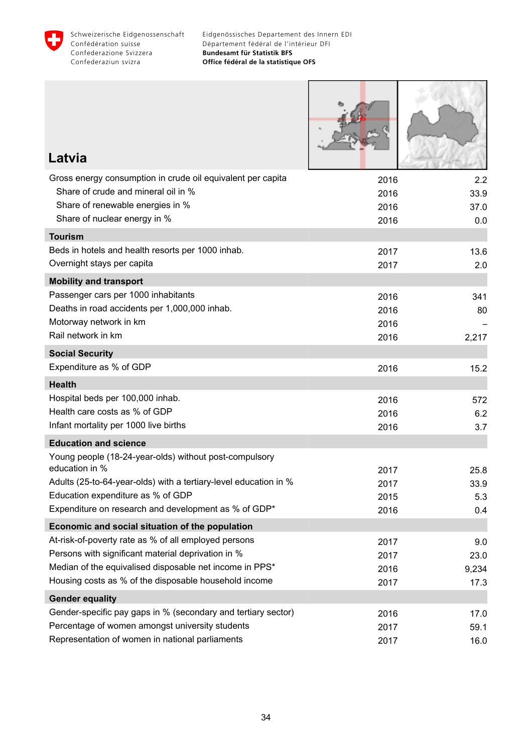# Latvia

| | | |
|---|---|---|
| Gross energy consumption in crude oil equivalent per capita | 2016 | 2.2 |
| Share of crude and mineral oil in % | 2016 | 33.9 |
| Share of renewable energies in % | 2016 | 37.0 |
| Share of nuclear energy in % | 2016 | 0.0 |
| **Tourism** | | |
| Beds in hotels and health resorts per 1000 inhab. | 2017 | 13.6 |
| Overnight stays per capita | 2017 | 2.0 |
| **Mobility and transport** | | |
| Passenger cars per 1000 inhabitants | 2016 | 341 |
| Deaths in road accidents per 1,000,000 inhab. | 2016 | 80 |
| Motorway network in km | 2016 | – |
| Rail network in km | 2016 | 2,217 |
| **Social Security** | | |
| Expenditure as % of GDP | 2016 | 15.2 |
| **Health** | | |
| Hospital beds per 100,000 inhab. | 2016 | 572 |
| Health care costs as % of GDP | 2016 | 6.2 |
| Infant mortality per 1000 live births | 2016 | 3.7 |
| **Education and science** | | |
| Young people (18-24-year-olds) without post-compulsory education in % | 2017 | 25.8 |
| Adults (25-to-64-year-olds) with a tertiary-level education in % | 2017 | 33.9 |
| Education expenditure as % of GDP | 2015 | 5.3 |
| Expenditure on research and development as % of GDP* | 2016 | 0.4 |
| **Economic and social situation of the population** | | |
| At-risk-of-poverty rate as % of all employed persons | 2017 | 9.0 |
| Persons with significant material deprivation in % | 2017 | 23.0 |
| Median of the equivalised disposable net income in PPS* | 2016 | 9,234 |
| Housing costs as % of the disposable household income | 2017 | 17.3 |
| **Gender equality** | | |
| Gender-specific pay gaps in % (secondary and tertiary sector) | 2016 | 17.0 |
| Percentage of women amongst university students | 2017 | 59.1 |
| Representation of women in national parliaments | 2017 | 16.0 |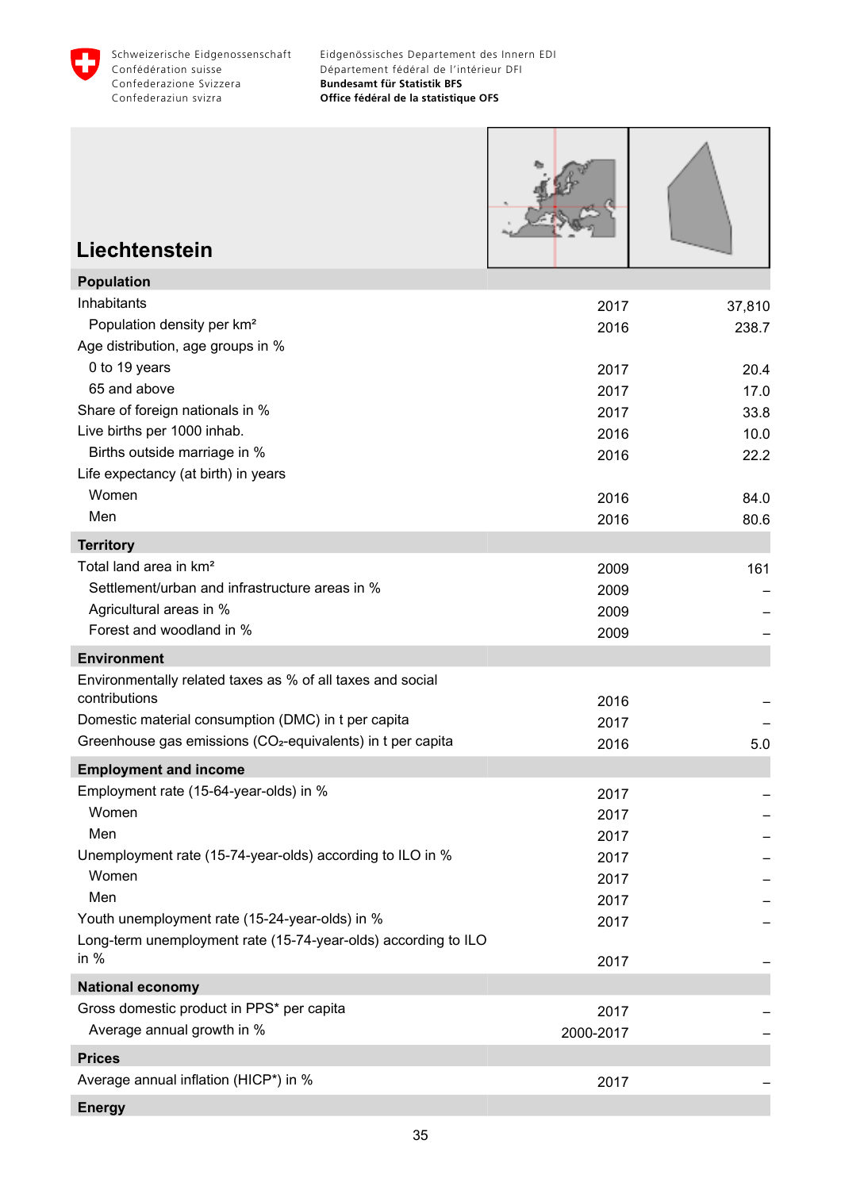# Liechtenstein

| | | |
|---|---|---|
| **Population** | | |
| Inhabitants | 2017 | 37,810 |
| Population density per km² | 2016 | 238.7 |
| Age distribution, age groups in % | | |
| 0 to 19 years | 2017 | 20.4 |
| 65 and above | 2017 | 17.0 |
| Share of foreign nationals in % | 2017 | 33.8 |
| Live births per 1000 inhab. | 2016 | 10.0 |
| Births outside marriage in % | 2016 | 22.2 |
| Life expectancy (at birth) in years | | |
| Women | 2016 | 84.0 |
| Men | 2016 | 80.6 |
| **Territory** | | |
| Total land area in km² | 2009 | 161 |
| Settlement/urban and infrastructure areas in % | 2009 | – |
| Agricultural areas in % | 2009 | – |
| Forest and woodland in % | 2009 | – |
| **Environment** | | |
| Environmentally related taxes as % of all taxes and social contributions | 2016 | – |
| Domestic material consumption (DMC) in t per capita | 2017 | – |
| Greenhouse gas emissions ($CO_2$-equivalents) in t per capita | 2016 | 5.0 |
| **Employment and income** | | |
| Employment rate (15-64-year-olds) in % | 2017 | – |
| Women | 2017 | – |
| Men | 2017 | – |
| Unemployment rate (15-74-year-olds) according to ILO in % | 2017 | – |
| Women | 2017 | – |
| Men | 2017 | – |
| Youth unemployment rate (15-24-year-olds) in % | 2017 | – |
| Long-term unemployment rate (15-74-year-olds) according to ILO in % | 2017 | – |
| **National economy** | | |
| Gross domestic product in PPS* per capita | 2017 | – |
| Average annual growth in % | 2000-2017 | – |
| **Prices** | | |
| Average annual inflation (HICP*) in % | 2017 | – |
| **Energy** | | |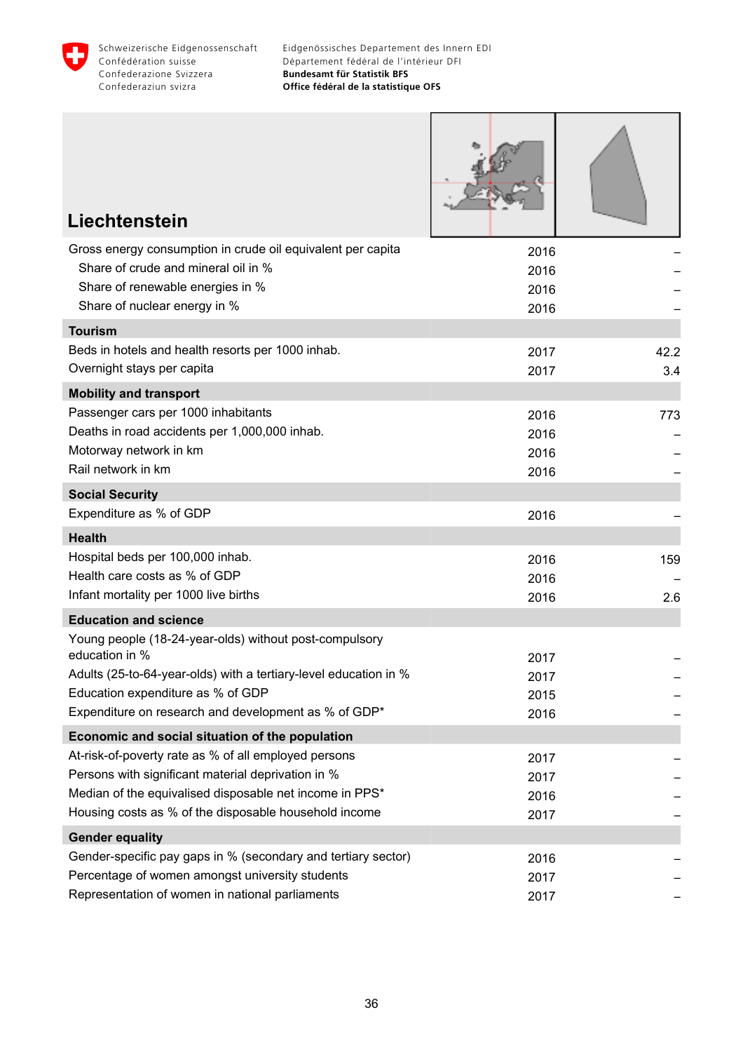# Liechtenstein

| | | |
|---|---|---|
| Gross energy consumption in crude oil equivalent per capita | 2016 | – |
| Share of crude and mineral oil in % | 2016 | – |
| Share of renewable energies in % | 2016 | – |
| Share of nuclear energy in % | 2016 | – |
| **Tourism** | | |
| Beds in hotels and health resorts per 1000 inhab. | 2017 | 42.2 |
| Overnight stays per capita | 2017 | 3.4 |
| **Mobility and transport** | | |
| Passenger cars per 1000 inhabitants | 2016 | 773 |
| Deaths in road accidents per 1,000,000 inhab. | 2016 | – |
| Motorway network in km | 2016 | – |
| Rail network in km | 2016 | – |
| **Social Security** | | |
| Expenditure as % of GDP | 2016 | – |
| **Health** | | |
| Hospital beds per 100,000 inhab. | 2016 | 159 |
| Health care costs as % of GDP | 2016 | – |
| Infant mortality per 1000 live births | 2016 | 2.6 |
| **Education and science** | | |
| Young people (18-24-year-olds) without post-compulsory education in % | 2017 | – |
| Adults (25-to-64-year-olds) with a tertiary-level education in % | 2017 | – |
| Education expenditure as % of GDP | 2015 | – |
| Expenditure on research and development as % of GDP* | 2016 | – |
| **Economic and social situation of the population** | | |
| At-risk-of-poverty rate as % of all employed persons | 2017 | – |
| Persons with significant material deprivation in % | 2017 | – |
| Median of the equivalised disposable net income in PPS* | 2016 | – |
| Housing costs as % of the disposable household income | 2017 | – |
| **Gender equality** | | |
| Gender-specific pay gaps in % (secondary and tertiary sector) | 2016 | – |
| Percentage of women amongst university students | 2017 | – |
| Representation of women in national parliaments | 2017 | – |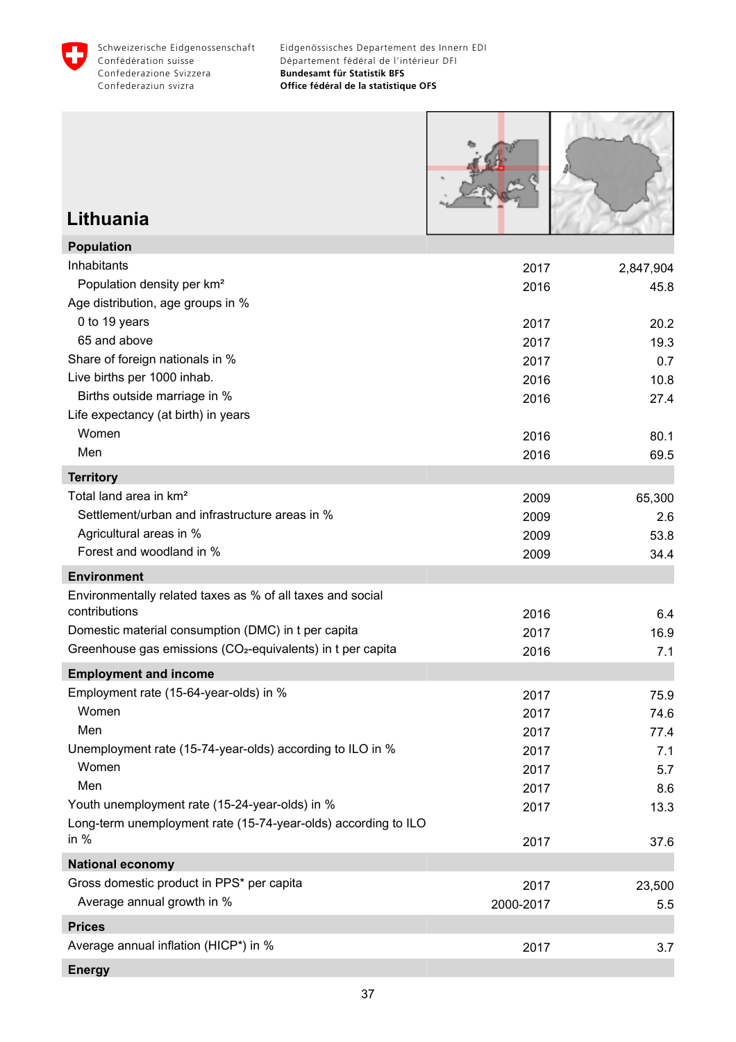# Lithuania

| | | |
|---|---|---|
| **Population** | | |
| Inhabitants | 2017 | 2,847,904 |
| Population density per km² | 2016 | 45.8 |
| Age distribution, age groups in % | | |
| 0 to 19 years | 2017 | 20.2 |
| 65 and above | 2017 | 19.3 |
| Share of foreign nationals in % | 2017 | 0.7 |
| Live births per 1000 inhab. | 2016 | 10.8 |
| Births outside marriage in % | 2016 | 27.4 |
| Life expectancy (at birth) in years | | |
| Women | 2016 | 80.1 |
| Men | 2016 | 69.5 |
| **Territory** | | |
| Total land area in km² | 2009 | 65,300 |
| Settlement/urban and infrastructure areas in % | 2009 | 2.6 |
| Agricultural areas in % | 2009 | 53.8 |
| Forest and woodland in % | 2009 | 34.4 |
| **Environment** | | |
| Environmentally related taxes as % of all taxes and social contributions | 2016 | 6.4 |
| Domestic material consumption (DMC) in t per capita | 2017 | 16.9 |
| Greenhouse gas emissions ($CO_2$-equivalents) in t per capita | 2016 | 7.1 |
| **Employment and income** | | |
| Employment rate (15-64-year-olds) in % | 2017 | 75.9 |
| Women | 2017 | 74.6 |
| Men | 2017 | 77.4 |
| Unemployment rate (15-74-year-olds) according to ILO in % | 2017 | 7.1 |
| Women | 2017 | 5.7 |
| Men | 2017 | 8.6 |
| Youth unemployment rate (15-24-year-olds) in % | 2017 | 13.3 |
| Long-term unemployment rate (15-74-year-olds) according to ILO in % | 2017 | 37.6 |
| **National economy** | | |
| Gross domestic product in PPS* per capita | 2017 | 23,500 |
| Average annual growth in % | 2000-2017 | 5.5 |
| **Prices** | | |
| Average annual inflation (HICP*) in % | 2017 | 3.7 |
| **Energy** | | |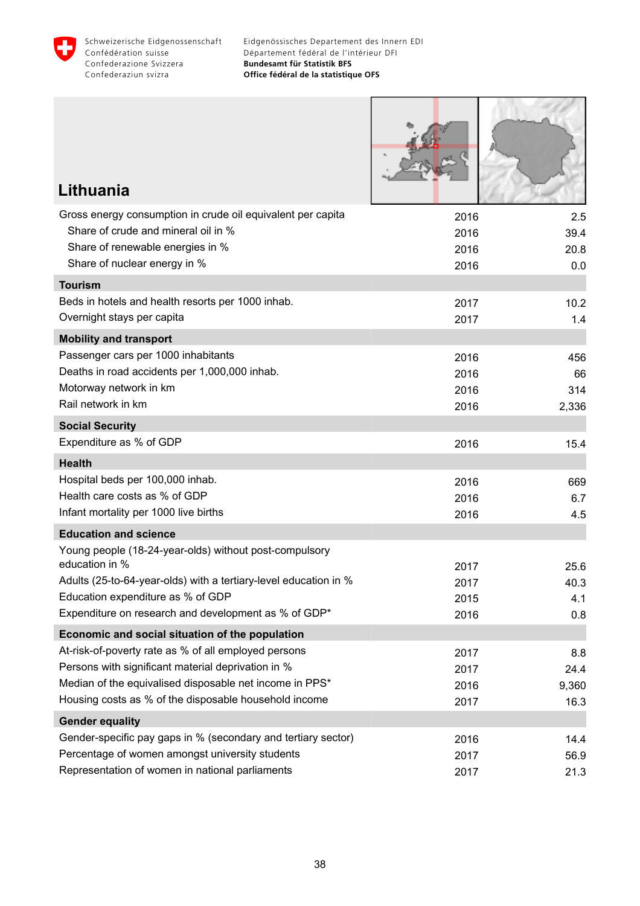# Lithuania

| | | |
|---|---|---|
| Gross energy consumption in crude oil equivalent per capita | 2016 | 2.5 |
| Share of crude and mineral oil in % | 2016 | 39.4 |
| Share of renewable energies in % | 2016 | 20.8 |
| Share of nuclear energy in % | 2016 | 0.0 |
| **Tourism** | | |
| Beds in hotels and health resorts per 1000 inhab. | 2017 | 10.2 |
| Overnight stays per capita | 2017 | 1.4 |
| **Mobility and transport** | | |
| Passenger cars per 1000 inhabitants | 2016 | 456 |
| Deaths in road accidents per 1,000,000 inhab. | 2016 | 66 |
| Motorway network in km | 2016 | 314 |
| Rail network in km | 2016 | 2,336 |
| **Social Security** | | |
| Expenditure as % of GDP | 2016 | 15.4 |
| **Health** | | |
| Hospital beds per 100,000 inhab. | 2016 | 669 |
| Health care costs as % of GDP | 2016 | 6.7 |
| Infant mortality per 1000 live births | 2016 | 4.5 |
| **Education and science** | | |
| Young people (18-24-year-olds) without post-compulsory education in % | 2017 | 25.6 |
| Adults (25-to-64-year-olds) with a tertiary-level education in % | 2017 | 40.3 |
| Education expenditure as % of GDP | 2015 | 4.1 |
| Expenditure on research and development as % of GDP* | 2016 | 0.8 |
| **Economic and social situation of the population** | | |
| At-risk-of-poverty rate as % of all employed persons | 2017 | 8.8 |
| Persons with significant material deprivation in % | 2017 | 24.4 |
| Median of the equivalised disposable net income in PPS* | 2016 | 9,360 |
| Housing costs as % of the disposable household income | 2017 | 16.3 |
| **Gender equality** | | |
| Gender-specific pay gaps in % (secondary and tertiary sector) | 2016 | 14.4 |
| Percentage of women amongst university students | 2017 | 56.9 |
| Representation of women in national parliaments | 2017 | 21.3 |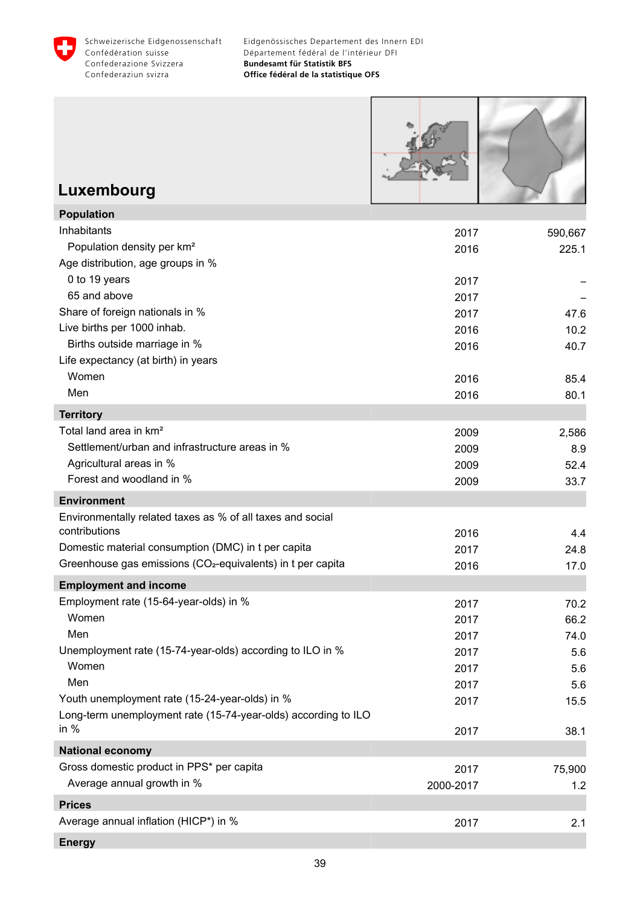Schweizerische Eidgenossenschaft
Confédération suisse
Confederazione Svizzera
Confederaziun svizra

Eidgenössisches Departement des Innern EDI
Département fédéral de l'intérieur DFI
**Bundesamt für Statistik BFS**
**Office fédéral de la statistique OFS**

# Luxembourg

| **Population** | | |
|---|---|---|
| Inhabitants | 2017 | 590,667 |
| Population density per km² | 2016 | 225.1 |
| Age distribution, age groups in % | | |
| 0 to 19 years | 2017 | – |
| 65 and above | 2017 | – |
| Share of foreign nationals in % | 2017 | 47.6 |
| Live births per 1000 inhab. | 2016 | 10.2 |
| Births outside marriage in % | 2016 | 40.7 |
| Life expectancy (at birth) in years | | |
| Women | 2016 | 85.4 |
| Men | 2016 | 80.1 |
| **Territory** | | |
| Total land area in km² | 2009 | 2,586 |
| Settlement/urban and infrastructure areas in % | 2009 | 8.9 |
| Agricultural areas in % | 2009 | 52.4 |
| Forest and woodland in % | 2009 | 33.7 |
| **Environment** | | |
| Environmentally related taxes as % of all taxes and social contributions | 2016 | 4.4 |
| Domestic material consumption (DMC) in t per capita | 2017 | 24.8 |
| Greenhouse gas emissions ($CO_2$-equivalents) in t per capita | 2016 | 17.0 |
| **Employment and income** | | |
| Employment rate (15-64-year-olds) in % | 2017 | 70.2 |
| Women | 2017 | 66.2 |
| Men | 2017 | 74.0 |
| Unemployment rate (15-74-year-olds) according to ILO in % | 2017 | 5.6 |
| Women | 2017 | 5.6 |
| Men | 2017 | 5.6 |
| Youth unemployment rate (15-24-year-olds) in % | 2017 | 15.5 |
| Long-term unemployment rate (15-74-year-olds) according to ILO in % | 2017 | 38.1 |
| **National economy** | | |
| Gross domestic product in PPS* per capita | 2017 | 75,900 |
| Average annual growth in % | 2000-2017 | 1.2 |
| **Prices** | | |
| Average annual inflation (HICP*) in % | 2017 | 2.1 |
| **Energy** | | |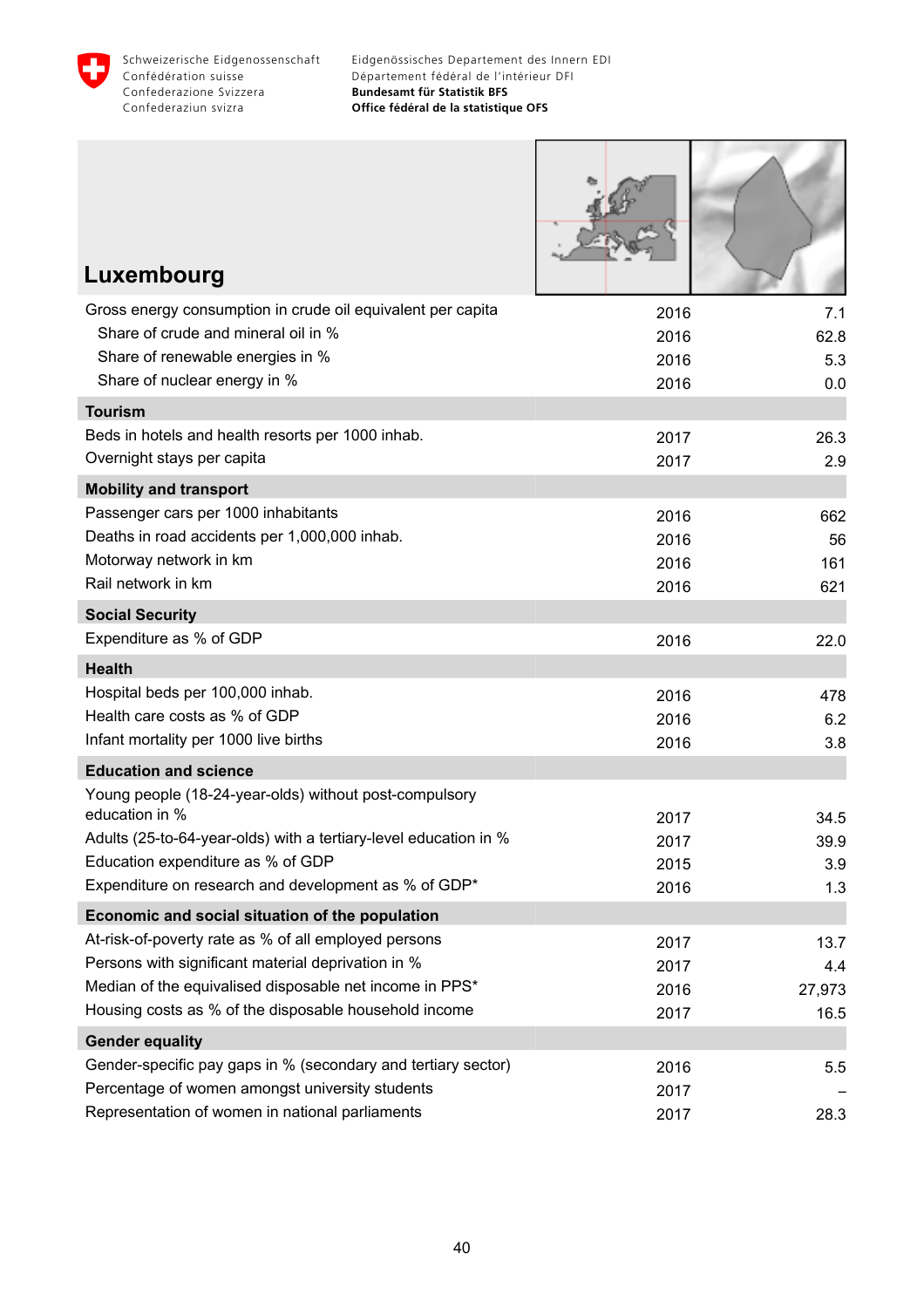# Luxembourg

| | | |
|---|---|---|
| Gross energy consumption in crude oil equivalent per capita | 2016 | 7.1 |
| Share of crude and mineral oil in % | 2016 | 62.8 |
| Share of renewable energies in % | 2016 | 5.3 |
| Share of nuclear energy in % | 2016 | 0.0 |
| **Tourism** | | |
| Beds in hotels and health resorts per 1000 inhab. | 2017 | 26.3 |
| Overnight stays per capita | 2017 | 2.9 |
| **Mobility and transport** | | |
| Passenger cars per 1000 inhabitants | 2016 | 662 |
| Deaths in road accidents per 1,000,000 inhab. | 2016 | 56 |
| Motorway network in km | 2016 | 161 |
| Rail network in km | 2016 | 621 |
| **Social Security** | | |
| Expenditure as % of GDP | 2016 | 22.0 |
| **Health** | | |
| Hospital beds per 100,000 inhab. | 2016 | 478 |
| Health care costs as % of GDP | 2016 | 6.2 |
| Infant mortality per 1000 live births | 2016 | 3.8 |
| **Education and science** | | |
| Young people (18-24-year-olds) without post-compulsory education in % | 2017 | 34.5 |
| Adults (25-to-64-year-olds) with a tertiary-level education in % | 2017 | 39.9 |
| Education expenditure as % of GDP | 2015 | 3.9 |
| Expenditure on research and development as % of GDP* | 2016 | 1.3 |
| **Economic and social situation of the population** | | |
| At-risk-of-poverty rate as % of all employed persons | 2017 | 13.7 |
| Persons with significant material deprivation in % | 2017 | 4.4 |
| Median of the equivalised disposable net income in PPS* | 2016 | 27,973 |
| Housing costs as % of the disposable household income | 2017 | 16.5 |
| **Gender equality** | | |
| Gender-specific pay gaps in % (secondary and tertiary sector) | 2016 | 5.5 |
| Percentage of women amongst university students | 2017 | – |
| Representation of women in national parliaments | 2017 | 28.3 |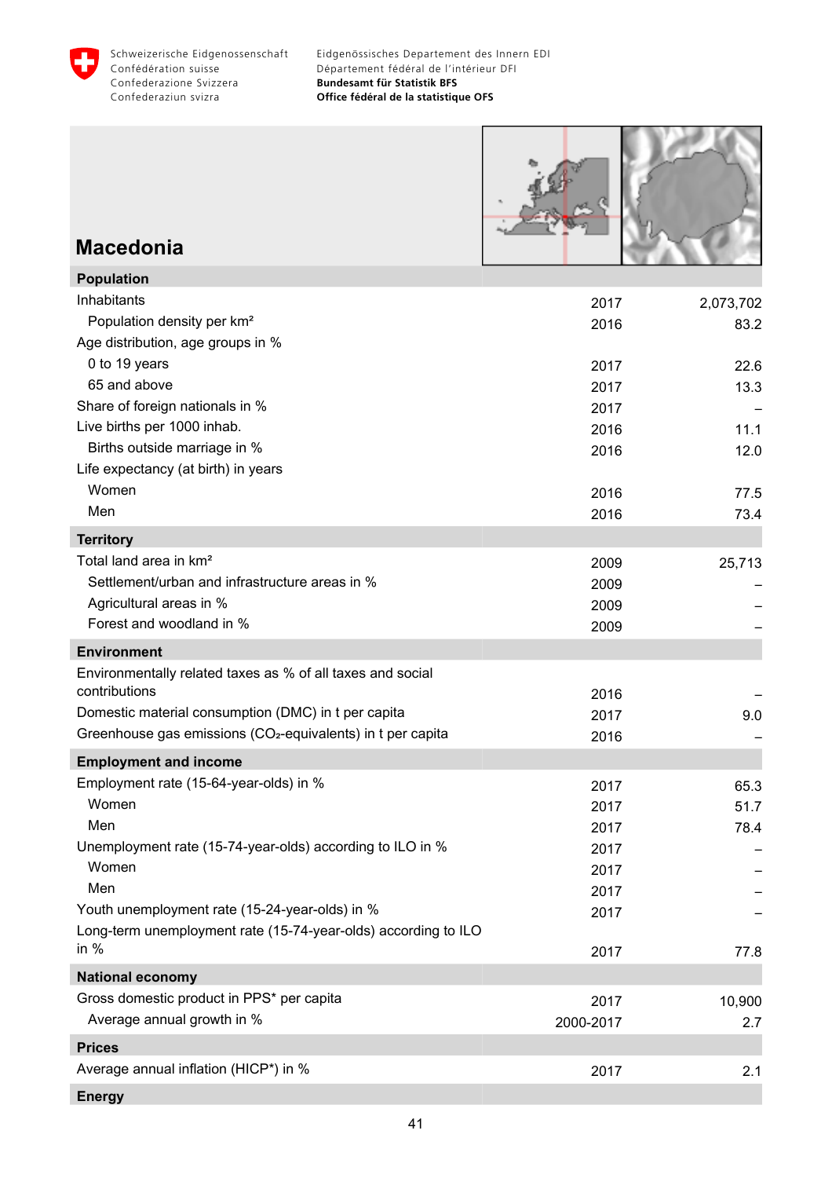# Macedonia

| | | |
|---|---|---|
| **Population** | | |
| Inhabitants | 2017 | 2,073,702 |
| Population density per km² | 2016 | 83.2 |
| Age distribution, age groups in % | | |
| 0 to 19 years | 2017 | 22.6 |
| 65 and above | 2017 | 13.3 |
| Share of foreign nationals in % | 2017 | – |
| Live births per 1000 inhab. | 2016 | 11.1 |
| Births outside marriage in % | 2016 | 12.0 |
| Life expectancy (at birth) in years | | |
| Women | 2016 | 77.5 |
| Men | 2016 | 73.4 |
| **Territory** | | |
| Total land area in km² | 2009 | 25,713 |
| Settlement/urban and infrastructure areas in % | 2009 | – |
| Agricultural areas in % | 2009 | – |
| Forest and woodland in % | 2009 | – |
| **Environment** | | |
| Environmentally related taxes as % of all taxes and social contributions | 2016 | – |
| Domestic material consumption (DMC) in t per capita | 2017 | 9.0 |
| Greenhouse gas emissions ($CO_2$-equivalents) in t per capita | 2016 | – |
| **Employment and income** | | |
| Employment rate (15-64-year-olds) in % | 2017 | 65.3 |
| Women | 2017 | 51.7 |
| Men | 2017 | 78.4 |
| Unemployment rate (15-74-year-olds) according to ILO in % | 2017 | – |
| Women | 2017 | – |
| Men | 2017 | – |
| Youth unemployment rate (15-24-year-olds) in % | 2017 | – |
| Long-term unemployment rate (15-74-year-olds) according to ILO in % | 2017 | 77.8 |
| **National economy** | | |
| Gross domestic product in PPS* per capita | 2017 | 10,900 |
| Average annual growth in % | 2000-2017 | 2.7 |
| **Prices** | | |
| Average annual inflation (HICP*) in % | 2017 | 2.1 |
| **Energy** | | |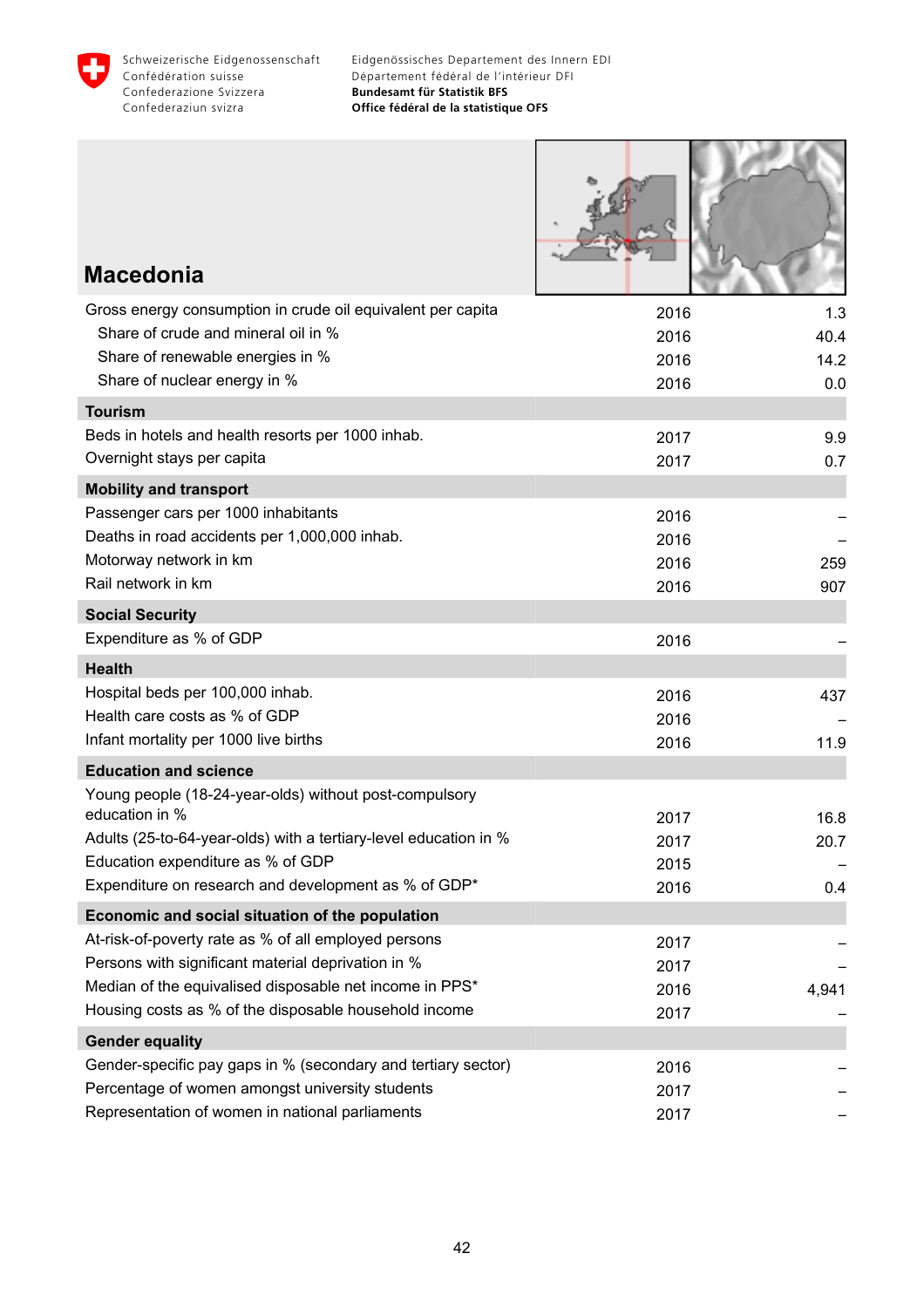## Macedonia

| | | |
|---|---|---|
| Gross energy consumption in crude oil equivalent per capita | 2016 | 1.3 |
| Share of crude and mineral oil in % | 2016 | 40.4 |
| Share of renewable energies in % | 2016 | 14.2 |
| Share of nuclear energy in % | 2016 | 0.0 |
| **Tourism** | | |
| Beds in hotels and health resorts per 1000 inhab. | 2017 | 9.9 |
| Overnight stays per capita | 2017 | 0.7 |
| **Mobility and transport** | | |
| Passenger cars per 1000 inhabitants | 2016 | – |
| Deaths in road accidents per 1,000,000 inhab. | 2016 | – |
| Motorway network in km | 2016 | 259 |
| Rail network in km | 2016 | 907 |
| **Social Security** | | |
| Expenditure as % of GDP | 2016 | – |
| **Health** | | |
| Hospital beds per 100,000 inhab. | 2016 | 437 |
| Health care costs as % of GDP | 2016 | – |
| Infant mortality per 1000 live births | 2016 | 11.9 |
| **Education and science** | | |
| Young people (18-24-year-olds) without post-compulsory education in % | 2017 | 16.8 |
| Adults (25-to-64-year-olds) with a tertiary-level education in % | 2017 | 20.7 |
| Education expenditure as % of GDP | 2015 | – |
| Expenditure on research and development as % of GDP* | 2016 | 0.4 |
| **Economic and social situation of the population** | | |
| At-risk-of-poverty rate as % of all employed persons | 2017 | – |
| Persons with significant material deprivation in % | 2017 | – |
| Median of the equivalised disposable net income in PPS* | 2016 | 4,941 |
| Housing costs as % of the disposable household income | 2017 | – |
| **Gender equality** | | |
| Gender-specific pay gaps in % (secondary and tertiary sector) | 2016 | – |
| Percentage of women amongst university students | 2017 | – |
| Representation of women in national parliaments | 2017 | – |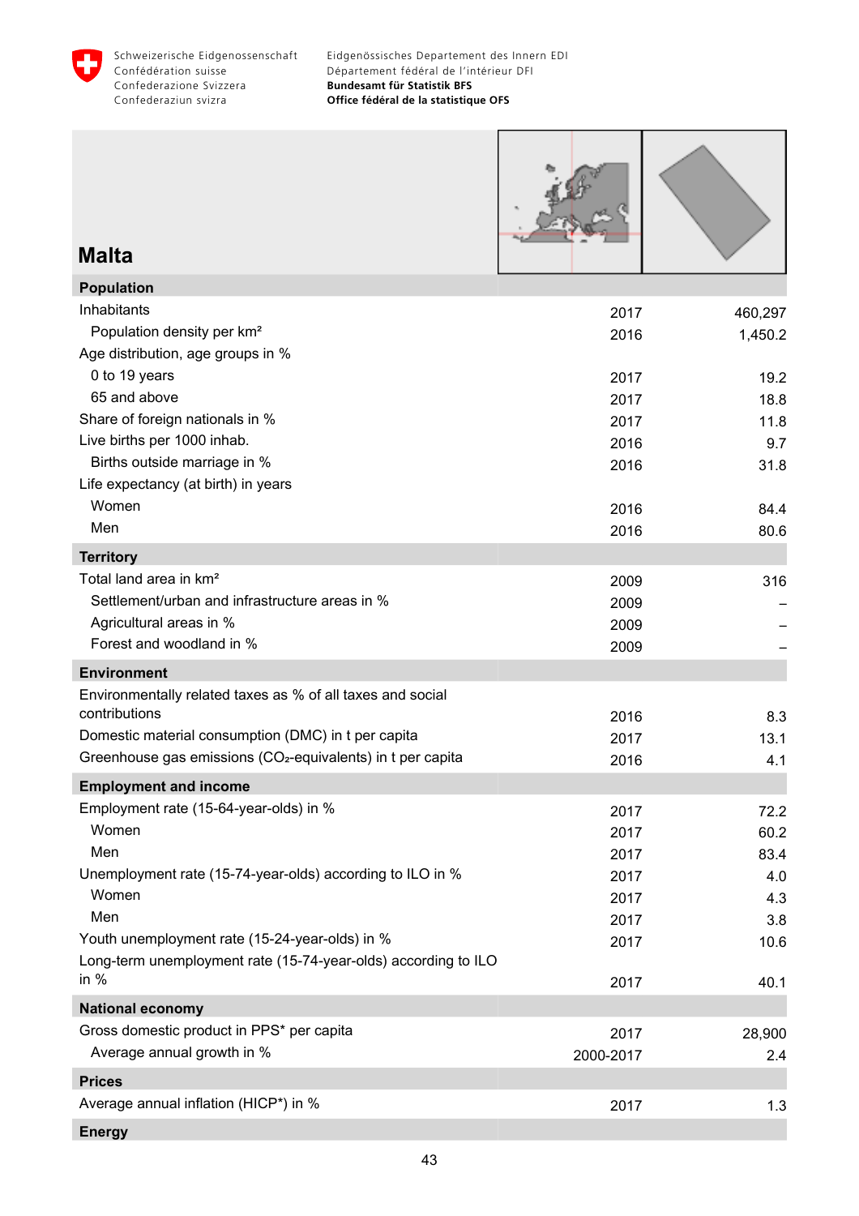Schweizerische Eidgenossenschaft
Confédération suisse
Confederazione Svizzera
Confederaziun svizra

Eidgenössisches Departement des Innern EDI
Département fédéral de l'intérieur DFI
**Bundesamt für Statistik BFS**
**Office fédéral de la statistique OFS**

# Malta

| | | |
|---|---|---|
| **Population** | | |
| Inhabitants | 2017 | 460,297 |
| Population density per km² | 2016 | 1,450.2 |
| Age distribution, age groups in % | | |
| 0 to 19 years | 2017 | 19.2 |
| 65 and above | 2017 | 18.8 |
| Share of foreign nationals in % | 2017 | 11.8 |
| Live births per 1000 inhab. | 2016 | 9.7 |
| Births outside marriage in % | 2016 | 31.8 |
| Life expectancy (at birth) in years | | |
| Women | 2016 | 84.4 |
| Men | 2016 | 80.6 |
| **Territory** | | |
| Total land area in km² | 2009 | 316 |
| Settlement/urban and infrastructure areas in % | 2009 | – |
| Agricultural areas in % | 2009 | – |
| Forest and woodland in % | 2009 | – |
| **Environment** | | |
| Environmentally related taxes as % of all taxes and social contributions | 2016 | 8.3 |
| Domestic material consumption (DMC) in t per capita | 2017 | 13.1 |
| Greenhouse gas emissions ($CO_2$-equivalents) in t per capita | 2016 | 4.1 |
| **Employment and income** | | |
| Employment rate (15-64-year-olds) in % | 2017 | 72.2 |
| Women | 2017 | 60.2 |
| Men | 2017 | 83.4 |
| Unemployment rate (15-74-year-olds) according to ILO in % | 2017 | 4.0 |
| Women | 2017 | 4.3 |
| Men | 2017 | 3.8 |
| Youth unemployment rate (15-24-year-olds) in % | 2017 | 10.6 |
| Long-term unemployment rate (15-74-year-olds) according to ILO in % | 2017 | 40.1 |
| **National economy** | | |
| Gross domestic product in PPS* per capita | 2017 | 28,900 |
| Average annual growth in % | 2000-2017 | 2.4 |
| **Prices** | | |
| Average annual inflation (HICP*) in % | 2017 | 1.3 |
| **Energy** | | |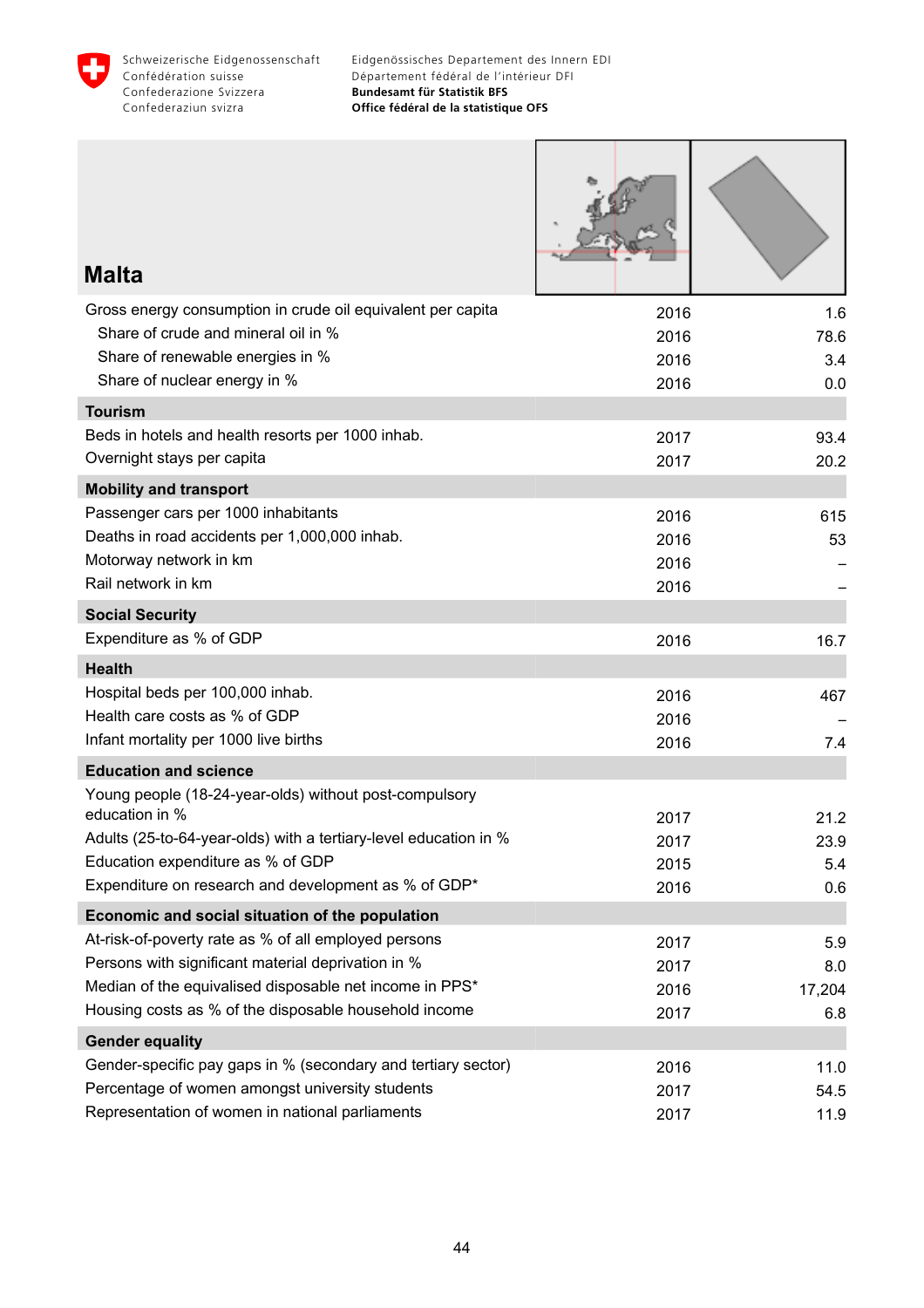# Malta

| | | |
|---|---|---|
| Gross energy consumption in crude oil equivalent per capita | 2016 | 1.6 |
| Share of crude and mineral oil in % | 2016 | 78.6 |
| Share of renewable energies in % | 2016 | 3.4 |
| Share of nuclear energy in % | 2016 | 0.0 |
| **Tourism** | | |
| Beds in hotels and health resorts per 1000 inhab. | 2017 | 93.4 |
| Overnight stays per capita | 2017 | 20.2 |
| **Mobility and transport** | | |
| Passenger cars per 1000 inhabitants | 2016 | 615 |
| Deaths in road accidents per 1,000,000 inhab. | 2016 | 53 |
| Motorway network in km | 2016 | – |
| Rail network in km | 2016 | – |
| **Social Security** | | |
| Expenditure as % of GDP | 2016 | 16.7 |
| **Health** | | |
| Hospital beds per 100,000 inhab. | 2016 | 467 |
| Health care costs as % of GDP | 2016 | – |
| Infant mortality per 1000 live births | 2016 | 7.4 |
| **Education and science** | | |
| Young people (18-24-year-olds) without post-compulsory education in % | 2017 | 21.2 |
| Adults (25-to-64-year-olds) with a tertiary-level education in % | 2017 | 23.9 |
| Education expenditure as % of GDP | 2015 | 5.4 |
| Expenditure on research and development as % of GDP* | 2016 | 0.6 |
| **Economic and social situation of the population** | | |
| At-risk-of-poverty rate as % of all employed persons | 2017 | 5.9 |
| Persons with significant material deprivation in % | 2017 | 8.0 |
| Median of the equivalised disposable net income in PPS* | 2016 | 17,204 |
| Housing costs as % of the disposable household income | 2017 | 6.8 |
| **Gender equality** | | |
| Gender-specific pay gaps in % (secondary and tertiary sector) | 2016 | 11.0 |
| Percentage of women amongst university students | 2017 | 54.5 |
| Representation of women in national parliaments | 2017 | 11.9 |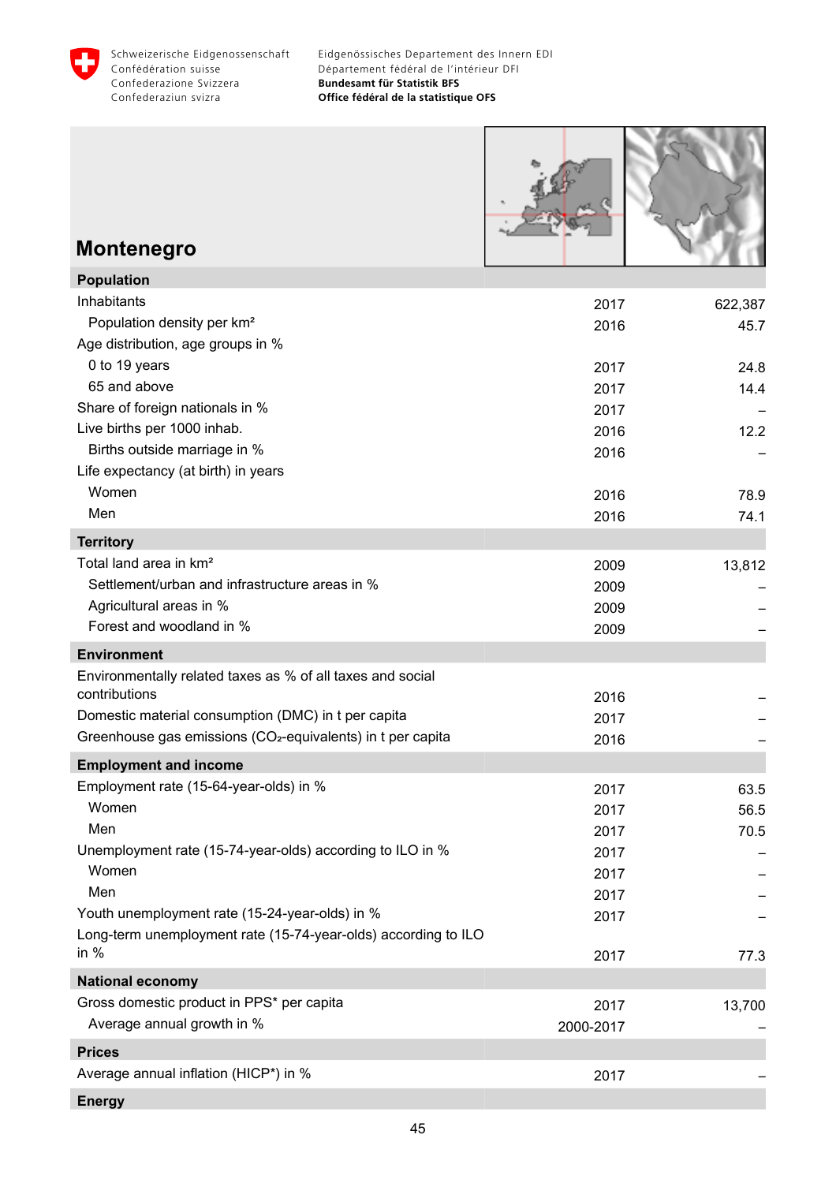Schweizerische Eidgenossenschaft
Confédération suisse
Confederazione Svizzera
Confederaziun svizra

Eidgenössisches Departement des Innern EDI
Département fédéral de l'intérieur DFI
**Bundesamt für Statistik BFS**
**Office fédéral de la statistique OFS**

# Montenegro

| **Population** | | |
|---|---|---|
| Inhabitants | 2017 | 622,387 |
| Population density per km² | 2016 | 45.7 |
| Age distribution, age groups in % | | |
| 0 to 19 years | 2017 | 24.8 |
| 65 and above | 2017 | 14.4 |
| Share of foreign nationals in % | 2017 | – |
| Live births per 1000 inhab. | 2016 | 12.2 |
| Births outside marriage in % | 2016 | – |
| Life expectancy (at birth) in years | | |
| Women | 2016 | 78.9 |
| Men | 2016 | 74.1 |
| **Territory** | | |
| Total land area in km² | 2009 | 13,812 |
| Settlement/urban and infrastructure areas in % | 2009 | – |
| Agricultural areas in % | 2009 | – |
| Forest and woodland in % | 2009 | – |
| **Environment** | | |
| Environmentally related taxes as % of all taxes and social contributions | 2016 | – |
| Domestic material consumption (DMC) in t per capita | 2017 | – |
| Greenhouse gas emissions ($CO_2$-equivalents) in t per capita | 2016 | – |
| **Employment and income** | | |
| Employment rate (15-64-year-olds) in % | 2017 | 63.5 |
| Women | 2017 | 56.5 |
| Men | 2017 | 70.5 |
| Unemployment rate (15-74-year-olds) according to ILO in % | 2017 | – |
| Women | 2017 | – |
| Men | 2017 | – |
| Youth unemployment rate (15-24-year-olds) in % | 2017 | – |
| Long-term unemployment rate (15-74-year-olds) according to ILO in % | 2017 | 77.3 |
| **National economy** | | |
| Gross domestic product in PPS* per capita | 2017 | 13,700 |
| Average annual growth in % | 2000-2017 | – |
| **Prices** | | |
| Average annual inflation (HICP*) in % | 2017 | – |
| **Energy** | | |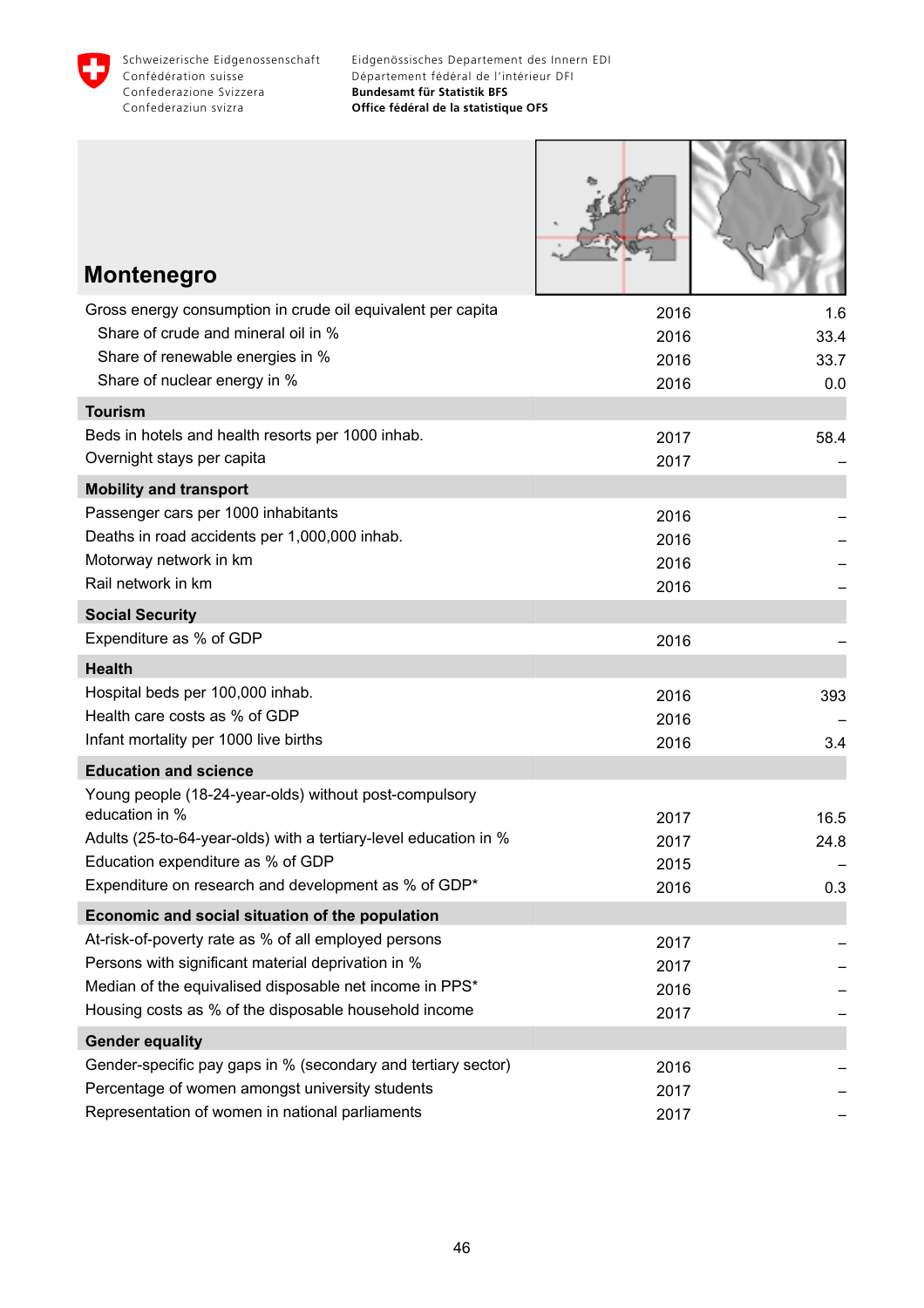# Montenegro

| | | |
|---|---|---|
| Gross energy consumption in crude oil equivalent per capita | 2016 | 1.6 |
| Share of crude and mineral oil in % | 2016 | 33.4 |
| Share of renewable energies in % | 2016 | 33.7 |
| Share of nuclear energy in % | 2016 | 0.0 |
| **Tourism** | | |
| Beds in hotels and health resorts per 1000 inhab. | 2017 | 58.4 |
| Overnight stays per capita | 2017 | – |
| **Mobility and transport** | | |
| Passenger cars per 1000 inhabitants | 2016 | – |
| Deaths in road accidents per 1,000,000 inhab. | 2016 | – |
| Motorway network in km | 2016 | – |
| Rail network in km | 2016 | – |
| **Social Security** | | |
| Expenditure as % of GDP | 2016 | – |
| **Health** | | |
| Hospital beds per 100,000 inhab. | 2016 | 393 |
| Health care costs as % of GDP | 2016 | – |
| Infant mortality per 1000 live births | 2016 | 3.4 |
| **Education and science** | | |
| Young people (18-24-year-olds) without post-compulsory education in % | 2017 | 16.5 |
| Adults (25-to-64-year-olds) with a tertiary-level education in % | 2017 | 24.8 |
| Education expenditure as % of GDP | 2015 | – |
| Expenditure on research and development as % of GDP* | 2016 | 0.3 |
| **Economic and social situation of the population** | | |
| At-risk-of-poverty rate as % of all employed persons | 2017 | – |
| Persons with significant material deprivation in % | 2017 | – |
| Median of the equivalised disposable net income in PPS* | 2016 | – |
| Housing costs as % of the disposable household income | 2017 | – |
| **Gender equality** | | |
| Gender-specific pay gaps in % (secondary and tertiary sector) | 2016 | – |
| Percentage of women amongst university students | 2017 | – |
| Representation of women in national parliaments | 2017 | – |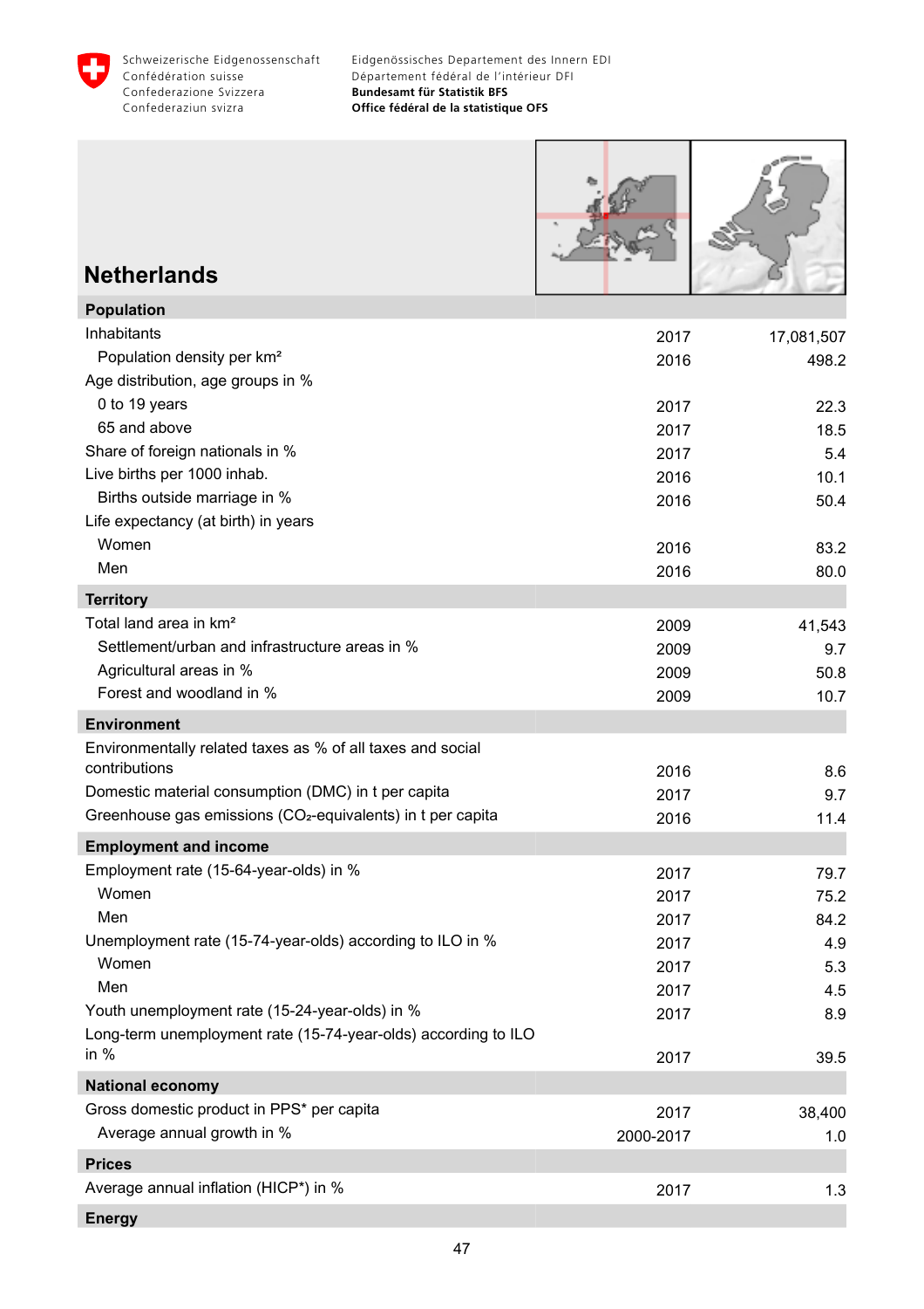# Netherlands

| | | |
|---|---|---|
| **Population** | | |
| Inhabitants | 2017 | 17,081,507 |
| Population density per km² | 2016 | 498.2 |
| Age distribution, age groups in % | | |
| 0 to 19 years | 2017 | 22.3 |
| 65 and above | 2017 | 18.5 |
| Share of foreign nationals in % | 2017 | 5.4 |
| Live births per 1000 inhab. | 2016 | 10.1 |
| Births outside marriage in % | 2016 | 50.4 |
| Life expectancy (at birth) in years | | |
| Women | 2016 | 83.2 |
| Men | 2016 | 80.0 |
| **Territory** | | |
| Total land area in km² | 2009 | 41,543 |
| Settlement/urban and infrastructure areas in % | 2009 | 9.7 |
| Agricultural areas in % | 2009 | 50.8 |
| Forest and woodland in % | 2009 | 10.7 |
| **Environment** | | |
| Environmentally related taxes as % of all taxes and social contributions | 2016 | 8.6 |
| Domestic material consumption (DMC) in t per capita | 2017 | 9.7 |
| Greenhouse gas emissions ($CO_2$-equivalents) in t per capita | 2016 | 11.4 |
| **Employment and income** | | |
| Employment rate (15-64-year-olds) in % | 2017 | 79.7 |
| Women | 2017 | 75.2 |
| Men | 2017 | 84.2 |
| Unemployment rate (15-74-year-olds) according to ILO in % | 2017 | 4.9 |
| Women | 2017 | 5.3 |
| Men | 2017 | 4.5 |
| Youth unemployment rate (15-24-year-olds) in % | 2017 | 8.9 |
| Long-term unemployment rate (15-74-year-olds) according to ILO in % | 2017 | 39.5 |
| **National economy** | | |
| Gross domestic product in PPS* per capita | 2017 | 38,400 |
| Average annual growth in % | 2000-2017 | 1.0 |
| **Prices** | | |
| Average annual inflation (HICP*) in % | 2017 | 1.3 |
| **Energy** | | |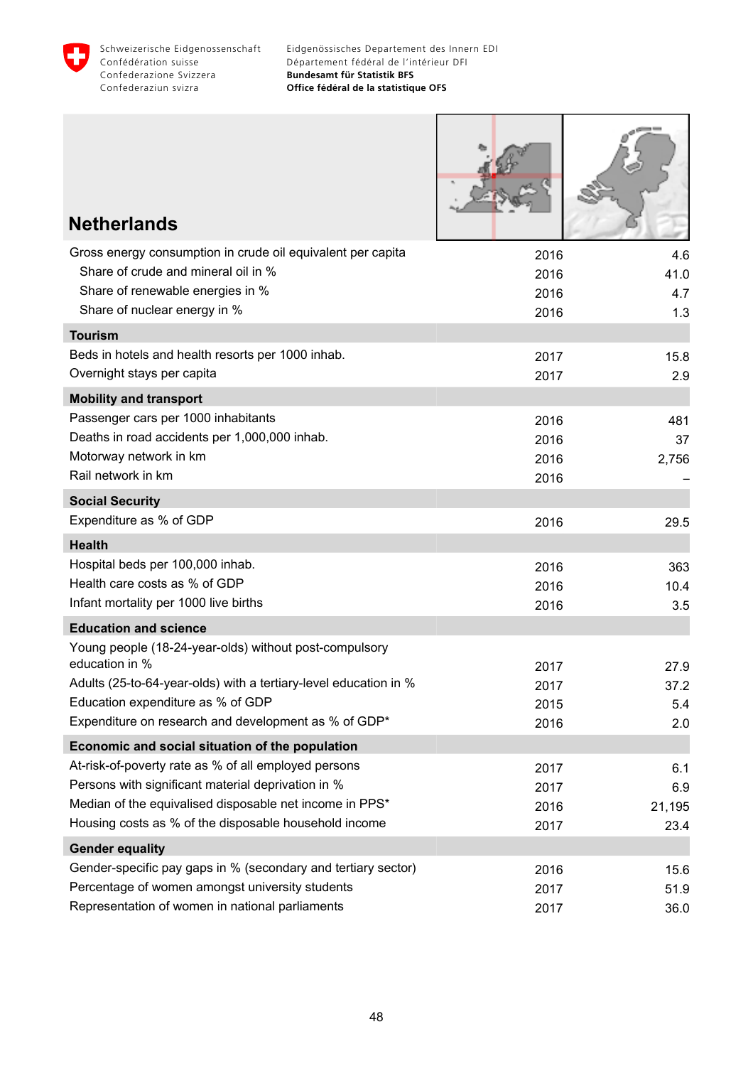## Netherlands

| Indicator | Year | Value |
|---|---|---|
| Gross energy consumption in crude oil equivalent per capita | 2016 | 4.6 |
| Share of crude and mineral oil in % | 2016 | 41.0 |
| Share of renewable energies in % | 2016 | 4.7 |
| Share of nuclear energy in % | 2016 | 1.3 |
| **Tourism** | | |
| Beds in hotels and health resorts per 1000 inhab. | 2017 | 15.8 |
| Overnight stays per capita | 2017 | 2.9 |
| **Mobility and transport** | | |
| Passenger cars per 1000 inhabitants | 2016 | 481 |
| Deaths in road accidents per 1,000,000 inhab. | 2016 | 37 |
| Motorway network in km | 2016 | 2,756 |
| Rail network in km | 2016 | – |
| **Social Security** | | |
| Expenditure as % of GDP | 2016 | 29.5 |
| **Health** | | |
| Hospital beds per 100,000 inhab. | 2016 | 363 |
| Health care costs as % of GDP | 2016 | 10.4 |
| Infant mortality per 1000 live births | 2016 | 3.5 |
| **Education and science** | | |
| Young people (18-24-year-olds) without post-compulsory education in % | 2017 | 27.9 |
| Adults (25-to-64-year-olds) with a tertiary-level education in % | 2017 | 37.2 |
| Education expenditure as % of GDP | 2015 | 5.4 |
| Expenditure on research and development as % of GDP* | 2016 | 2.0 |
| **Economic and social situation of the population** | | |
| At-risk-of-poverty rate as % of all employed persons | 2017 | 6.1 |
| Persons with significant material deprivation in % | 2017 | 6.9 |
| Median of the equivalised disposable net income in PPS* | 2016 | 21,195 |
| Housing costs as % of the disposable household income | 2017 | 23.4 |
| **Gender equality** | | |
| Gender-specific pay gaps in % (secondary and tertiary sector) | 2016 | 15.6 |
| Percentage of women amongst university students | 2017 | 51.9 |
| Representation of women in national parliaments | 2017 | 36.0 |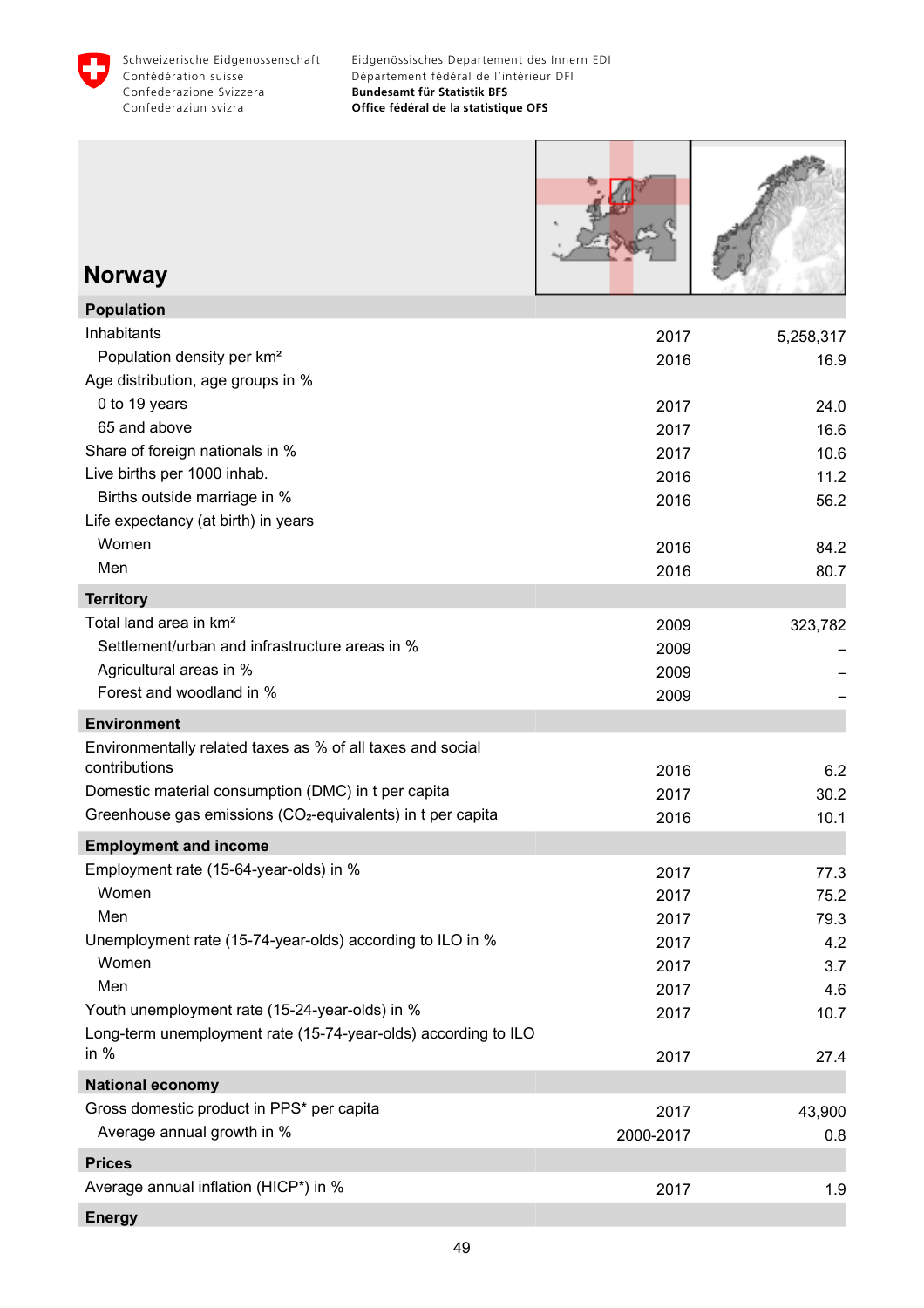# Norway

| | | |
|---|---|---|
| **Population** | | |
| Inhabitants | 2017 | 5,258,317 |
| Population density per km² | 2016 | 16.9 |
| Age distribution, age groups in % | | |
| 0 to 19 years | 2017 | 24.0 |
| 65 and above | 2017 | 16.6 |
| Share of foreign nationals in % | 2017 | 10.6 |
| Live births per 1000 inhab. | 2016 | 11.2 |
| Births outside marriage in % | 2016 | 56.2 |
| Life expectancy (at birth) in years | | |
| Women | 2016 | 84.2 |
| Men | 2016 | 80.7 |
| **Territory** | | |
| Total land area in km² | 2009 | 323,782 |
| Settlement/urban and infrastructure areas in % | 2009 | – |
| Agricultural areas in % | 2009 | – |
| Forest and woodland in % | 2009 | – |
| **Environment** | | |
| Environmentally related taxes as % of all taxes and social contributions | 2016 | 6.2 |
| Domestic material consumption (DMC) in t per capita | 2017 | 30.2 |
| Greenhouse gas emissions ($CO_2$-equivalents) in t per capita | 2016 | 10.1 |
| **Employment and income** | | |
| Employment rate (15-64-year-olds) in % | 2017 | 77.3 |
| Women | 2017 | 75.2 |
| Men | 2017 | 79.3 |
| Unemployment rate (15-74-year-olds) according to ILO in % | 2017 | 4.2 |
| Women | 2017 | 3.7 |
| Men | 2017 | 4.6 |
| Youth unemployment rate (15-24-year-olds) in % | 2017 | 10.7 |
| Long-term unemployment rate (15-74-year-olds) according to ILO in % | 2017 | 27.4 |
| **National economy** | | |
| Gross domestic product in PPS* per capita | 2017 | 43,900 |
| Average annual growth in % | 2000-2017 | 0.8 |
| **Prices** | | |
| Average annual inflation (HICP*) in % | 2017 | 1.9 |
| **Energy** | | |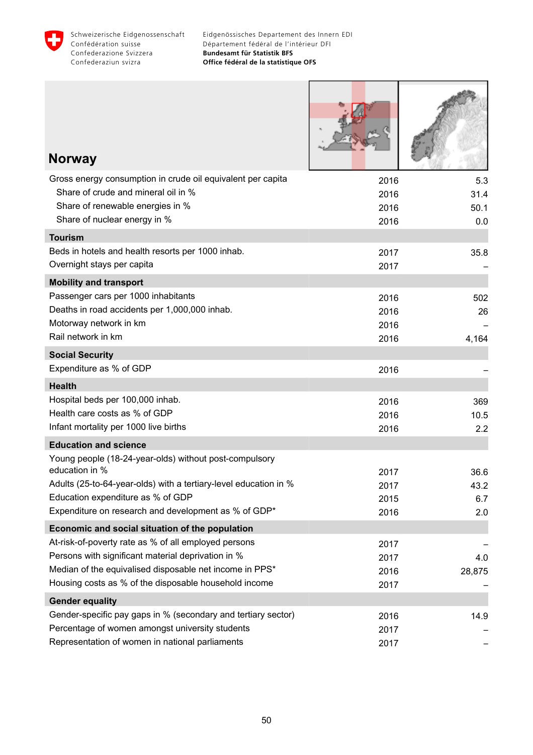## Norway

| | | |
|---|---|---|
| Gross energy consumption in crude oil equivalent per capita | 2016 | 5.3 |
| Share of crude and mineral oil in % | 2016 | 31.4 |
| Share of renewable energies in % | 2016 | 50.1 |
| Share of nuclear energy in % | 2016 | 0.0 |
| **Tourism** | | |
| Beds in hotels and health resorts per 1000 inhab. | 2017 | 35.8 |
| Overnight stays per capita | 2017 | – |
| **Mobility and transport** | | |
| Passenger cars per 1000 inhabitants | 2016 | 502 |
| Deaths in road accidents per 1,000,000 inhab. | 2016 | 26 |
| Motorway network in km | 2016 | – |
| Rail network in km | 2016 | 4,164 |
| **Social Security** | | |
| Expenditure as % of GDP | 2016 | – |
| **Health** | | |
| Hospital beds per 100,000 inhab. | 2016 | 369 |
| Health care costs as % of GDP | 2016 | 10.5 |
| Infant mortality per 1000 live births | 2016 | 2.2 |
| **Education and science** | | |
| Young people (18-24-year-olds) without post-compulsory education in % | 2017 | 36.6 |
| Adults (25-to-64-year-olds) with a tertiary-level education in % | 2017 | 43.2 |
| Education expenditure as % of GDP | 2015 | 6.7 |
| Expenditure on research and development as % of GDP* | 2016 | 2.0 |
| **Economic and social situation of the population** | | |
| At-risk-of-poverty rate as % of all employed persons | 2017 | – |
| Persons with significant material deprivation in % | 2017 | 4.0 |
| Median of the equivalised disposable net income in PPS* | 2016 | 28,875 |
| Housing costs as % of the disposable household income | 2017 | – |
| **Gender equality** | | |
| Gender-specific pay gaps in % (secondary and tertiary sector) | 2016 | 14.9 |
| Percentage of women amongst university students | 2017 | – |
| Representation of women in national parliaments | 2017 | – |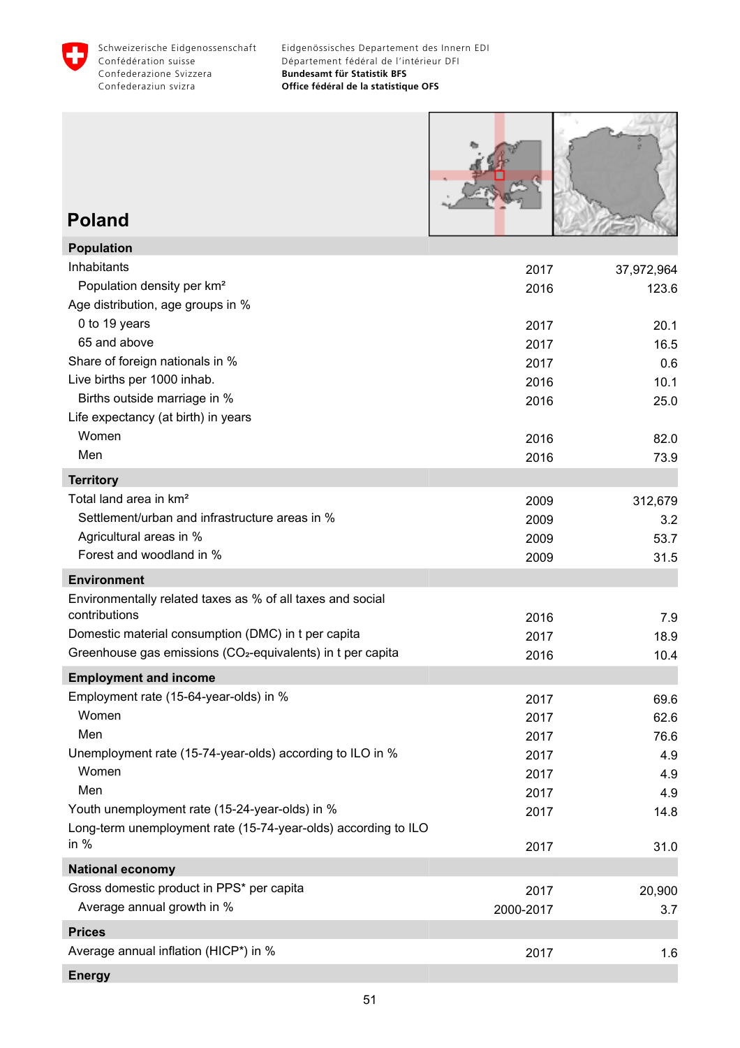# Poland

| | | |
|---|---|---|
| **Population** | | |
| Inhabitants | 2017 | 37,972,964 |
| Population density per km² | 2016 | 123.6 |
| Age distribution, age groups in % | | |
| 0 to 19 years | 2017 | 20.1 |
| 65 and above | 2017 | 16.5 |
| Share of foreign nationals in % | 2017 | 0.6 |
| Live births per 1000 inhab. | 2016 | 10.1 |
| Births outside marriage in % | 2016 | 25.0 |
| Life expectancy (at birth) in years | | |
| Women | 2016 | 82.0 |
| Men | 2016 | 73.9 |
| **Territory** | | |
| Total land area in km² | 2009 | 312,679 |
| Settlement/urban and infrastructure areas in % | 2009 | 3.2 |
| Agricultural areas in % | 2009 | 53.7 |
| Forest and woodland in % | 2009 | 31.5 |
| **Environment** | | |
| Environmentally related taxes as % of all taxes and social contributions | 2016 | 7.9 |
| Domestic material consumption (DMC) in t per capita | 2017 | 18.9 |
| Greenhouse gas emissions ($CO_2$-equivalents) in t per capita | 2016 | 10.4 |
| **Employment and income** | | |
| Employment rate (15-64-year-olds) in % | 2017 | 69.6 |
| Women | 2017 | 62.6 |
| Men | 2017 | 76.6 |
| Unemployment rate (15-74-year-olds) according to ILO in % | 2017 | 4.9 |
| Women | 2017 | 4.9 |
| Men | 2017 | 4.9 |
| Youth unemployment rate (15-24-year-olds) in % | 2017 | 14.8 |
| Long-term unemployment rate (15-74-year-olds) according to ILO in % | 2017 | 31.0 |
| **National economy** | | |
| Gross domestic product in PPS* per capita | 2017 | 20,900 |
| Average annual growth in % | 2000-2017 | 3.7 |
| **Prices** | | |
| Average annual inflation (HICP*) in % | 2017 | 1.6 |
| **Energy** | | |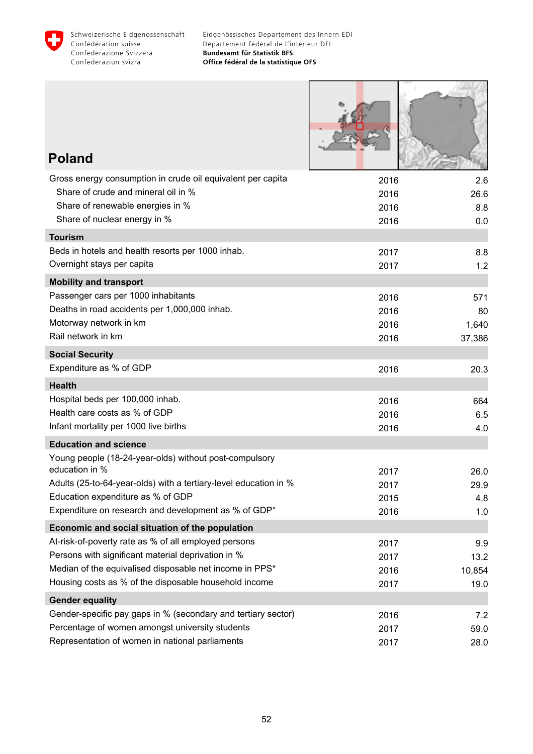# Poland

| | | |
|---|---|---|
| Gross energy consumption in crude oil equivalent per capita | 2016 | 2.6 |
| Share of crude and mineral oil in % | 2016 | 26.6 |
| Share of renewable energies in % | 2016 | 8.8 |
| Share of nuclear energy in % | 2016 | 0.0 |
| **Tourism** | | |
| Beds in hotels and health resorts per 1000 inhab. | 2017 | 8.8 |
| Overnight stays per capita | 2017 | 1.2 |
| **Mobility and transport** | | |
| Passenger cars per 1000 inhabitants | 2016 | 571 |
| Deaths in road accidents per 1,000,000 inhab. | 2016 | 80 |
| Motorway network in km | 2016 | 1,640 |
| Rail network in km | 2016 | 37,386 |
| **Social Security** | | |
| Expenditure as % of GDP | 2016 | 20.3 |
| **Health** | | |
| Hospital beds per 100,000 inhab. | 2016 | 664 |
| Health care costs as % of GDP | 2016 | 6.5 |
| Infant mortality per 1000 live births | 2016 | 4.0 |
| **Education and science** | | |
| Young people (18-24-year-olds) without post-compulsory education in % | 2017 | 26.0 |
| Adults (25-to-64-year-olds) with a tertiary-level education in % | 2017 | 29.9 |
| Education expenditure as % of GDP | 2015 | 4.8 |
| Expenditure on research and development as % of GDP* | 2016 | 1.0 |
| **Economic and social situation of the population** | | |
| At-risk-of-poverty rate as % of all employed persons | 2017 | 9.9 |
| Persons with significant material deprivation in % | 2017 | 13.2 |
| Median of the equivalised disposable net income in PPS* | 2016 | 10,854 |
| Housing costs as % of the disposable household income | 2017 | 19.0 |
| **Gender equality** | | |
| Gender-specific pay gaps in % (secondary and tertiary sector) | 2016 | 7.2 |
| Percentage of women amongst university students | 2017 | 59.0 |
| Representation of women in national parliaments | 2017 | 28.0 |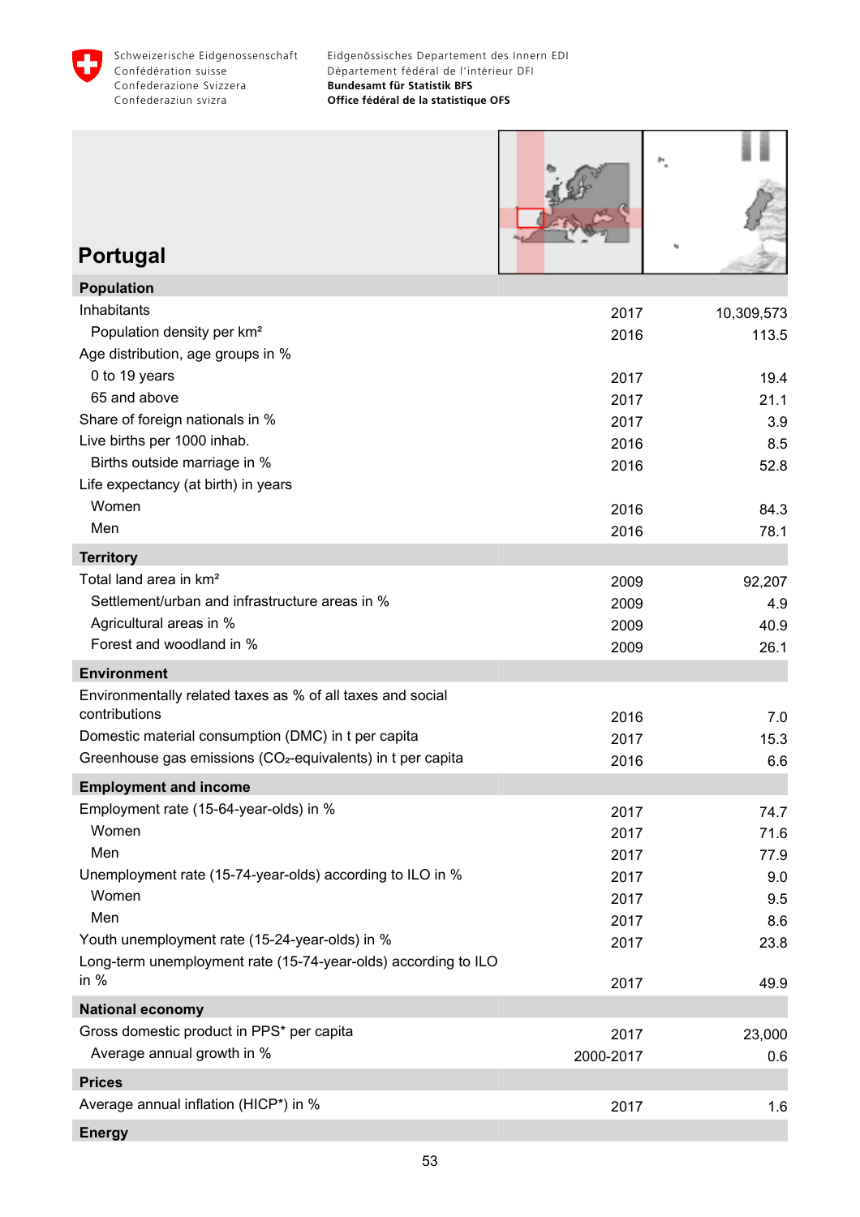Schweizerische Eidgenossenschaft
Confédération suisse
Confederazione Svizzera
Confederaziun svizra

Eidgenössisches Departement des Innern EDI
Département fédéral de l'intérieur DFI
**Bundesamt für Statistik BFS**
**Office fédéral de la statistique OFS**

# Portugal

| | | |
|---|---|---|
| **Population** | | |
| Inhabitants | 2017 | 10,309,573 |
| Population density per km² | 2016 | 113.5 |
| Age distribution, age groups in % | | |
| 0 to 19 years | 2017 | 19.4 |
| 65 and above | 2017 | 21.1 |
| Share of foreign nationals in % | 2017 | 3.9 |
| Live births per 1000 inhab. | 2016 | 8.5 |
| Births outside marriage in % | 2016 | 52.8 |
| Life expectancy (at birth) in years | | |
| Women | 2016 | 84.3 |
| Men | 2016 | 78.1 |
| **Territory** | | |
| Total land area in km² | 2009 | 92,207 |
| Settlement/urban and infrastructure areas in % | 2009 | 4.9 |
| Agricultural areas in % | 2009 | 40.9 |
| Forest and woodland in % | 2009 | 26.1 |
| **Environment** | | |
| Environmentally related taxes as % of all taxes and social contributions | 2016 | 7.0 |
| Domestic material consumption (DMC) in t per capita | 2017 | 15.3 |
| Greenhouse gas emissions ($CO_2$-equivalents) in t per capita | 2016 | 6.6 |
| **Employment and income** | | |
| Employment rate (15-64-year-olds) in % | 2017 | 74.7 |
| Women | 2017 | 71.6 |
| Men | 2017 | 77.9 |
| Unemployment rate (15-74-year-olds) according to ILO in % | 2017 | 9.0 |
| Women | 2017 | 9.5 |
| Men | 2017 | 8.6 |
| Youth unemployment rate (15-24-year-olds) in % | 2017 | 23.8 |
| Long-term unemployment rate (15-74-year-olds) according to ILO in % | 2017 | 49.9 |
| **National economy** | | |
| Gross domestic product in PPS* per capita | 2017 | 23,000 |
| Average annual growth in % | 2000-2017 | 0.6 |
| **Prices** | | |
| Average annual inflation (HICP*) in % | 2017 | 1.6 |
| **Energy** | | |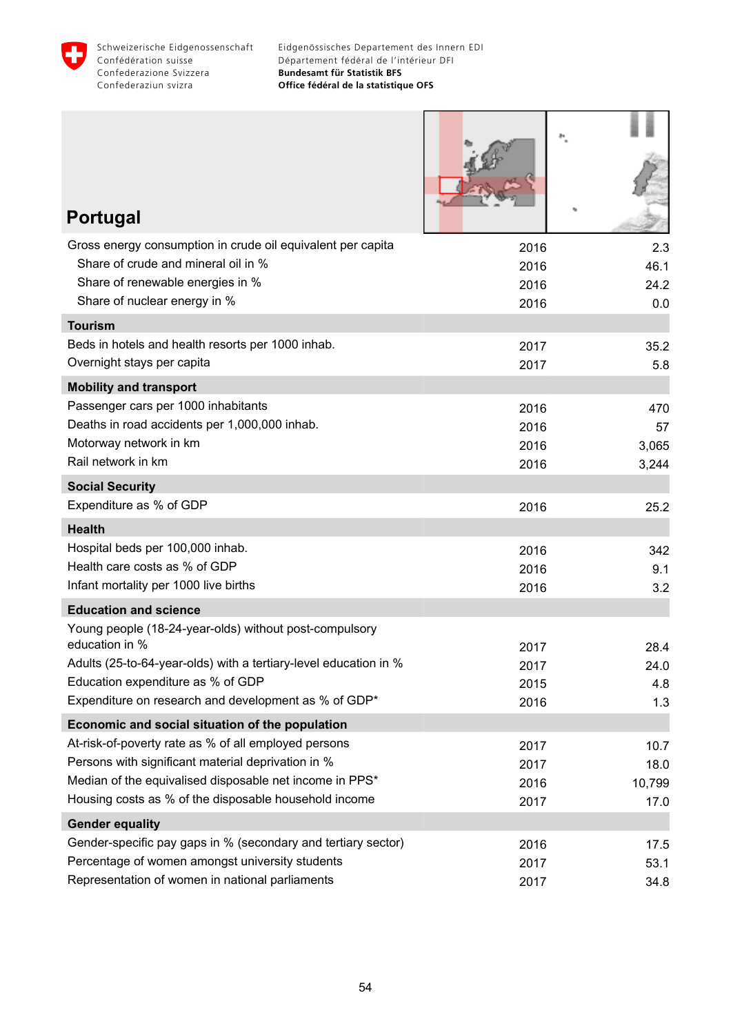# Portugal

| | | |
|---|---|---|
| Gross energy consumption in crude oil equivalent per capita | 2016 | 2.3 |
| Share of crude and mineral oil in % | 2016 | 46.1 |
| Share of renewable energies in % | 2016 | 24.2 |
| Share of nuclear energy in % | 2016 | 0.0 |
| **Tourism** | | |
| Beds in hotels and health resorts per 1000 inhab. | 2017 | 35.2 |
| Overnight stays per capita | 2017 | 5.8 |
| **Mobility and transport** | | |
| Passenger cars per 1000 inhabitants | 2016 | 470 |
| Deaths in road accidents per 1,000,000 inhab. | 2016 | 57 |
| Motorway network in km | 2016 | 3,065 |
| Rail network in km | 2016 | 3,244 |
| **Social Security** | | |
| Expenditure as % of GDP | 2016 | 25.2 |
| **Health** | | |
| Hospital beds per 100,000 inhab. | 2016 | 342 |
| Health care costs as % of GDP | 2016 | 9.1 |
| Infant mortality per 1000 live births | 2016 | 3.2 |
| **Education and science** | | |
| Young people (18-24-year-olds) without post-compulsory education in % | 2017 | 28.4 |
| Adults (25-to-64-year-olds) with a tertiary-level education in % | 2017 | 24.0 |
| Education expenditure as % of GDP | 2015 | 4.8 |
| Expenditure on research and development as % of GDP* | 2016 | 1.3 |
| **Economic and social situation of the population** | | |
| At-risk-of-poverty rate as % of all employed persons | 2017 | 10.7 |
| Persons with significant material deprivation in % | 2017 | 18.0 |
| Median of the equivalised disposable net income in PPS* | 2016 | 10,799 |
| Housing costs as % of the disposable household income | 2017 | 17.0 |
| **Gender equality** | | |
| Gender-specific pay gaps in % (secondary and tertiary sector) | 2016 | 17.5 |
| Percentage of women amongst university students | 2017 | 53.1 |
| Representation of women in national parliaments | 2017 | 34.8 |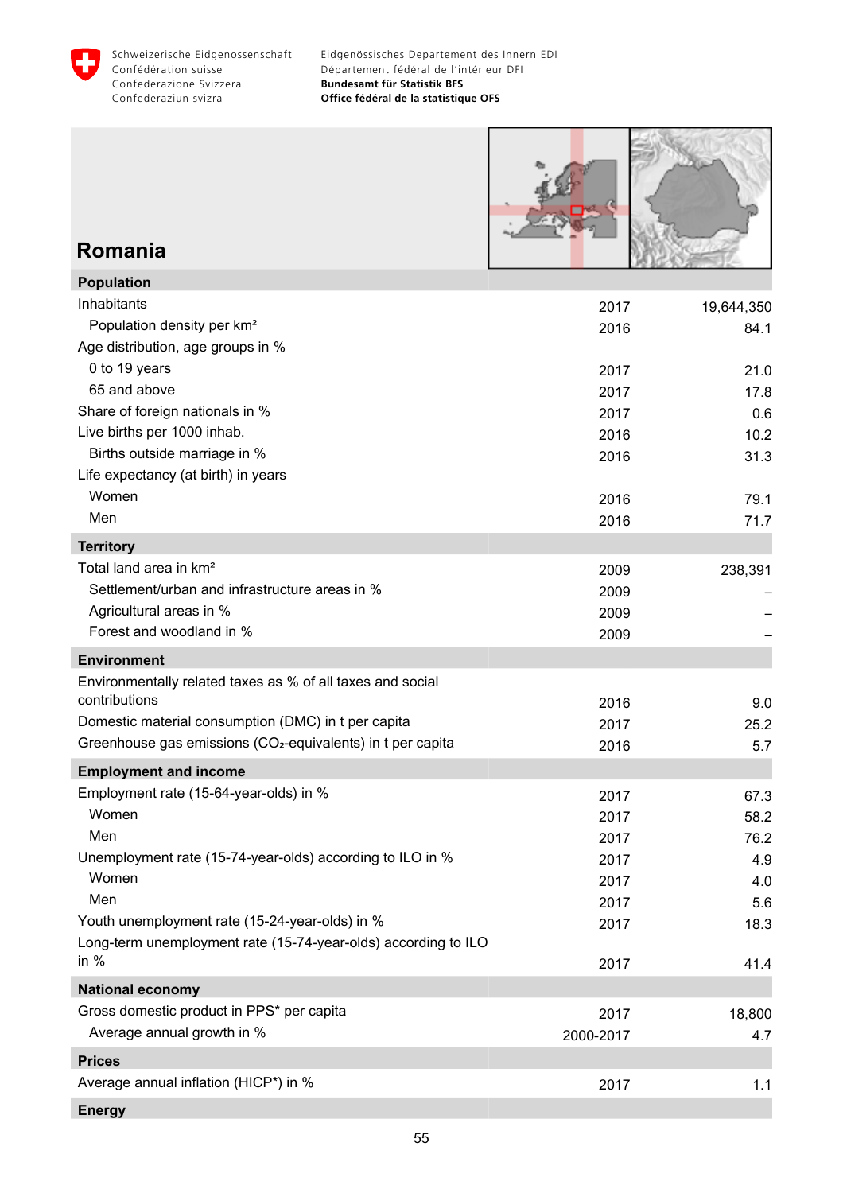## Romania

| | | |
|---|---|---|
| **Population** | | |
| Inhabitants | 2017 | 19,644,350 |
| Population density per km² | 2016 | 84.1 |
| Age distribution, age groups in % | | |
| 0 to 19 years | 2017 | 21.0 |
| 65 and above | 2017 | 17.8 |
| Share of foreign nationals in % | 2017 | 0.6 |
| Live births per 1000 inhab. | 2016 | 10.2 |
| Births outside marriage in % | 2016 | 31.3 |
| Life expectancy (at birth) in years | | |
| Women | 2016 | 79.1 |
| Men | 2016 | 71.7 |
| **Territory** | | |
| Total land area in km² | 2009 | 238,391 |
| Settlement/urban and infrastructure areas in % | 2009 | – |
| Agricultural areas in % | 2009 | – |
| Forest and woodland in % | 2009 | – |
| **Environment** | | |
| Environmentally related taxes as % of all taxes and social contributions | 2016 | 9.0 |
| Domestic material consumption (DMC) in t per capita | 2017 | 25.2 |
| Greenhouse gas emissions ($CO_2$-equivalents) in t per capita | 2016 | 5.7 |
| **Employment and income** | | |
| Employment rate (15-64-year-olds) in % | 2017 | 67.3 |
| Women | 2017 | 58.2 |
| Men | 2017 | 76.2 |
| Unemployment rate (15-74-year-olds) according to ILO in % | 2017 | 4.9 |
| Women | 2017 | 4.0 |
| Men | 2017 | 5.6 |
| Youth unemployment rate (15-24-year-olds) in % | 2017 | 18.3 |
| Long-term unemployment rate (15-74-year-olds) according to ILO in % | 2017 | 41.4 |
| **National economy** | | |
| Gross domestic product in PPS* per capita | 2017 | 18,800 |
| Average annual growth in % | 2000-2017 | 4.7 |
| **Prices** | | |
| Average annual inflation (HICP*) in % | 2017 | 1.1 |
| **Energy** | | |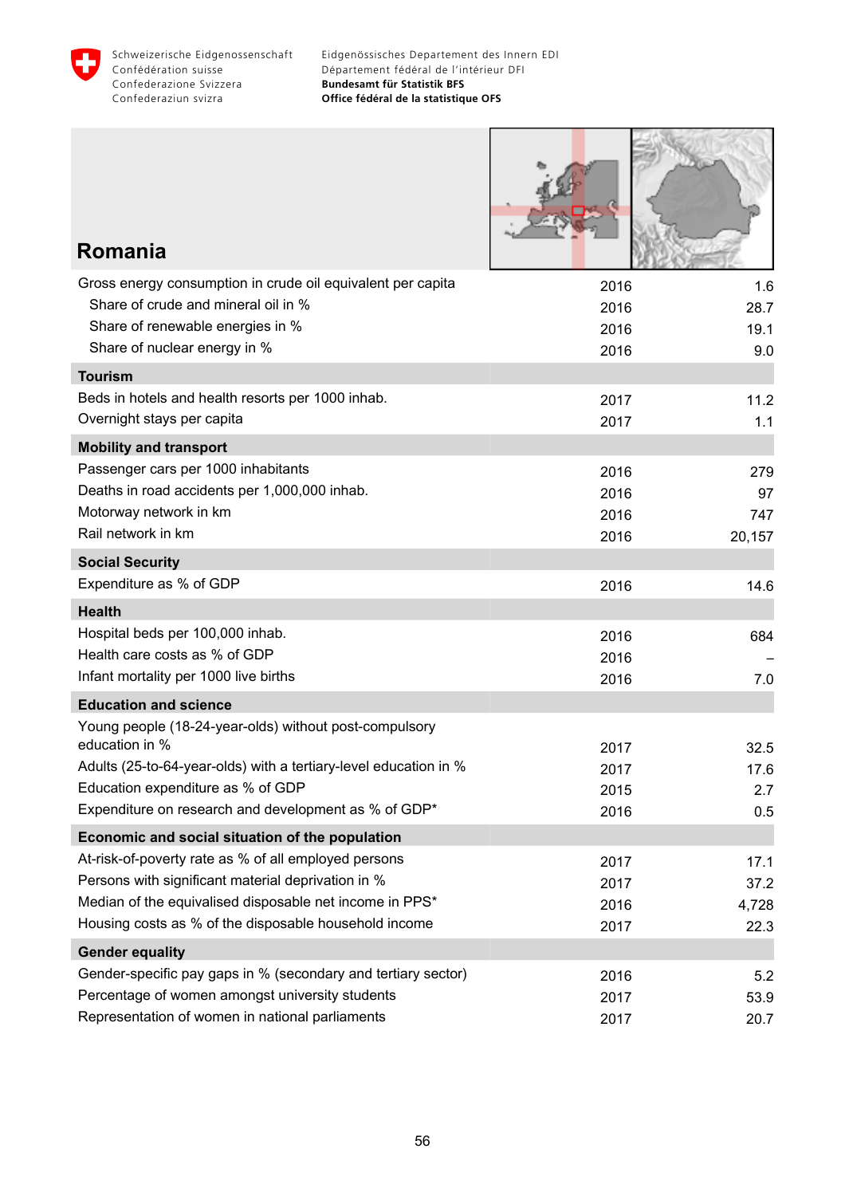## Romania

| | | |
|---|---|---|
| Gross energy consumption in crude oil equivalent per capita | 2016 | 1.6 |
| Share of crude and mineral oil in % | 2016 | 28.7 |
| Share of renewable energies in % | 2016 | 19.1 |
| Share of nuclear energy in % | 2016 | 9.0 |
| **Tourism** | | |
| Beds in hotels and health resorts per 1000 inhab. | 2017 | 11.2 |
| Overnight stays per capita | 2017 | 1.1 |
| **Mobility and transport** | | |
| Passenger cars per 1000 inhabitants | 2016 | 279 |
| Deaths in road accidents per 1,000,000 inhab. | 2016 | 97 |
| Motorway network in km | 2016 | 747 |
| Rail network in km | 2016 | 20,157 |
| **Social Security** | | |
| Expenditure as % of GDP | 2016 | 14.6 |
| **Health** | | |
| Hospital beds per 100,000 inhab. | 2016 | 684 |
| Health care costs as % of GDP | 2016 | – |
| Infant mortality per 1000 live births | 2016 | 7.0 |
| **Education and science** | | |
| Young people (18-24-year-olds) without post-compulsory education in % | 2017 | 32.5 |
| Adults (25-to-64-year-olds) with a tertiary-level education in % | 2017 | 17.6 |
| Education expenditure as % of GDP | 2015 | 2.7 |
| Expenditure on research and development as % of GDP* | 2016 | 0.5 |
| **Economic and social situation of the population** | | |
| At-risk-of-poverty rate as % of all employed persons | 2017 | 17.1 |
| Persons with significant material deprivation in % | 2017 | 37.2 |
| Median of the equivalised disposable net income in PPS* | 2016 | 4,728 |
| Housing costs as % of the disposable household income | 2017 | 22.3 |
| **Gender equality** | | |
| Gender-specific pay gaps in % (secondary and tertiary sector) | 2016 | 5.2 |
| Percentage of women amongst university students | 2017 | 53.9 |
| Representation of women in national parliaments | 2017 | 20.7 |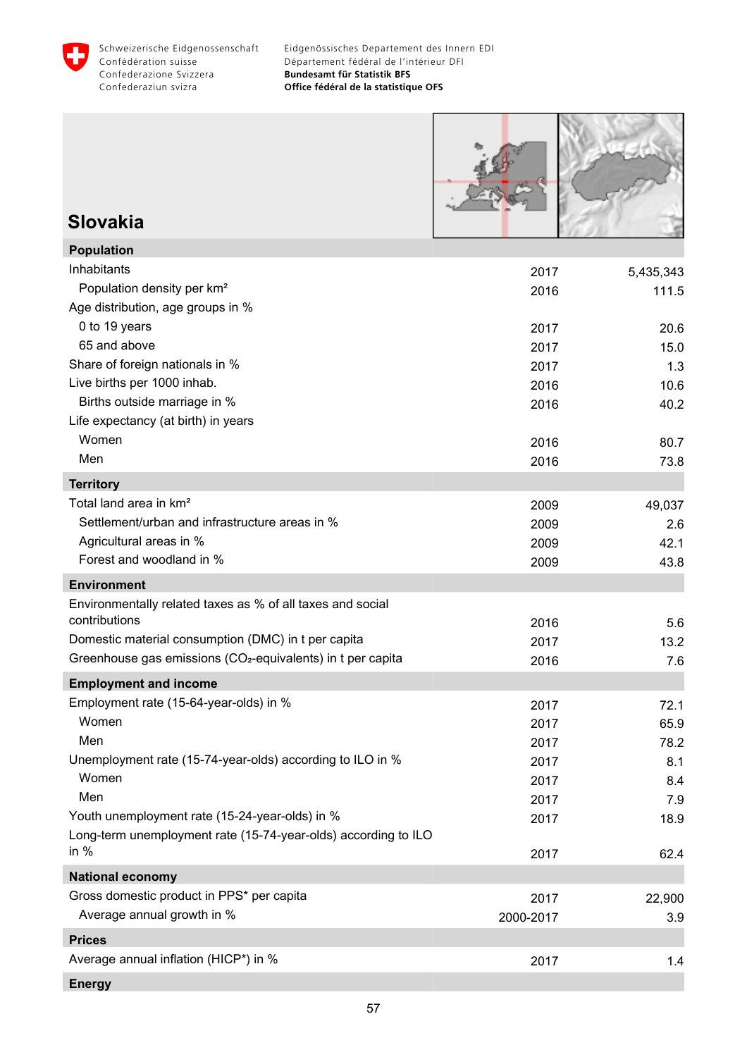# Slovakia

| | | |
|---|---|---|
| **Population** | | |
| Inhabitants | 2017 | 5,435,343 |
| Population density per km² | 2016 | 111.5 |
| Age distribution, age groups in % | | |
| 0 to 19 years | 2017 | 20.6 |
| 65 and above | 2017 | 15.0 |
| Share of foreign nationals in % | 2017 | 1.3 |
| Live births per 1000 inhab. | 2016 | 10.6 |
| Births outside marriage in % | 2016 | 40.2 |
| Life expectancy (at birth) in years | | |
| Women | 2016 | 80.7 |
| Men | 2016 | 73.8 |
| **Territory** | | |
| Total land area in km² | 2009 | 49,037 |
| Settlement/urban and infrastructure areas in % | 2009 | 2.6 |
| Agricultural areas in % | 2009 | 42.1 |
| Forest and woodland in % | 2009 | 43.8 |
| **Environment** | | |
| Environmentally related taxes as % of all taxes and social contributions | 2016 | 5.6 |
| Domestic material consumption (DMC) in t per capita | 2017 | 13.2 |
| Greenhouse gas emissions ($CO_2$-equivalents) in t per capita | 2016 | 7.6 |
| **Employment and income** | | |
| Employment rate (15-64-year-olds) in % | 2017 | 72.1 |
| Women | 2017 | 65.9 |
| Men | 2017 | 78.2 |
| Unemployment rate (15-74-year-olds) according to ILO in % | 2017 | 8.1 |
| Women | 2017 | 8.4 |
| Men | 2017 | 7.9 |
| Youth unemployment rate (15-24-year-olds) in % | 2017 | 18.9 |
| Long-term unemployment rate (15-74-year-olds) according to ILO in % | 2017 | 62.4 |
| **National economy** | | |
| Gross domestic product in PPS* per capita | 2017 | 22,900 |
| Average annual growth in % | 2000-2017 | 3.9 |
| **Prices** | | |
| Average annual inflation (HICP*) in % | 2017 | 1.4 |
| **Energy** | | |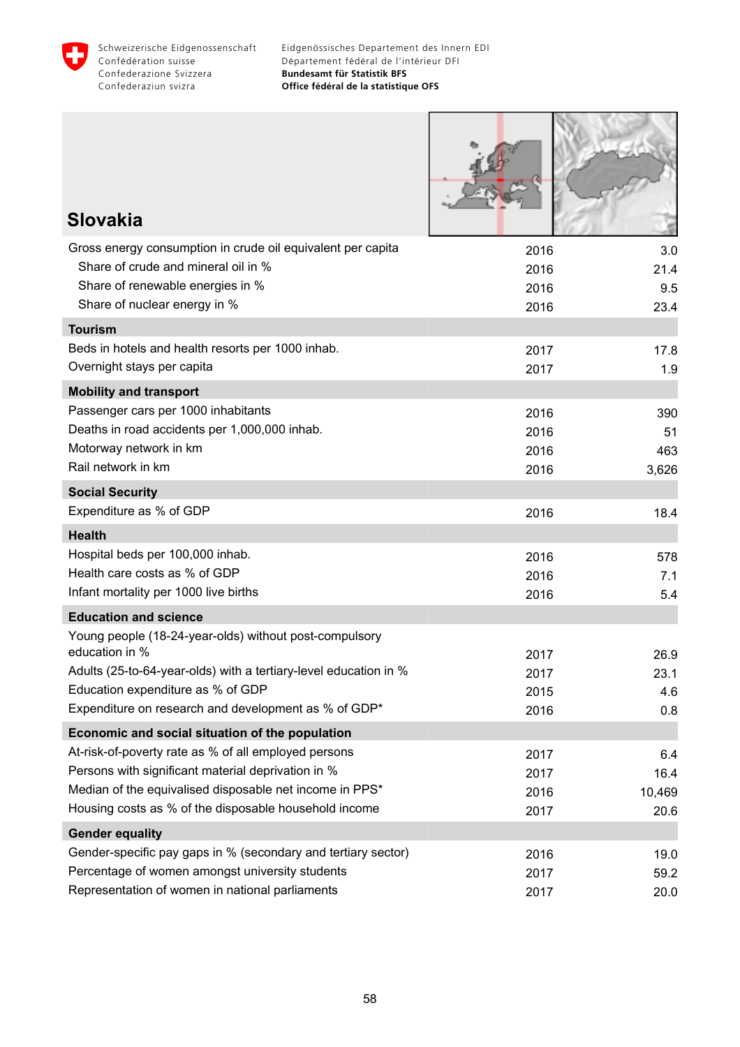## Slovakia

| Indicator | Year | Value |
|---|---|---|
| Gross energy consumption in crude oil equivalent per capita | 2016 | 3.0 |
| Share of crude and mineral oil in % | 2016 | 21.4 |
| Share of renewable energies in % | 2016 | 9.5 |
| Share of nuclear energy in % | 2016 | 23.4 |
| **Tourism** | | |
| Beds in hotels and health resorts per 1000 inhab. | 2017 | 17.8 |
| Overnight stays per capita | 2017 | 1.9 |
| **Mobility and transport** | | |
| Passenger cars per 1000 inhabitants | 2016 | 390 |
| Deaths in road accidents per 1,000,000 inhab. | 2016 | 51 |
| Motorway network in km | 2016 | 463 |
| Rail network in km | 2016 | 3,626 |
| **Social Security** | | |
| Expenditure as % of GDP | 2016 | 18.4 |
| **Health** | | |
| Hospital beds per 100,000 inhab. | 2016 | 578 |
| Health care costs as % of GDP | 2016 | 7.1 |
| Infant mortality per 1000 live births | 2016 | 5.4 |
| **Education and science** | | |
| Young people (18-24-year-olds) without post-compulsory education in % | 2017 | 26.9 |
| Adults (25-to-64-year-olds) with a tertiary-level education in % | 2017 | 23.1 |
| Education expenditure as % of GDP | 2015 | 4.6 |
| Expenditure on research and development as % of GDP* | 2016 | 0.8 |
| **Economic and social situation of the population** | | |
| At-risk-of-poverty rate as % of all employed persons | 2017 | 6.4 |
| Persons with significant material deprivation in % | 2017 | 16.4 |
| Median of the equivalised disposable net income in PPS* | 2016 | 10,469 |
| Housing costs as % of the disposable household income | 2017 | 20.6 |
| **Gender equality** | | |
| Gender-specific pay gaps in % (secondary and tertiary sector) | 2016 | 19.0 |
| Percentage of women amongst university students | 2017 | 59.2 |
| Representation of women in national parliaments | 2017 | 20.0 |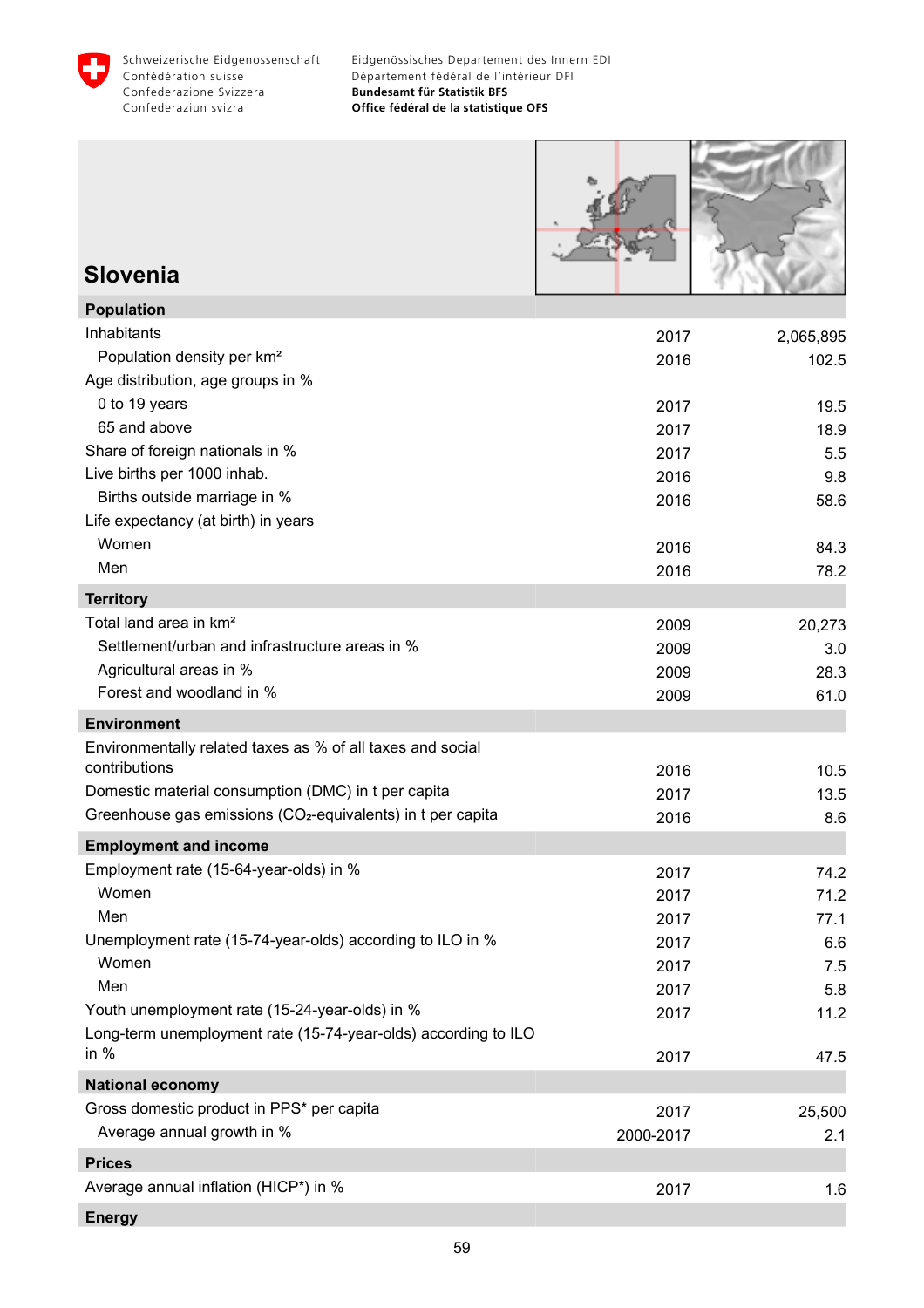Schweizerische Eidgenossenschaft
Confédération suisse
Confederazione Svizzera
Confederaziun svizra

Eidgenössisches Departement des Innern EDI
Département fédéral de l'intérieur DFI
**Bundesamt für Statistik BFS**
**Office fédéral de la statistique OFS**

# Slovenia

| | | |
|---|---|---|
| **Population** | | |
| Inhabitants | 2017 | 2,065,895 |
| Population density per km² | 2016 | 102.5 |
| Age distribution, age groups in % | | |
| 0 to 19 years | 2017 | 19.5 |
| 65 and above | 2017 | 18.9 |
| Share of foreign nationals in % | 2017 | 5.5 |
| Live births per 1000 inhab. | 2016 | 9.8 |
| Births outside marriage in % | 2016 | 58.6 |
| Life expectancy (at birth) in years | | |
| Women | 2016 | 84.3 |
| Men | 2016 | 78.2 |
| **Territory** | | |
| Total land area in km² | 2009 | 20,273 |
| Settlement/urban and infrastructure areas in % | 2009 | 3.0 |
| Agricultural areas in % | 2009 | 28.3 |
| Forest and woodland in % | 2009 | 61.0 |
| **Environment** | | |
| Environmentally related taxes as % of all taxes and social contributions | 2016 | 10.5 |
| Domestic material consumption (DMC) in t per capita | 2017 | 13.5 |
| Greenhouse gas emissions ($CO_2$-equivalents) in t per capita | 2016 | 8.6 |
| **Employment and income** | | |
| Employment rate (15-64-year-olds) in % | 2017 | 74.2 |
| Women | 2017 | 71.2 |
| Men | 2017 | 77.1 |
| Unemployment rate (15-74-year-olds) according to ILO in % | 2017 | 6.6 |
| Women | 2017 | 7.5 |
| Men | 2017 | 5.8 |
| Youth unemployment rate (15-24-year-olds) in % | 2017 | 11.2 |
| Long-term unemployment rate (15-74-year-olds) according to ILO in % | 2017 | 47.5 |
| **National economy** | | |
| Gross domestic product in PPS* per capita | 2017 | 25,500 |
| Average annual growth in % | 2000-2017 | 2.1 |
| **Prices** | | |
| Average annual inflation (HICP*) in % | 2017 | 1.6 |
| **Energy** | | |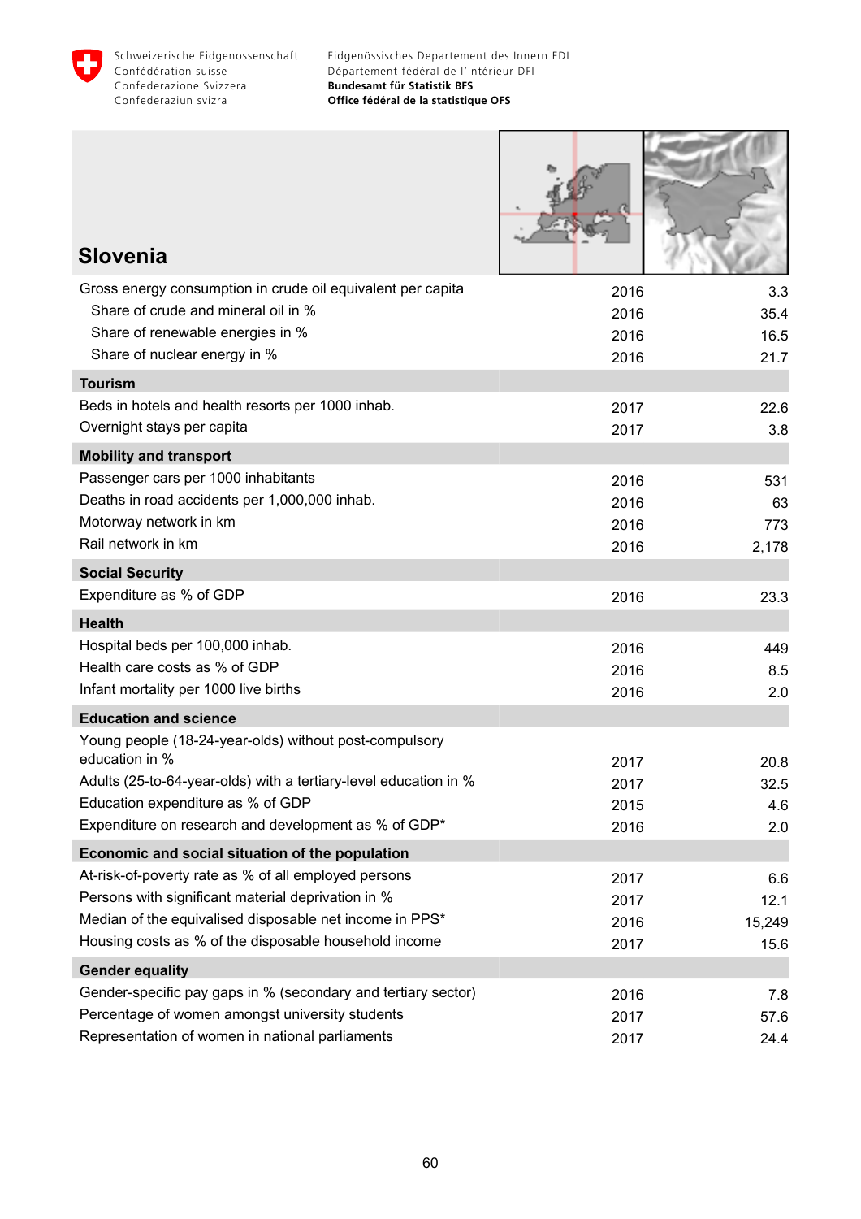# Slovenia

| | | |
|---|---|---|
| Gross energy consumption in crude oil equivalent per capita | 2016 | 3.3 |
| Share of crude and mineral oil in % | 2016 | 35.4 |
| Share of renewable energies in % | 2016 | 16.5 |
| Share of nuclear energy in % | 2016 | 21.7 |
| **Tourism** | | |
| Beds in hotels and health resorts per 1000 inhab. | 2017 | 22.6 |
| Overnight stays per capita | 2017 | 3.8 |
| **Mobility and transport** | | |
| Passenger cars per 1000 inhabitants | 2016 | 531 |
| Deaths in road accidents per 1,000,000 inhab. | 2016 | 63 |
| Motorway network in km | 2016 | 773 |
| Rail network in km | 2016 | 2,178 |
| **Social Security** | | |
| Expenditure as % of GDP | 2016 | 23.3 |
| **Health** | | |
| Hospital beds per 100,000 inhab. | 2016 | 449 |
| Health care costs as % of GDP | 2016 | 8.5 |
| Infant mortality per 1000 live births | 2016 | 2.0 |
| **Education and science** | | |
| Young people (18-24-year-olds) without post-compulsory education in % | 2017 | 20.8 |
| Adults (25-to-64-year-olds) with a tertiary-level education in % | 2017 | 32.5 |
| Education expenditure as % of GDP | 2015 | 4.6 |
| Expenditure on research and development as % of GDP* | 2016 | 2.0 |
| **Economic and social situation of the population** | | |
| At-risk-of-poverty rate as % of all employed persons | 2017 | 6.6 |
| Persons with significant material deprivation in % | 2017 | 12.1 |
| Median of the equivalised disposable net income in PPS* | 2016 | 15,249 |
| Housing costs as % of the disposable household income | 2017 | 15.6 |
| **Gender equality** | | |
| Gender-specific pay gaps in % (secondary and tertiary sector) | 2016 | 7.8 |
| Percentage of women amongst university students | 2017 | 57.6 |
| Representation of women in national parliaments | 2017 | 24.4 |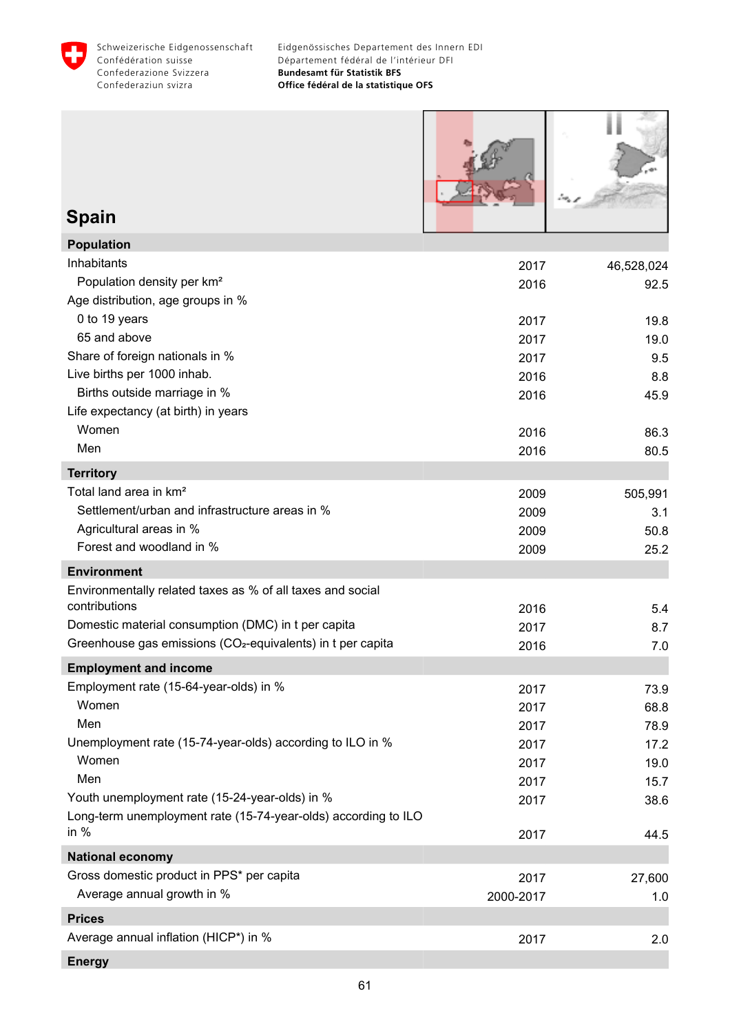# Spain

| | | |
|---|---|---|
| **Population** | | |
| Inhabitants | 2017 | 46,528,024 |
| Population density per km² | 2016 | 92.5 |
| Age distribution, age groups in % | | |
| 0 to 19 years | 2017 | 19.8 |
| 65 and above | 2017 | 19.0 |
| Share of foreign nationals in % | 2017 | 9.5 |
| Live births per 1000 inhab. | 2016 | 8.8 |
| Births outside marriage in % | 2016 | 45.9 |
| Life expectancy (at birth) in years | | |
| Women | 2016 | 86.3 |
| Men | 2016 | 80.5 |
| **Territory** | | |
| Total land area in km² | 2009 | 505,991 |
| Settlement/urban and infrastructure areas in % | 2009 | 3.1 |
| Agricultural areas in % | 2009 | 50.8 |
| Forest and woodland in % | 2009 | 25.2 |
| **Environment** | | |
| Environmentally related taxes as % of all taxes and social contributions | 2016 | 5.4 |
| Domestic material consumption (DMC) in t per capita | 2017 | 8.7 |
| Greenhouse gas emissions ($CO_2$-equivalents) in t per capita | 2016 | 7.0 |
| **Employment and income** | | |
| Employment rate (15-64-year-olds) in % | 2017 | 73.9 |
| Women | 2017 | 68.8 |
| Men | 2017 | 78.9 |
| Unemployment rate (15-74-year-olds) according to ILO in % | 2017 | 17.2 |
| Women | 2017 | 19.0 |
| Men | 2017 | 15.7 |
| Youth unemployment rate (15-24-year-olds) in % | 2017 | 38.6 |
| Long-term unemployment rate (15-74-year-olds) according to ILO in % | 2017 | 44.5 |
| **National economy** | | |
| Gross domestic product in PPS* per capita | 2017 | 27,600 |
| Average annual growth in % | 2000-2017 | 1.0 |
| **Prices** | | |
| Average annual inflation (HICP*) in % | 2017 | 2.0 |
| **Energy** | | |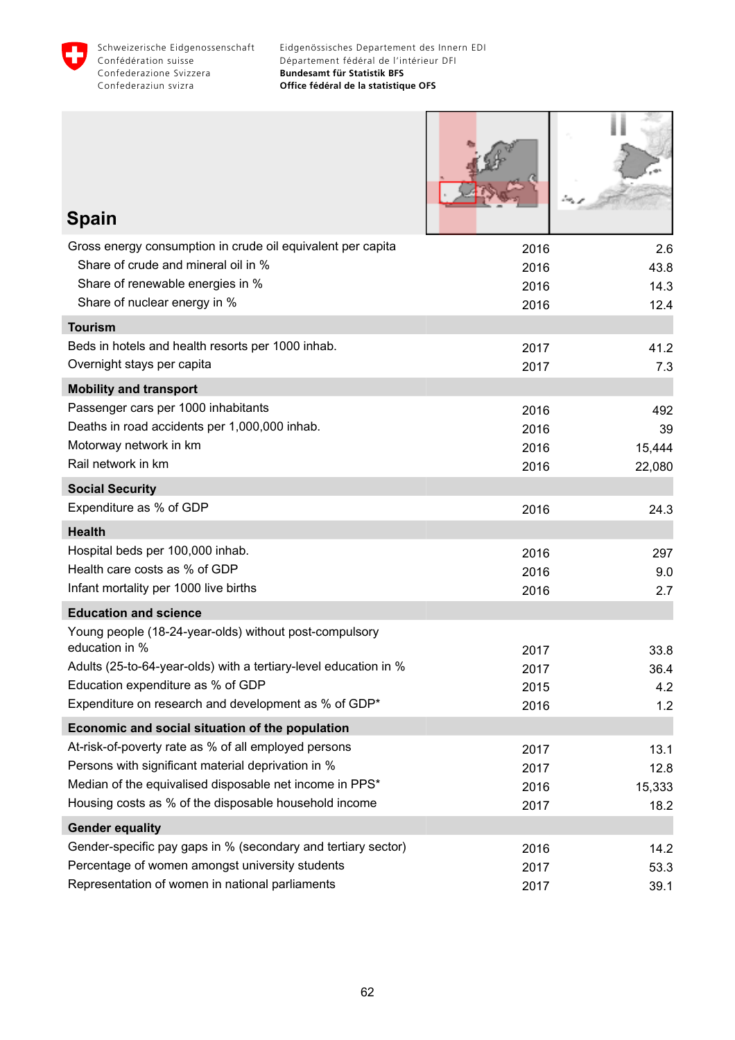# Spain

| | | |
|---|---|---|
| Gross energy consumption in crude oil equivalent per capita | 2016 | 2.6 |
| Share of crude and mineral oil in % | 2016 | 43.8 |
| Share of renewable energies in % | 2016 | 14.3 |
| Share of nuclear energy in % | 2016 | 12.4 |
| **Tourism** | | |
| Beds in hotels and health resorts per 1000 inhab. | 2017 | 41.2 |
| Overnight stays per capita | 2017 | 7.3 |
| **Mobility and transport** | | |
| Passenger cars per 1000 inhabitants | 2016 | 492 |
| Deaths in road accidents per 1,000,000 inhab. | 2016 | 39 |
| Motorway network in km | 2016 | 15,444 |
| Rail network in km | 2016 | 22,080 |
| **Social Security** | | |
| Expenditure as % of GDP | 2016 | 24.3 |
| **Health** | | |
| Hospital beds per 100,000 inhab. | 2016 | 297 |
| Health care costs as % of GDP | 2016 | 9.0 |
| Infant mortality per 1000 live births | 2016 | 2.7 |
| **Education and science** | | |
| Young people (18-24-year-olds) without post-compulsory education in % | 2017 | 33.8 |
| Adults (25-to-64-year-olds) with a tertiary-level education in % | 2017 | 36.4 |
| Education expenditure as % of GDP | 2015 | 4.2 |
| Expenditure on research and development as % of GDP* | 2016 | 1.2 |
| **Economic and social situation of the population** | | |
| At-risk-of-poverty rate as % of all employed persons | 2017 | 13.1 |
| Persons with significant material deprivation in % | 2017 | 12.8 |
| Median of the equivalised disposable net income in PPS* | 2016 | 15,333 |
| Housing costs as % of the disposable household income | 2017 | 18.2 |
| **Gender equality** | | |
| Gender-specific pay gaps in % (secondary and tertiary sector) | 2016 | 14.2 |
| Percentage of women amongst university students | 2017 | 53.3 |
| Representation of women in national parliaments | 2017 | 39.1 |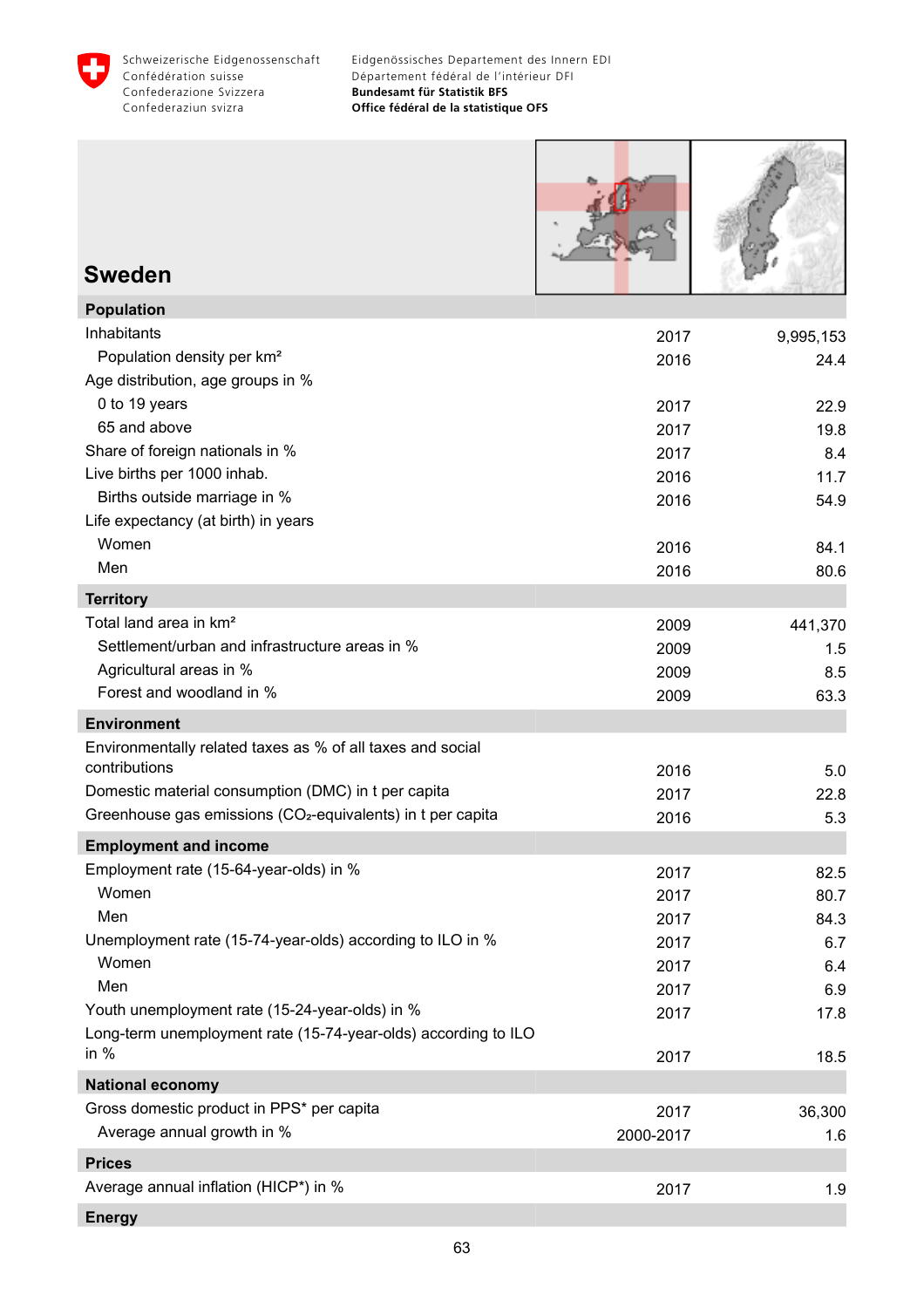# Sweden

| Population | | |
|---|---|---|
| Inhabitants | 2017 | 9,995,153 |
| Population density per km² | 2016 | 24.4 |
| Age distribution, age groups in % | | |
| 0 to 19 years | 2017 | 22.9 |
| 65 and above | 2017 | 19.8 |
| Share of foreign nationals in % | 2017 | 8.4 |
| Live births per 1000 inhab. | 2016 | 11.7 |
| Births outside marriage in % | 2016 | 54.9 |
| Life expectancy (at birth) in years | | |
| Women | 2016 | 84.1 |
| Men | 2016 | 80.6 |
| **Territory** | | |
| Total land area in km² | 2009 | 441,370 |
| Settlement/urban and infrastructure areas in % | 2009 | 1.5 |
| Agricultural areas in % | 2009 | 8.5 |
| Forest and woodland in % | 2009 | 63.3 |
| **Environment** | | |
| Environmentally related taxes as % of all taxes and social contributions | 2016 | 5.0 |
| Domestic material consumption (DMC) in t per capita | 2017 | 22.8 |
| Greenhouse gas emissions ($CO_2$-equivalents) in t per capita | 2016 | 5.3 |
| **Employment and income** | | |
| Employment rate (15-64-year-olds) in % | 2017 | 82.5 |
| Women | 2017 | 80.7 |
| Men | 2017 | 84.3 |
| Unemployment rate (15-74-year-olds) according to ILO in % | 2017 | 6.7 |
| Women | 2017 | 6.4 |
| Men | 2017 | 6.9 |
| Youth unemployment rate (15-24-year-olds) in % | 2017 | 17.8 |
| Long-term unemployment rate (15-74-year-olds) according to ILO in % | 2017 | 18.5 |
| **National economy** | | |
| Gross domestic product in PPS* per capita | 2017 | 36,300 |
| Average annual growth in % | 2000-2017 | 1.6 |
| **Prices** | | |
| Average annual inflation (HICP*) in % | 2017 | 1.9 |
| **Energy** | | |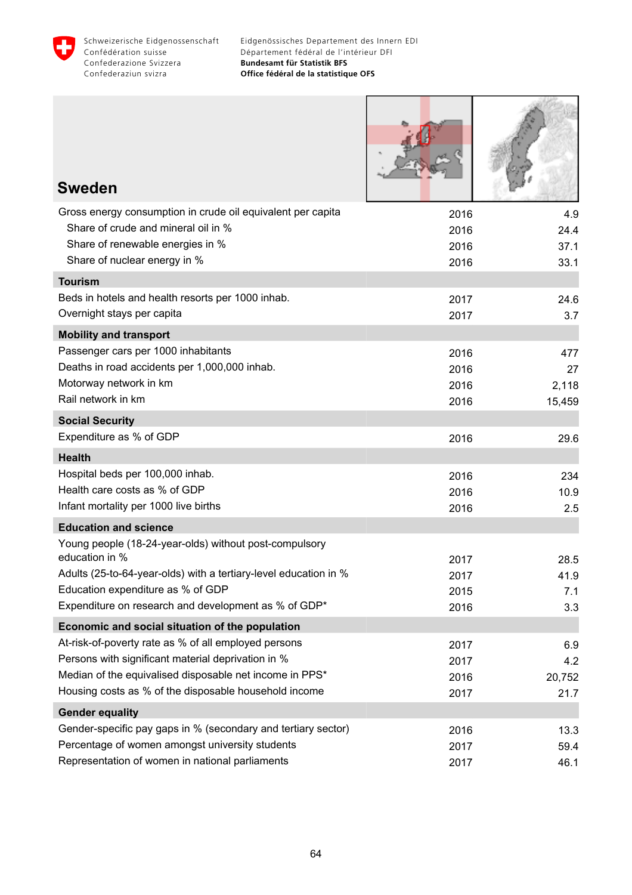# Sweden

| | | |
|---|---|---|
| Gross energy consumption in crude oil equivalent per capita | 2016 | 4.9 |
| Share of crude and mineral oil in % | 2016 | 24.4 |
| Share of renewable energies in % | 2016 | 37.1 |
| Share of nuclear energy in % | 2016 | 33.1 |
| **Tourism** | | |
| Beds in hotels and health resorts per 1000 inhab. | 2017 | 24.6 |
| Overnight stays per capita | 2017 | 3.7 |
| **Mobility and transport** | | |
| Passenger cars per 1000 inhabitants | 2016 | 477 |
| Deaths in road accidents per 1,000,000 inhab. | 2016 | 27 |
| Motorway network in km | 2016 | 2,118 |
| Rail network in km | 2016 | 15,459 |
| **Social Security** | | |
| Expenditure as % of GDP | 2016 | 29.6 |
| **Health** | | |
| Hospital beds per 100,000 inhab. | 2016 | 234 |
| Health care costs as % of GDP | 2016 | 10.9 |
| Infant mortality per 1000 live births | 2016 | 2.5 |
| **Education and science** | | |
| Young people (18-24-year-olds) without post-compulsory education in % | 2017 | 28.5 |
| Adults (25-to-64-year-olds) with a tertiary-level education in % | 2017 | 41.9 |
| Education expenditure as % of GDP | 2015 | 7.1 |
| Expenditure on research and development as % of GDP* | 2016 | 3.3 |
| **Economic and social situation of the population** | | |
| At-risk-of-poverty rate as % of all employed persons | 2017 | 6.9 |
| Persons with significant material deprivation in % | 2017 | 4.2 |
| Median of the equivalised disposable net income in PPS* | 2016 | 20,752 |
| Housing costs as % of the disposable household income | 2017 | 21.7 |
| **Gender equality** | | |
| Gender-specific pay gaps in % (secondary and tertiary sector) | 2016 | 13.3 |
| Percentage of women amongst university students | 2017 | 59.4 |
| Representation of women in national parliaments | 2017 | 46.1 |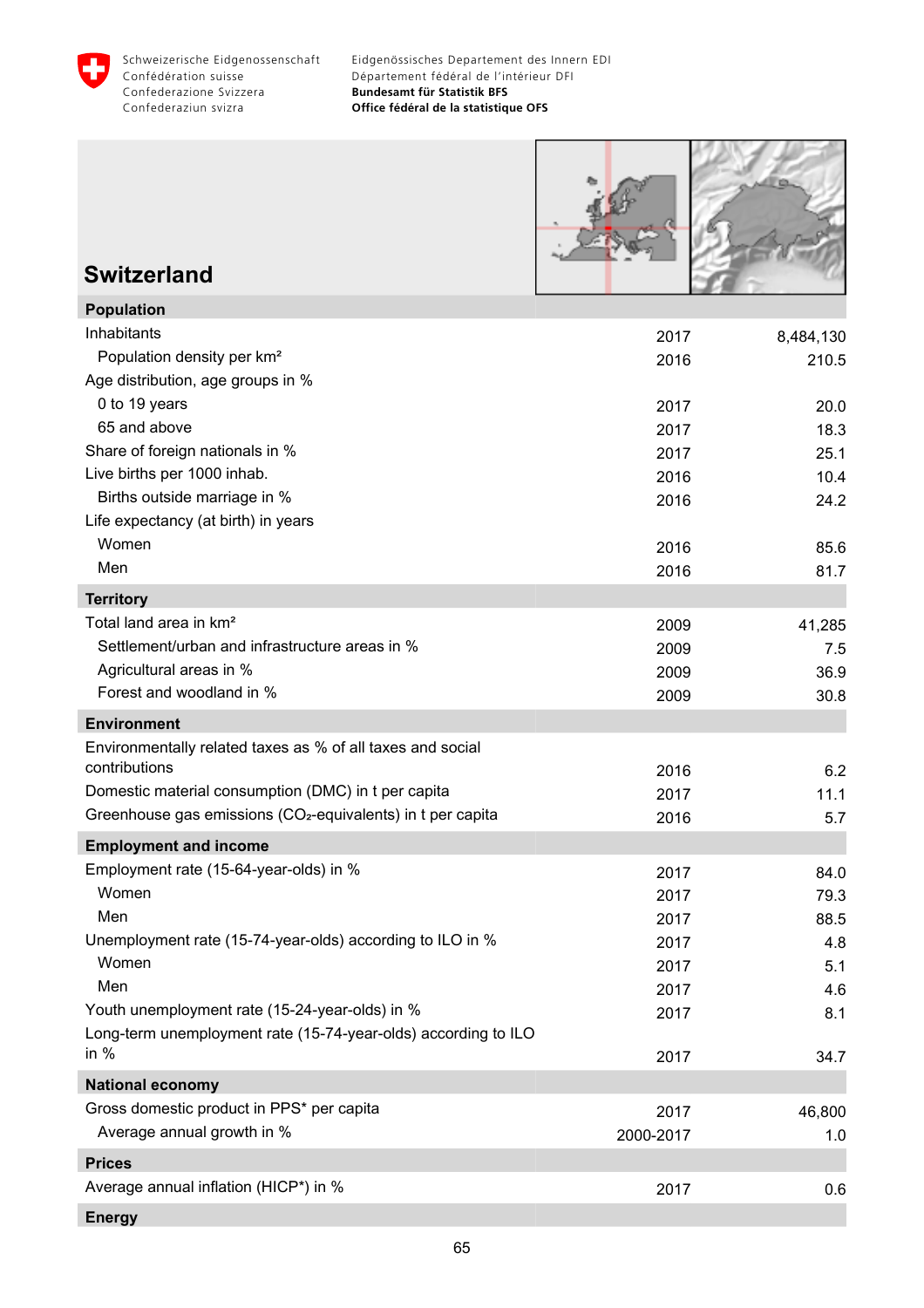# Switzerland

| | | |
|---|---|---|
| **Population** | | |
| Inhabitants | 2017 | 8,484,130 |
| Population density per km² | 2016 | 210.5 |
| Age distribution, age groups in % | | |
| 0 to 19 years | 2017 | 20.0 |
| 65 and above | 2017 | 18.3 |
| Share of foreign nationals in % | 2017 | 25.1 |
| Live births per 1000 inhab. | 2016 | 10.4 |
| Births outside marriage in % | 2016 | 24.2 |
| Life expectancy (at birth) in years | | |
| Women | 2016 | 85.6 |
| Men | 2016 | 81.7 |
| **Territory** | | |
| Total land area in km² | 2009 | 41,285 |
| Settlement/urban and infrastructure areas in % | 2009 | 7.5 |
| Agricultural areas in % | 2009 | 36.9 |
| Forest and woodland in % | 2009 | 30.8 |
| **Environment** | | |
| Environmentally related taxes as % of all taxes and social contributions | 2016 | 6.2 |
| Domestic material consumption (DMC) in t per capita | 2017 | 11.1 |
| Greenhouse gas emissions ($CO_2$-equivalents) in t per capita | 2016 | 5.7 |
| **Employment and income** | | |
| Employment rate (15-64-year-olds) in % | 2017 | 84.0 |
| Women | 2017 | 79.3 |
| Men | 2017 | 88.5 |
| Unemployment rate (15-74-year-olds) according to ILO in % | 2017 | 4.8 |
| Women | 2017 | 5.1 |
| Men | 2017 | 4.6 |
| Youth unemployment rate (15-24-year-olds) in % | 2017 | 8.1 |
| Long-term unemployment rate (15-74-year-olds) according to ILO in % | 2017 | 34.7 |
| **National economy** | | |
| Gross domestic product in PPS* per capita | 2017 | 46,800 |
| Average annual growth in % | 2000-2017 | 1.0 |
| **Prices** | | |
| Average annual inflation (HICP*) in % | 2017 | 0.6 |
| **Energy** | | |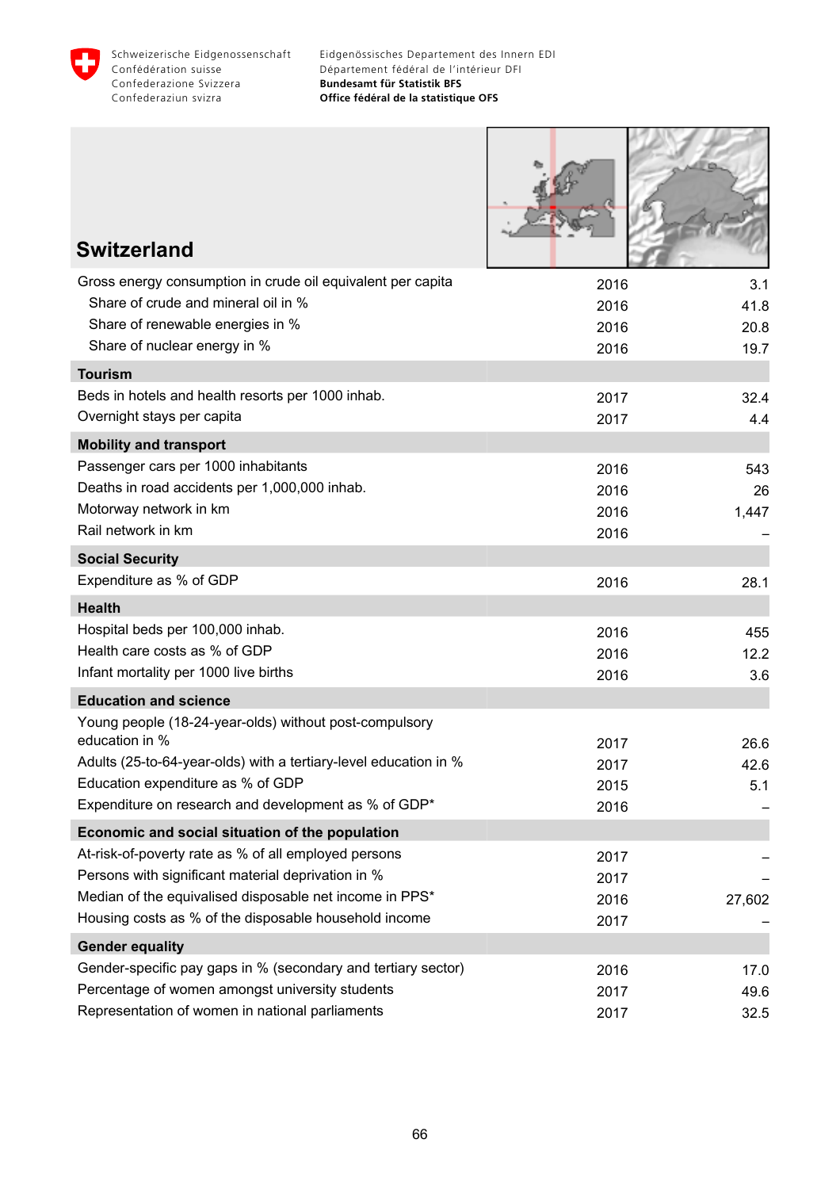# Switzerland

| | | |
|---|---|---|
| Gross energy consumption in crude oil equivalent per capita | 2016 | 3.1 |
| Share of crude and mineral oil in % | 2016 | 41.8 |
| Share of renewable energies in % | 2016 | 20.8 |
| Share of nuclear energy in % | 2016 | 19.7 |
| **Tourism** | | |
| Beds in hotels and health resorts per 1000 inhab. | 2017 | 32.4 |
| Overnight stays per capita | 2017 | 4.4 |
| **Mobility and transport** | | |
| Passenger cars per 1000 inhabitants | 2016 | 543 |
| Deaths in road accidents per 1,000,000 inhab. | 2016 | 26 |
| Motorway network in km | 2016 | 1,447 |
| Rail network in km | 2016 | – |
| **Social Security** | | |
| Expenditure as % of GDP | 2016 | 28.1 |
| **Health** | | |
| Hospital beds per 100,000 inhab. | 2016 | 455 |
| Health care costs as % of GDP | 2016 | 12.2 |
| Infant mortality per 1000 live births | 2016 | 3.6 |
| **Education and science** | | |
| Young people (18-24-year-olds) without post-compulsory education in % | 2017 | 26.6 |
| Adults (25-to-64-year-olds) with a tertiary-level education in % | 2017 | 42.6 |
| Education expenditure as % of GDP | 2015 | 5.1 |
| Expenditure on research and development as % of GDP* | 2016 | – |
| **Economic and social situation of the population** | | |
| At-risk-of-poverty rate as % of all employed persons | 2017 | – |
| Persons with significant material deprivation in % | 2017 | – |
| Median of the equivalised disposable net income in PPS* | 2016 | 27,602 |
| Housing costs as % of the disposable household income | 2017 | – |
| **Gender equality** | | |
| Gender-specific pay gaps in % (secondary and tertiary sector) | 2016 | 17.0 |
| Percentage of women amongst university students | 2017 | 49.6 |
| Representation of women in national parliaments | 2017 | 32.5 |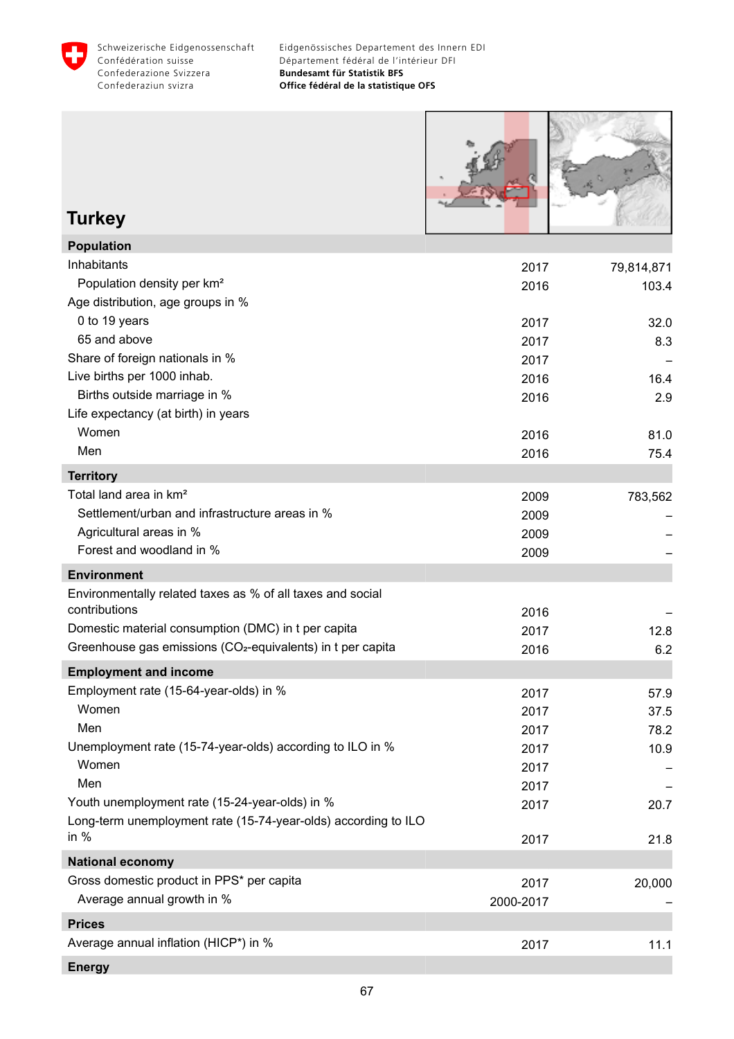# Turkey

| | | |
|---|---|---|
| **Population** | | |
| Inhabitants | 2017 | 79,814,871 |
| Population density per km² | 2016 | 103.4 |
| Age distribution, age groups in % | | |
| 0 to 19 years | 2017 | 32.0 |
| 65 and above | 2017 | 8.3 |
| Share of foreign nationals in % | 2017 | – |
| Live births per 1000 inhab. | 2016 | 16.4 |
| Births outside marriage in % | 2016 | 2.9 |
| Life expectancy (at birth) in years | | |
| Women | 2016 | 81.0 |
| Men | 2016 | 75.4 |
| **Territory** | | |
| Total land area in km² | 2009 | 783,562 |
| Settlement/urban and infrastructure areas in % | 2009 | – |
| Agricultural areas in % | 2009 | – |
| Forest and woodland in % | 2009 | – |
| **Environment** | | |
| Environmentally related taxes as % of all taxes and social contributions | 2016 | – |
| Domestic material consumption (DMC) in t per capita | 2017 | 12.8 |
| Greenhouse gas emissions ($CO_2$-equivalents) in t per capita | 2016 | 6.2 |
| **Employment and income** | | |
| Employment rate (15-64-year-olds) in % | 2017 | 57.9 |
| Women | 2017 | 37.5 |
| Men | 2017 | 78.2 |
| Unemployment rate (15-74-year-olds) according to ILO in % | 2017 | 10.9 |
| Women | 2017 | – |
| Men | 2017 | – |
| Youth unemployment rate (15-24-year-olds) in % | 2017 | 20.7 |
| Long-term unemployment rate (15-74-year-olds) according to ILO in % | 2017 | 21.8 |
| **National economy** | | |
| Gross domestic product in PPS* per capita | 2017 | 20,000 |
| Average annual growth in % | 2000-2017 | – |
| **Prices** | | |
| Average annual inflation (HICP*) in % | 2017 | 11.1 |
| **Energy** | | |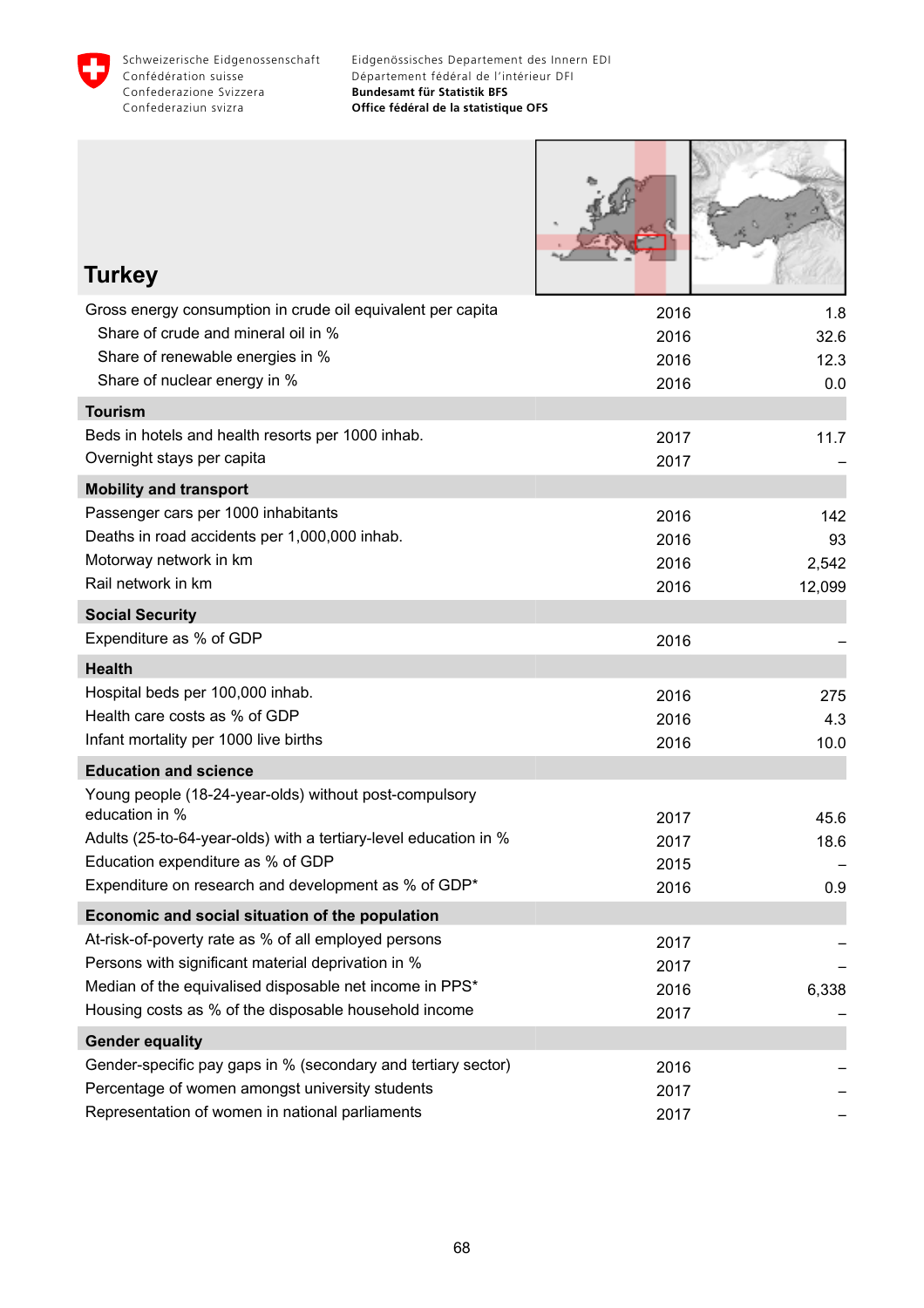# Turkey

| | | |
|---|---|---|
| Gross energy consumption in crude oil equivalent per capita | 2016 | 1.8 |
| Share of crude and mineral oil in % | 2016 | 32.6 |
| Share of renewable energies in % | 2016 | 12.3 |
| Share of nuclear energy in % | 2016 | 0.0 |
| **Tourism** | | |
| Beds in hotels and health resorts per 1000 inhab. | 2017 | 11.7 |
| Overnight stays per capita | 2017 | – |
| **Mobility and transport** | | |
| Passenger cars per 1000 inhabitants | 2016 | 142 |
| Deaths in road accidents per 1,000,000 inhab. | 2016 | 93 |
| Motorway network in km | 2016 | 2,542 |
| Rail network in km | 2016 | 12,099 |
| **Social Security** | | |
| Expenditure as % of GDP | 2016 | – |
| **Health** | | |
| Hospital beds per 100,000 inhab. | 2016 | 275 |
| Health care costs as % of GDP | 2016 | 4.3 |
| Infant mortality per 1000 live births | 2016 | 10.0 |
| **Education and science** | | |
| Young people (18-24-year-olds) without post-compulsory education in % | 2017 | 45.6 |
| Adults (25-to-64-year-olds) with a tertiary-level education in % | 2017 | 18.6 |
| Education expenditure as % of GDP | 2015 | – |
| Expenditure on research and development as % of GDP* | 2016 | 0.9 |
| **Economic and social situation of the population** | | |
| At-risk-of-poverty rate as % of all employed persons | 2017 | – |
| Persons with significant material deprivation in % | 2017 | – |
| Median of the equivalised disposable net income in PPS* | 2016 | 6,338 |
| Housing costs as % of the disposable household income | 2017 | – |
| **Gender equality** | | |
| Gender-specific pay gaps in % (secondary and tertiary sector) | 2016 | – |
| Percentage of women amongst university students | 2017 | – |
| Representation of women in national parliaments | 2017 | – |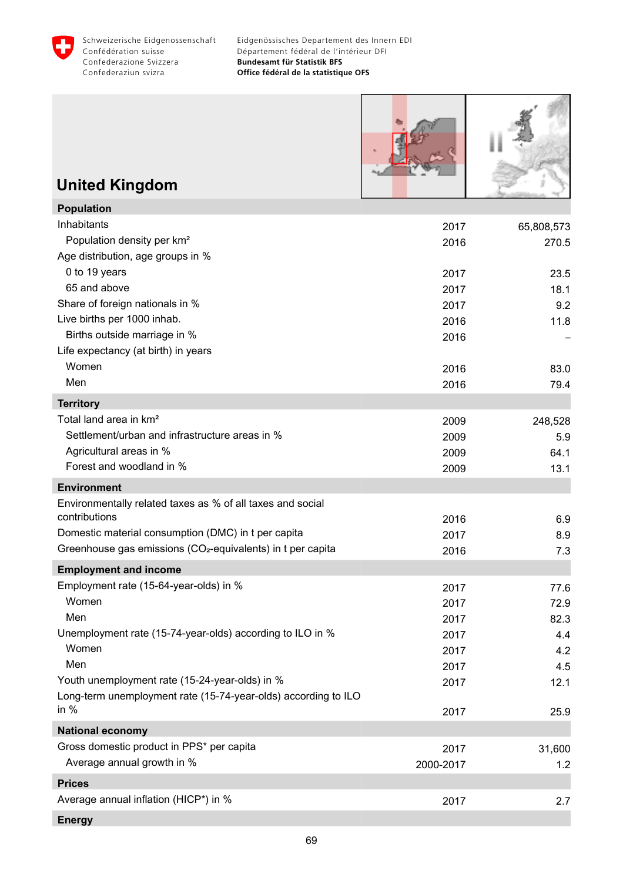# United Kingdom

| Population | | |
|---|---|---|
| Inhabitants | 2017 | 65,808,573 |
| Population density per km² | 2016 | 270.5 |
| Age distribution, age groups in % | | |
| 0 to 19 years | 2017 | 23.5 |
| 65 and above | 2017 | 18.1 |
| Share of foreign nationals in % | 2017 | 9.2 |
| Live births per 1000 inhab. | 2016 | 11.8 |
| Births outside marriage in % | 2016 | – |
| Life expectancy (at birth) in years | | |
| Women | 2016 | 83.0 |
| Men | 2016 | 79.4 |
| **Territory** | | |
| Total land area in km² | 2009 | 248,528 |
| Settlement/urban and infrastructure areas in % | 2009 | 5.9 |
| Agricultural areas in % | 2009 | 64.1 |
| Forest and woodland in % | 2009 | 13.1 |
| **Environment** | | |
| Environmentally related taxes as % of all taxes and social contributions | 2016 | 6.9 |
| Domestic material consumption (DMC) in t per capita | 2017 | 8.9 |
| Greenhouse gas emissions ($CO_2$-equivalents) in t per capita | 2016 | 7.3 |
| **Employment and income** | | |
| Employment rate (15-64-year-olds) in % | 2017 | 77.6 |
| Women | 2017 | 72.9 |
| Men | 2017 | 82.3 |
| Unemployment rate (15-74-year-olds) according to ILO in % | 2017 | 4.4 |
| Women | 2017 | 4.2 |
| Men | 2017 | 4.5 |
| Youth unemployment rate (15-24-year-olds) in % | 2017 | 12.1 |
| Long-term unemployment rate (15-74-year-olds) according to ILO in % | 2017 | 25.9 |
| **National economy** | | |
| Gross domestic product in PPS* per capita | 2017 | 31,600 |
| Average annual growth in % | 2000-2017 | 1.2 |
| **Prices** | | |
| Average annual inflation (HICP*) in % | 2017 | 2.7 |
| **Energy** | | |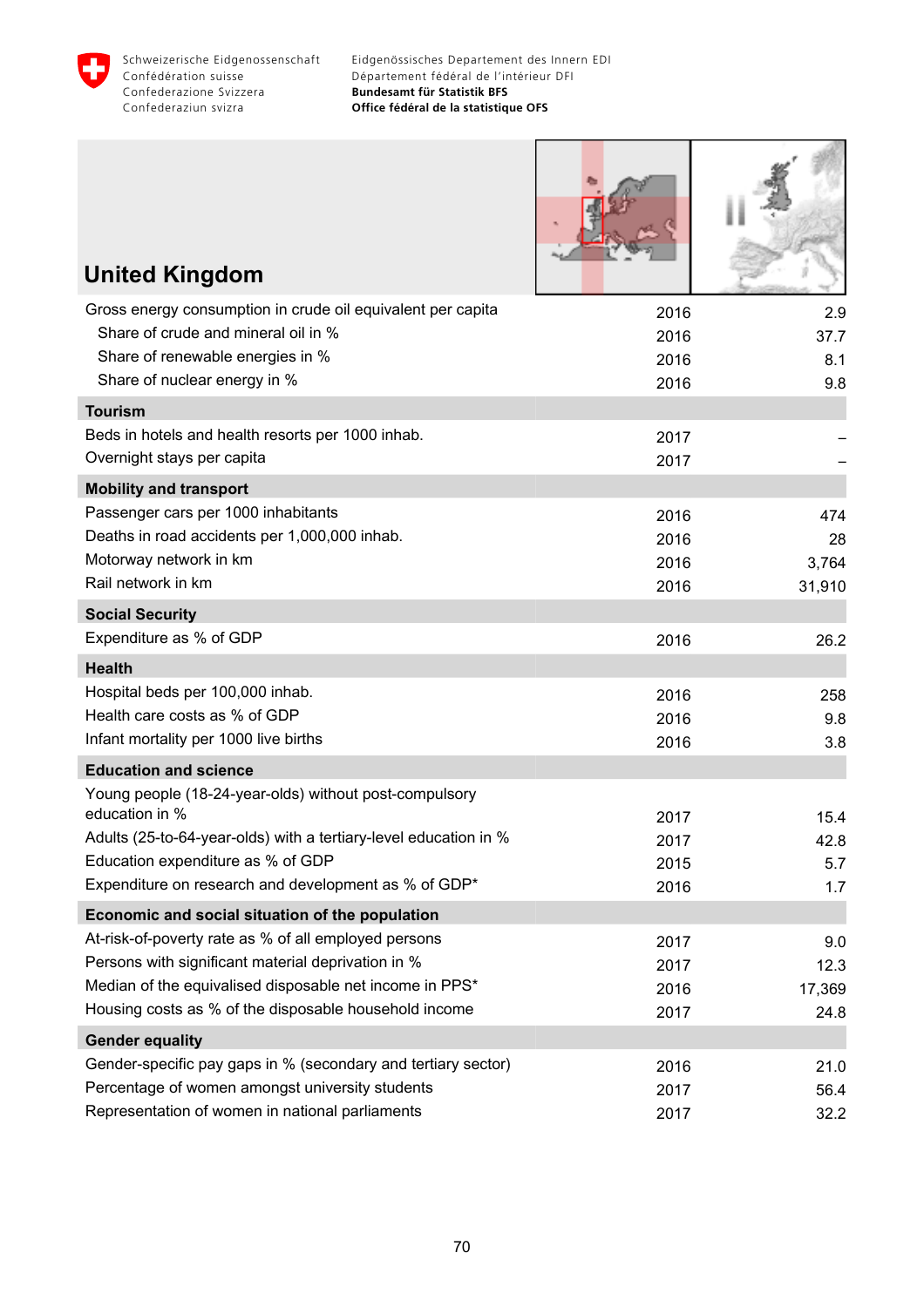# United Kingdom

| | | |
|---|---|---|
| Gross energy consumption in crude oil equivalent per capita | 2016 | 2.9 |
| Share of crude and mineral oil in % | 2016 | 37.7 |
| Share of renewable energies in % | 2016 | 8.1 |
| Share of nuclear energy in % | 2016 | 9.8 |
| **Tourism** | | |
| Beds in hotels and health resorts per 1000 inhab. | 2017 | – |
| Overnight stays per capita | 2017 | – |
| **Mobility and transport** | | |
| Passenger cars per 1000 inhabitants | 2016 | 474 |
| Deaths in road accidents per 1,000,000 inhab. | 2016 | 28 |
| Motorway network in km | 2016 | 3,764 |
| Rail network in km | 2016 | 31,910 |
| **Social Security** | | |
| Expenditure as % of GDP | 2016 | 26.2 |
| **Health** | | |
| Hospital beds per 100,000 inhab. | 2016 | 258 |
| Health care costs as % of GDP | 2016 | 9.8 |
| Infant mortality per 1000 live births | 2016 | 3.8 |
| **Education and science** | | |
| Young people (18-24-year-olds) without post-compulsory education in % | 2017 | 15.4 |
| Adults (25-to-64-year-olds) with a tertiary-level education in % | 2017 | 42.8 |
| Education expenditure as % of GDP | 2015 | 5.7 |
| Expenditure on research and development as % of GDP* | 2016 | 1.7 |
| **Economic and social situation of the population** | | |
| At-risk-of-poverty rate as % of all employed persons | 2017 | 9.0 |
| Persons with significant material deprivation in % | 2017 | 12.3 |
| Median of the equivalised disposable net income in PPS* | 2016 | 17,369 |
| Housing costs as % of the disposable household income | 2017 | 24.8 |
| **Gender equality** | | |
| Gender-specific pay gaps in % (secondary and tertiary sector) | 2016 | 21.0 |
| Percentage of women amongst university students | 2017 | 56.4 |
| Representation of women in national parliaments | 2017 | 32.2 |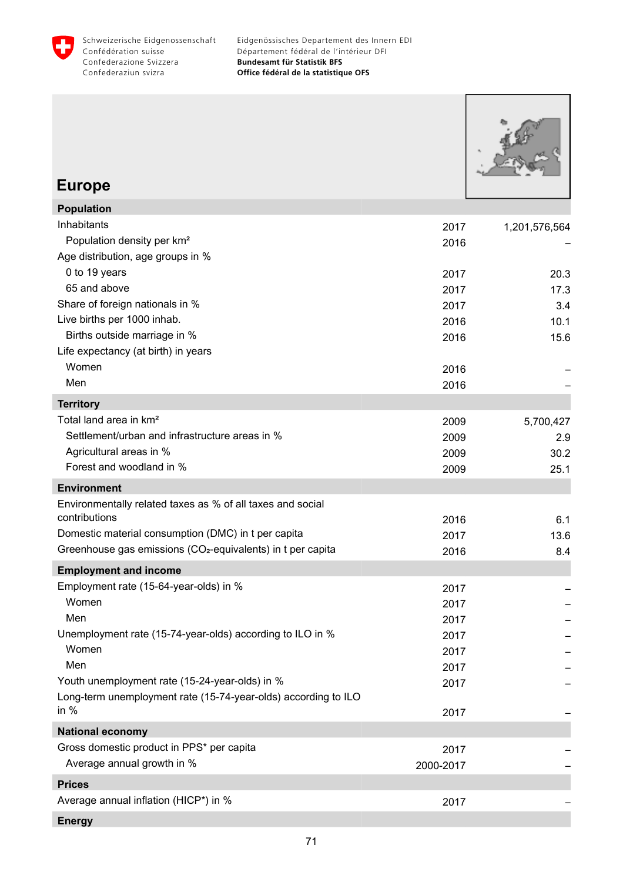# Europe

| Population | | |
|---|---|---|
| Inhabitants | 2017 | 1,201,576,564 |
| Population density per km² | 2016 | – |
| Age distribution, age groups in % | | |
| 0 to 19 years | 2017 | 20.3 |
| 65 and above | 2017 | 17.3 |
| Share of foreign nationals in % | 2017 | 3.4 |
| Live births per 1000 inhab. | 2016 | 10.1 |
| Births outside marriage in % | 2016 | 15.6 |
| Life expectancy (at birth) in years | | |
| Women | 2016 | – |
| Men | 2016 | – |
| **Territory** | | |
| Total land area in km² | 2009 | 5,700,427 |
| Settlement/urban and infrastructure areas in % | 2009 | 2.9 |
| Agricultural areas in % | 2009 | 30.2 |
| Forest and woodland in % | 2009 | 25.1 |
| **Environment** | | |
| Environmentally related taxes as % of all taxes and social contributions | 2016 | 6.1 |
| Domestic material consumption (DMC) in t per capita | 2017 | 13.6 |
| Greenhouse gas emissions ($CO_2$-equivalents) in t per capita | 2016 | 8.4 |
| **Employment and income** | | |
| Employment rate (15-64-year-olds) in % | 2017 | – |
| Women | 2017 | – |
| Men | 2017 | – |
| Unemployment rate (15-74-year-olds) according to ILO in % | 2017 | – |
| Women | 2017 | – |
| Men | 2017 | – |
| Youth unemployment rate (15-24-year-olds) in % | 2017 | – |
| Long-term unemployment rate (15-74-year-olds) according to ILO in % | 2017 | – |
| **National economy** | | |
| Gross domestic product in PPS* per capita | 2017 | – |
| Average annual growth in % | 2000-2017 | – |
| **Prices** | | |
| Average annual inflation (HICP*) in % | 2017 | – |
| **Energy** | | |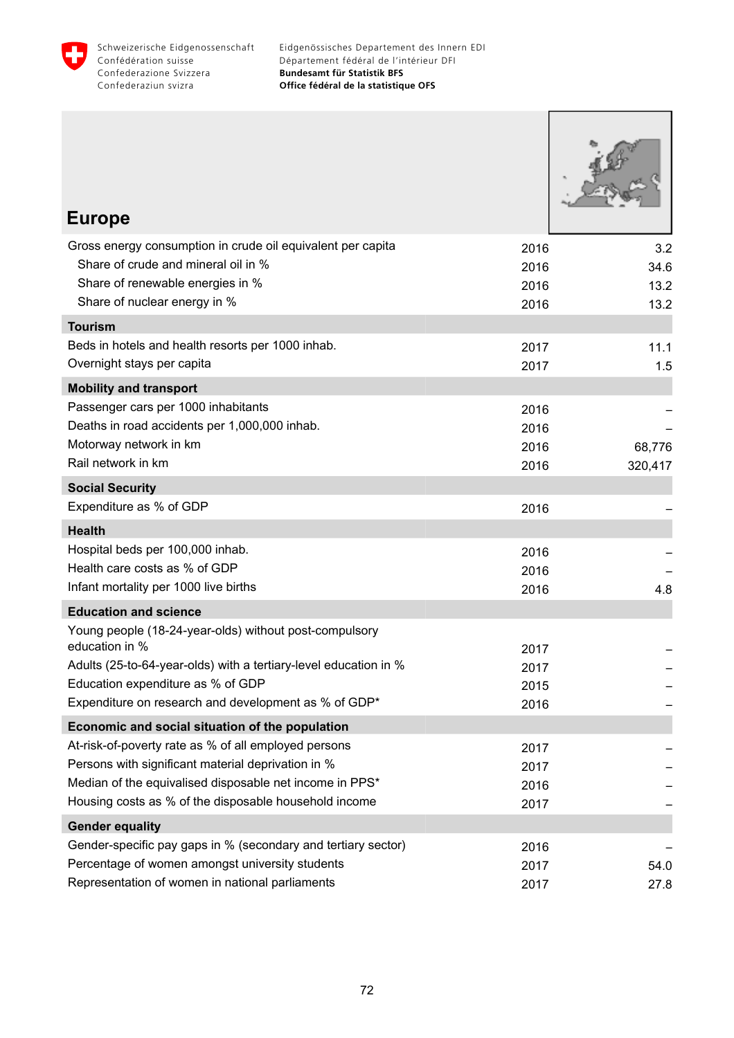# Europe

| | | |
|---|---|---|
| Gross energy consumption in crude oil equivalent per capita | 2016 | 3.2 |
| Share of crude and mineral oil in % | 2016 | 34.6 |
| Share of renewable energies in % | 2016 | 13.2 |
| Share of nuclear energy in % | 2016 | 13.2 |
| **Tourism** | | |
| Beds in hotels and health resorts per 1000 inhab. | 2017 | 11.1 |
| Overnight stays per capita | 2017 | 1.5 |
| **Mobility and transport** | | |
| Passenger cars per 1000 inhabitants | 2016 | – |
| Deaths in road accidents per 1,000,000 inhab. | 2016 | – |
| Motorway network in km | 2016 | 68,776 |
| Rail network in km | 2016 | 320,417 |
| **Social Security** | | |
| Expenditure as % of GDP | 2016 | – |
| **Health** | | |
| Hospital beds per 100,000 inhab. | 2016 | – |
| Health care costs as % of GDP | 2016 | – |
| Infant mortality per 1000 live births | 2016 | 4.8 |
| **Education and science** | | |
| Young people (18-24-year-olds) without post-compulsory education in % | 2017 | – |
| Adults (25-to-64-year-olds) with a tertiary-level education in % | 2017 | – |
| Education expenditure as % of GDP | 2015 | – |
| Expenditure on research and development as % of GDP* | 2016 | – |
| **Economic and social situation of the population** | | |
| At-risk-of-poverty rate as % of all employed persons | 2017 | – |
| Persons with significant material deprivation in % | 2017 | – |
| Median of the equivalised disposable net income in PPS* | 2016 | – |
| Housing costs as % of the disposable household income | 2017 | – |
| **Gender equality** | | |
| Gender-specific pay gaps in % (secondary and tertiary sector) | 2016 | – |
| Percentage of women amongst university students | 2017 | 54.0 |
| Representation of women in national parliaments | 2017 | 27.8 |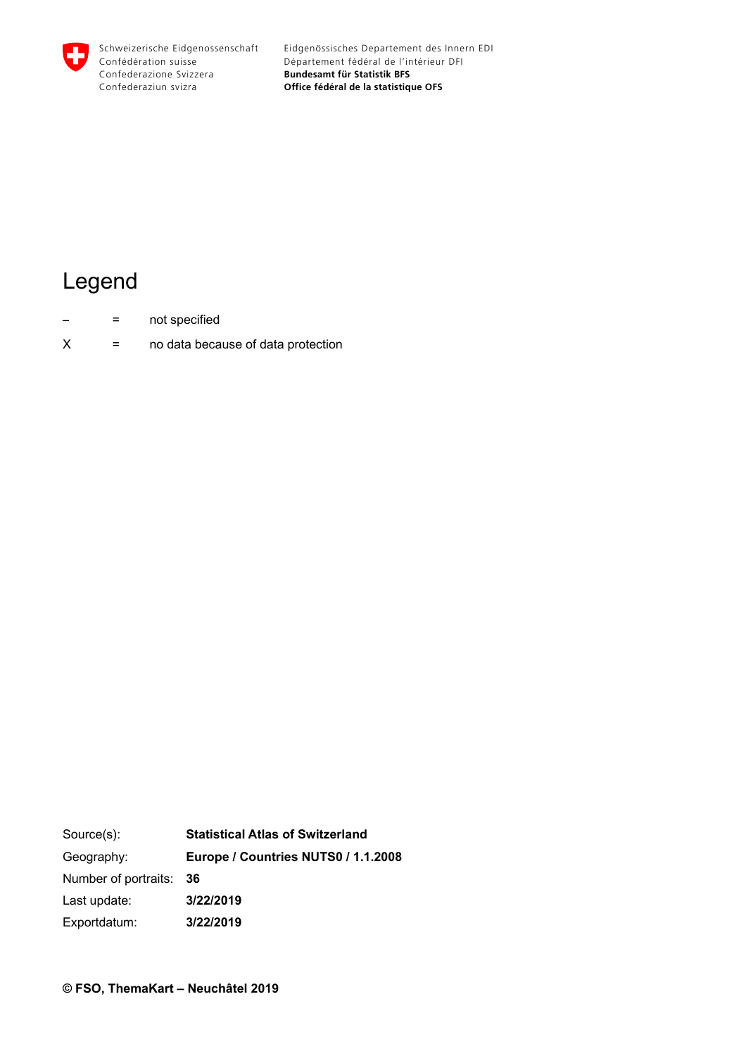Schweizerische Eidgenossenschaft
Confédération suisse
Confederazione Svizzera
Confederaziun svizra

Eidgenössisches Departement des Innern EDI
Département fédéral de l'intérieur DFI
**Bundesamt für Statistik BFS**
**Office fédéral de la statistique OFS**

# Legend

| | | |
|---|---|---|
| – | = | not specified |
| X | = | no data because of data protection |

| | |
|---|---|
| Source(s): | **Statistical Atlas of Switzerland** |
| Geography: | **Europe / Countries NUTS0 / 1.1.2008** |
| Number of portraits: | **36** |
| Last update: | **3/22/2019** |
| Exportdatum: | **3/22/2019** |

**© FSO, ThemaKart – Neuchâtel 2019**